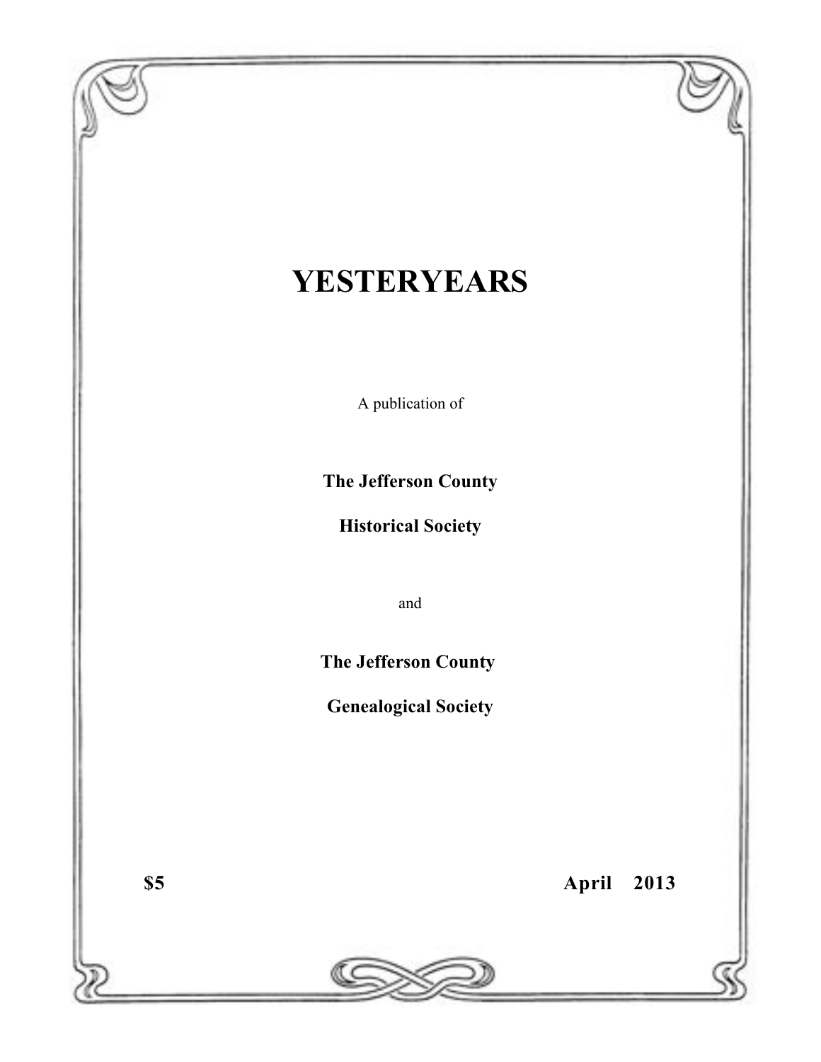# YESTERYEARS

A publication of

**The Jefferson County**

**Historical Society**

and

**The Jefferson County**

**Genealogical Society**

**$5** **April 2013**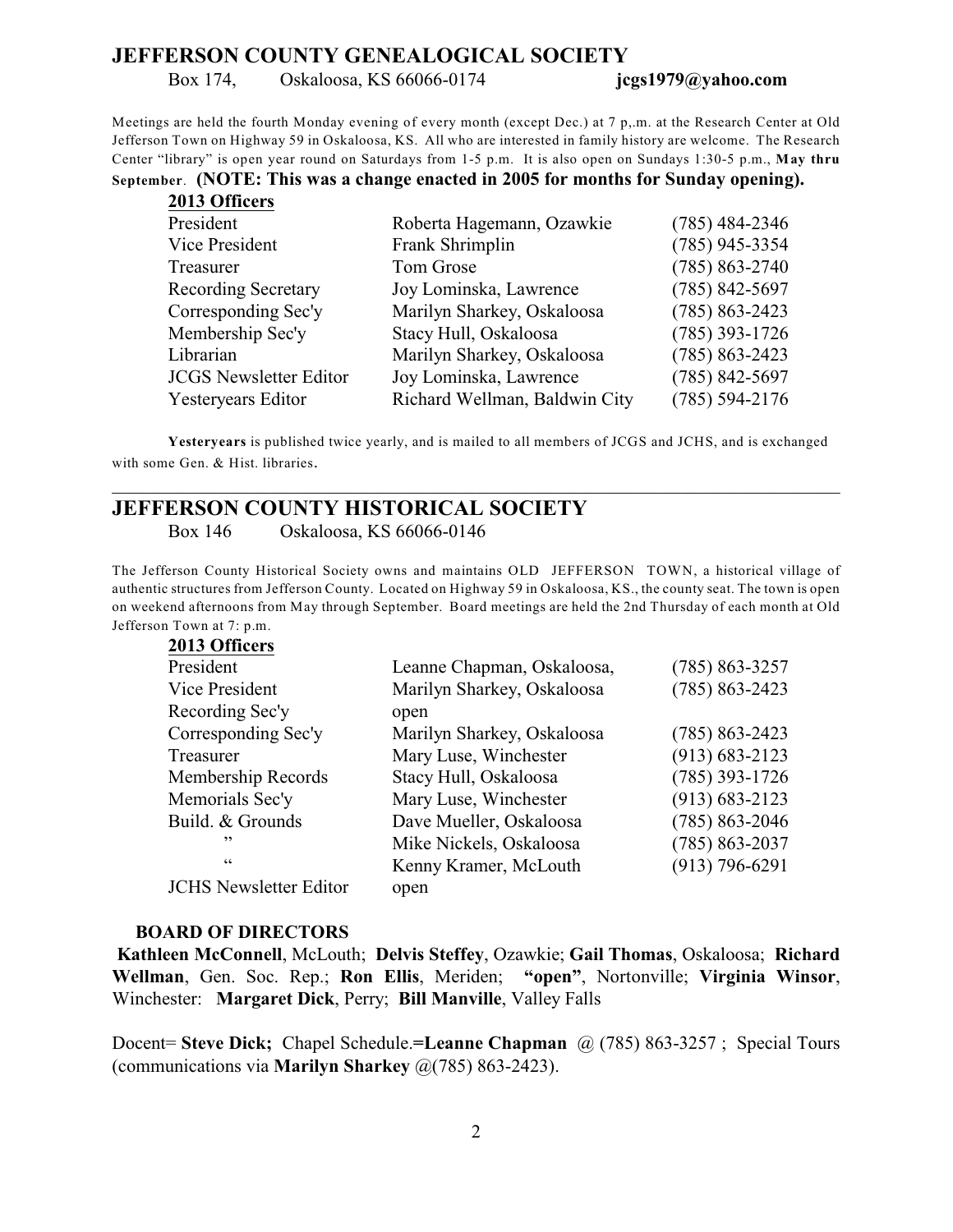## JEFFERSON COUNTY GENEALOGICAL SOCIETY

Box 174, Oskaloosa, KS 66066-0174 **jcgs1979@yahoo.com**

Meetings are held the fourth Monday evening of every month (except Dec.) at 7 p,.m. at the Research Center at Old Jefferson Town on Highway 59 in Oskaloosa, KS. All who are interested in family history are welcome. The Research Center "library" is open year round on Saturdays from 1-5 p.m. It is also open on Sundays 1:30-5 p.m., **May thru September**. **(NOTE: This was a change enacted in 2005 for months for Sunday opening).**

**2013 Officers**

| | | |
|---|---|---|
| President | Roberta Hagemann, Ozawkie | (785) 484-2346 |
| Vice President | Frank Shrimplin | (785) 945-3354 |
| Treasurer | Tom Grose | (785) 863-2740 |
| Recording Secretary | Joy Lominska, Lawrence | (785) 842-5697 |
| Corresponding Sec'y | Marilyn Sharkey, Oskaloosa | (785) 863-2423 |
| Membership Sec'y | Stacy Hull, Oskaloosa | (785) 393-1726 |
| Librarian | Marilyn Sharkey, Oskaloosa | (785) 863-2423 |
| JCGS Newsletter Editor | Joy Lominska, Lawrence | (785) 842-5697 |
| Yesteryears Editor | Richard Wellman, Baldwin City | (785) 594-2176 |

**Yesteryears** is published twice yearly, and is mailed to all members of JCGS and JCHS, and is exchanged with some Gen. & Hist. libraries.

---

## JEFFERSON COUNTY HISTORICAL SOCIETY

Box 146 Oskaloosa, KS 66066-0146

The Jefferson County Historical Society owns and maintains OLD JEFFERSON TOWN, a historical village of authentic structures from Jefferson County. Located on Highway 59 in Oskaloosa, KS., the county seat. The town is open on weekend afternoons from May through September. Board meetings are held the 2nd Thursday of each month at Old Jefferson Town at 7: p.m.

**2013 Officers**

| | | |
|---|---|---|
| President | Leanne Chapman, Oskaloosa, | (785) 863-3257 |
| Vice President | Marilyn Sharkey, Oskaloosa | (785) 863-2423 |
| Recording Sec'y | open | |
| Corresponding Sec'y | Marilyn Sharkey, Oskaloosa | (785) 863-2423 |
| Treasurer | Mary Luse, Winchester | (913) 683-2123 |
| Membership Records | Stacy Hull, Oskaloosa | (785) 393-1726 |
| Memorials Sec'y | Mary Luse, Winchester | (913) 683-2123 |
| Build. & Grounds | Dave Mueller, Oskaloosa | (785) 863-2046 |
| " | Mike Nickels, Oskaloosa | (785) 863-2037 |
| " | Kenny Kramer, McLouth | (913) 796-6291 |
| JCHS Newsletter Editor | open | |

**BOARD OF DIRECTORS**

**Kathleen McConnell**, McLouth; **Delvis Steffey**, Ozawkie; **Gail Thomas**, Oskaloosa; **Richard Wellman**, Gen. Soc. Rep.; **Ron Ellis**, Meriden; **"open"**, Nortonville; **Virginia Winsor**, Winchester: **Margaret Dick**, Perry; **Bill Manville**, Valley Falls

Docent= **Steve Dick;** Chapel Schedule.=**Leanne Chapman** @ (785) 863-3257 ; Special Tours (communications via **Marilyn Sharkey** @(785) 863-2423).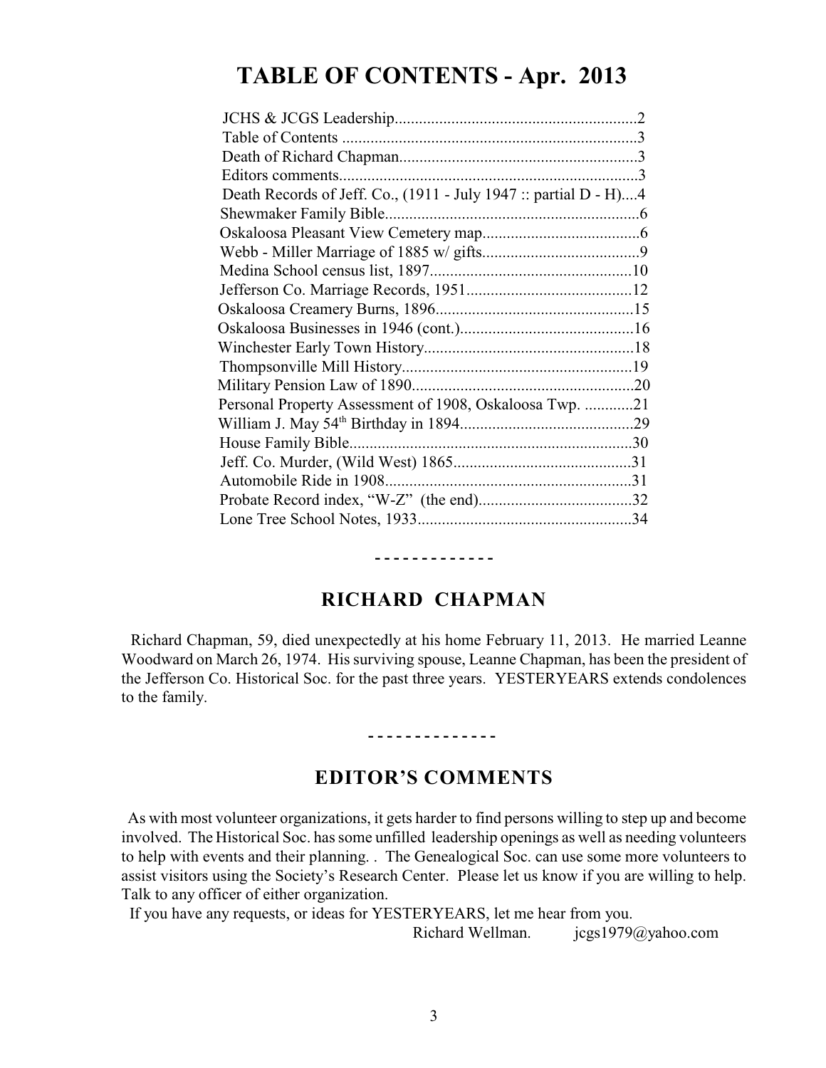# TABLE OF CONTENTS - Apr. 2013

JCHS & JCGS Leadership............................................................2
Table of Contents .........................................................................3
Death of Richard Chapman...........................................................3
Editors comments..........................................................................3
Death Records of Jeff. Co., (1911 - July 1947 :: partial D - H)....4
Shewmaker Family Bible...............................................................6
Oskaloosa Pleasant View Cemetery map.......................................6
Webb - Miller Marriage of 1885 w/ gifts.......................................9
Medina School census list, 1897..................................................10
Jefferson Co. Marriage Records, 1951.........................................12
Oskaloosa Creamery Burns, 1896.................................................15
Oskaloosa Businesses in 1946 (cont.)...........................................16
Winchester Early Town History....................................................18
Thompsonville Mill History.........................................................19
Military Pension Law of 1890.......................................................20
Personal Property Assessment of 1908, Oskaloosa Twp. ............21
William J. May 54th Birthday in 1894...........................................29
House Family Bible......................................................................30
Jeff. Co. Murder, (Wild West) 1865............................................31
Automobile Ride in 1908.............................................................31
Probate Record index, "W-Z" (the end)......................................32
Lone Tree School Notes, 1933.....................................................34

- - - - - - - - - - - - -

## RICHARD CHAPMAN

Richard Chapman, 59, died unexpectedly at his home February 11, 2013. He married Leanne Woodward on March 26, 1974. His surviving spouse, Leanne Chapman, has been the president of the Jefferson Co. Historical Soc. for the past three years. YESTERYEARS extends condolences to the family.

- - - - - - - - - - - - - -

## EDITOR'S COMMENTS

As with most volunteer organizations, it gets harder to find persons willing to step up and become involved. The Historical Soc. has some unfilled leadership openings as well as needing volunteers to help with events and their planning. . The Genealogical Soc. can use some more volunteers to assist visitors using the Society's Research Center. Please let us know if you are willing to help. Talk to any officer of either organization.

If you have any requests, or ideas for YESTERYEARS, let me hear from you.

Richard Wellman. jcgs1979@yahoo.com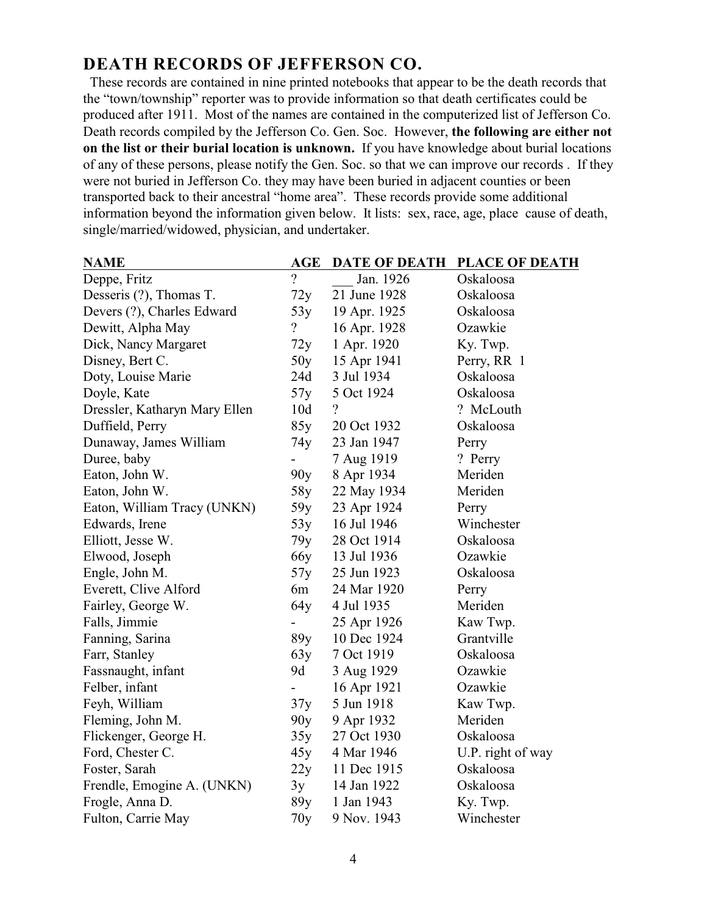## DEATH RECORDS OF JEFFERSON CO.

These records are contained in nine printed notebooks that appear to be the death records that the "town/township" reporter was to provide information so that death certificates could be produced after 1911. Most of the names are contained in the computerized list of Jefferson Co. Death records compiled by the Jefferson Co. Gen. Soc. However, **the following are either not on the list or their burial location is unknown.** If you have knowledge about burial locations of any of these persons, please notify the Gen. Soc. so that we can improve our records . If they were not buried in Jefferson Co. they may have been buried in adjacent counties or been transported back to their ancestral "home area". These records provide some additional information beyond the information given below. It lists: sex, race, age, place cause of death, single/married/widowed, physician, and undertaker.

| NAME | AGE | DATE OF DEATH | PLACE OF DEATH |
|---|---|---|---|
| Deppe, Fritz | ? | ___ Jan. 1926 | Oskaloosa |
| Desseris (?), Thomas T. | 72y | 21 June 1928 | Oskaloosa |
| Devers (?), Charles Edward | 53y | 19 Apr. 1925 | Oskaloosa |
| Dewitt, Alpha May | ? | 16 Apr. 1928 | Ozawkie |
| Dick, Nancy Margaret | 72y | 1 Apr. 1920 | Ky. Twp. |
| Disney, Bert C. | 50y | 15 Apr 1941 | Perry, RR 1 |
| Doty, Louise Marie | 24d | 3 Jul 1934 | Oskaloosa |
| Doyle, Kate | 57y | 5 Oct 1924 | Oskaloosa |
| Dressler, Katharyn Mary Ellen | 10d | ? | ? McLouth |
| Duffield, Perry | 85y | 20 Oct 1932 | Oskaloosa |
| Dunaway, James William | 74y | 23 Jan 1947 | Perry |
| Duree, baby | - | 7 Aug 1919 | ? Perry |
| Eaton, John W. | 90y | 8 Apr 1934 | Meriden |
| Eaton, John W. | 58y | 22 May 1934 | Meriden |
| Eaton, William Tracy (UNKN) | 59y | 23 Apr 1924 | Perry |
| Edwards, Irene | 53y | 16 Jul 1946 | Winchester |
| Elliott, Jesse W. | 79y | 28 Oct 1914 | Oskaloosa |
| Elwood, Joseph | 66y | 13 Jul 1936 | Ozawkie |
| Engle, John M. | 57y | 25 Jun 1923 | Oskaloosa |
| Everett, Clive Alford | 6m | 24 Mar 1920 | Perry |
| Fairley, George W. | 64y | 4 Jul 1935 | Meriden |
| Falls, Jimmie | - | 25 Apr 1926 | Kaw Twp. |
| Fanning, Sarina | 89y | 10 Dec 1924 | Grantville |
| Farr, Stanley | 63y | 7 Oct 1919 | Oskaloosa |
| Fassnaught, infant | 9d | 3 Aug 1929 | Ozawkie |
| Felber, infant | - | 16 Apr 1921 | Ozawkie |
| Feyh, William | 37y | 5 Jun 1918 | Kaw Twp. |
| Fleming, John M. | 90y | 9 Apr 1932 | Meriden |
| Flickenger, George H. | 35y | 27 Oct 1930 | Oskaloosa |
| Ford, Chester C. | 45y | 4 Mar 1946 | U.P. right of way |
| Foster, Sarah | 22y | 11 Dec 1915 | Oskaloosa |
| Frendle, Emogine A. (UNKN) | 3y | 14 Jan 1922 | Oskaloosa |
| Frogle, Anna D. | 89y | 1 Jan 1943 | Ky. Twp. |
| Fulton, Carrie May | 70y | 9 Nov. 1943 | Winchester |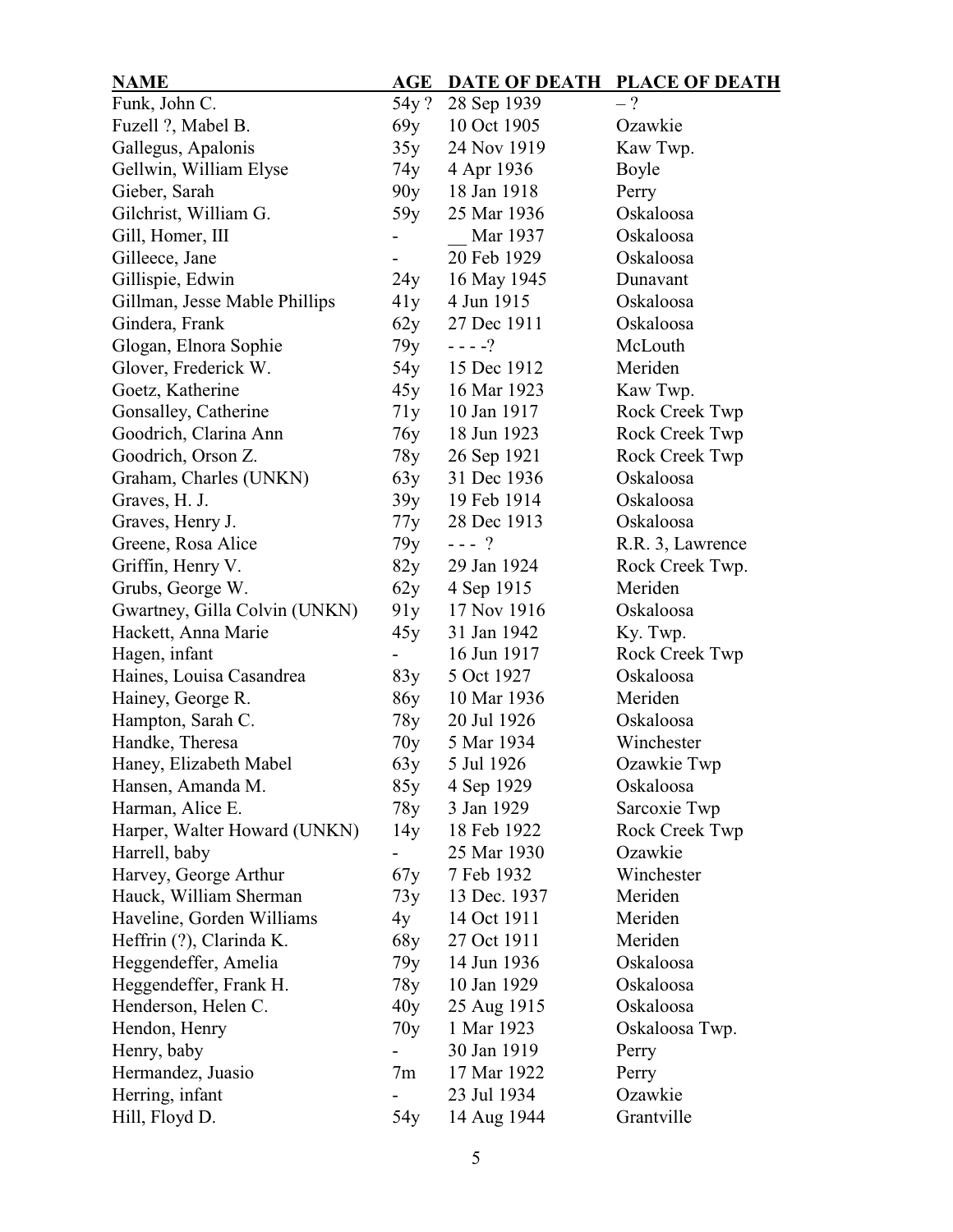| NAME | AGE | DATE OF DEATH | PLACE OF DEATH |
|---|---|---|---|
| Funk, John C. | 54y ? | 28 Sep 1939 | – ? |
| Fuzell ?, Mabel B. | 69y | 10 Oct 1905 | Ozawkie |
| Gallegus, Apalonis | 35y | 24 Nov 1919 | Kaw Twp. |
| Gellwin, William Elyse | 74y | 4 Apr 1936 | Boyle |
| Gieber, Sarah | 90y | 18 Jan 1918 | Perry |
| Gilchrist, William G. | 59y | 25 Mar 1936 | Oskaloosa |
| Gill, Homer, III | - | __ Mar 1937 | Oskaloosa |
| Gilleece, Jane | - | 20 Feb 1929 | Oskaloosa |
| Gillispie, Edwin | 24y | 16 May 1945 | Dunavant |
| Gillman, Jesse Mable Phillips | 41y | 4 Jun 1915 | Oskaloosa |
| Gindera, Frank | 62y | 27 Dec 1911 | Oskaloosa |
| Glogan, Elnora Sophie | 79y | - - - -? | McLouth |
| Glover, Frederick W. | 54y | 15 Dec 1912 | Meriden |
| Goetz, Katherine | 45y | 16 Mar 1923 | Kaw Twp. |
| Gonsalley, Catherine | 71y | 10 Jan 1917 | Rock Creek Twp |
| Goodrich, Clarina Ann | 76y | 18 Jun 1923 | Rock Creek Twp |
| Goodrich, Orson Z. | 78y | 26 Sep 1921 | Rock Creek Twp |
| Graham, Charles (UNKN) | 63y | 31 Dec 1936 | Oskaloosa |
| Graves, H. J. | 39y | 19 Feb 1914 | Oskaloosa |
| Graves, Henry J. | 77y | 28 Dec 1913 | Oskaloosa |
| Greene, Rosa Alice | 79y | - - - ? | R.R. 3, Lawrence |
| Griffin, Henry V. | 82y | 29 Jan 1924 | Rock Creek Twp. |
| Grubs, George W. | 62y | 4 Sep 1915 | Meriden |
| Gwartney, Gilla Colvin (UNKN) | 91y | 17 Nov 1916 | Oskaloosa |
| Hackett, Anna Marie | 45y | 31 Jan 1942 | Ky. Twp. |
| Hagen, infant | - | 16 Jun 1917 | Rock Creek Twp |
| Haines, Louisa Casandrea | 83y | 5 Oct 1927 | Oskaloosa |
| Hainey, George R. | 86y | 10 Mar 1936 | Meriden |
| Hampton, Sarah C. | 78y | 20 Jul 1926 | Oskaloosa |
| Handke, Theresa | 70y | 5 Mar 1934 | Winchester |
| Haney, Elizabeth Mabel | 63y | 5 Jul 1926 | Ozawkie Twp |
| Hansen, Amanda M. | 85y | 4 Sep 1929 | Oskaloosa |
| Harman, Alice E. | 78y | 3 Jan 1929 | Sarcoxie Twp |
| Harper, Walter Howard (UNKN) | 14y | 18 Feb 1922 | Rock Creek Twp |
| Harrell, baby | - | 25 Mar 1930 | Ozawkie |
| Harvey, George Arthur | 67y | 7 Feb 1932 | Winchester |
| Hauck, William Sherman | 73y | 13 Dec. 1937 | Meriden |
| Haveline, Gorden Williams | 4y | 14 Oct 1911 | Meriden |
| Heffrin (?), Clarinda K. | 68y | 27 Oct 1911 | Meriden |
| Heggendeffer, Amelia | 79y | 14 Jun 1936 | Oskaloosa |
| Heggendeffer, Frank H. | 78y | 10 Jan 1929 | Oskaloosa |
| Henderson, Helen C. | 40y | 25 Aug 1915 | Oskaloosa |
| Hendon, Henry | 70y | 1 Mar 1923 | Oskaloosa Twp. |
| Henry, baby | - | 30 Jan 1919 | Perry |
| Hermandez, Juasio | 7m | 17 Mar 1922 | Perry |
| Herring, infant | - | 23 Jul 1934 | Ozawkie |
| Hill, Floyd D. | 54y | 14 Aug 1944 | Grantville |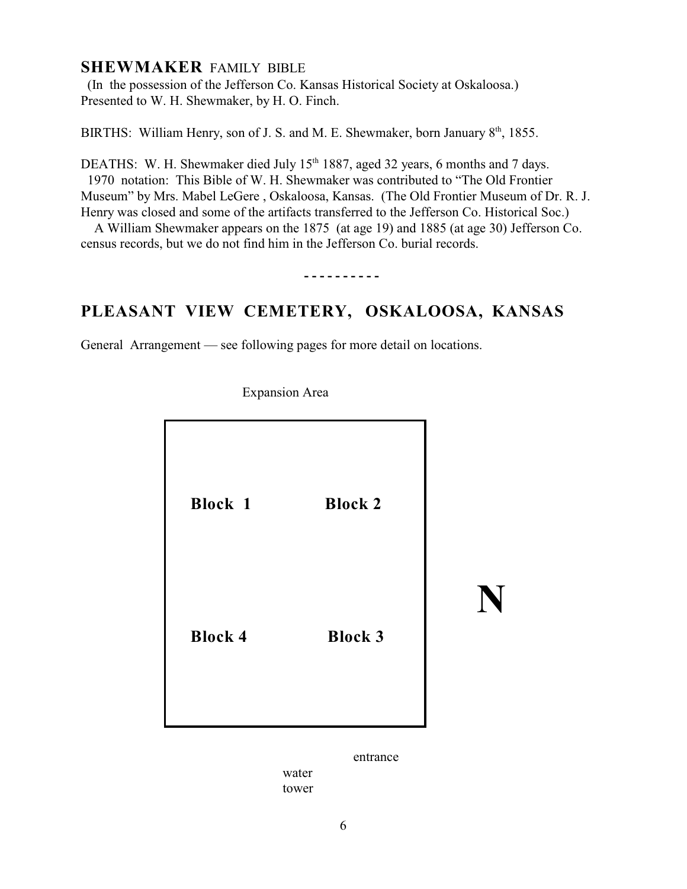## SHEWMAKER FAMILY BIBLE

(In the possession of the Jefferson Co. Kansas Historical Society at Oskaloosa.)
Presented to W. H. Shewmaker, by H. O. Finch.

BIRTHS: William Henry, son of J. S. and M. E. Shewmaker, born January 8th, 1855.

DEATHS: W. H. Shewmaker died July 15th 1887, aged 32 years, 6 months and 7 days.
1970 notation: This Bible of W. H. Shewmaker was contributed to "The Old Frontier Museum" by Mrs. Mabel LeGere , Oskaloosa, Kansas. (The Old Frontier Museum of Dr. R. J. Henry was closed and some of the artifacts transferred to the Jefferson Co. Historical Soc.)
A William Shewmaker appears on the 1875 (at age 19) and 1885 (at age 30) Jefferson Co. census records, but we do not find him in the Jefferson Co. burial records.

- - - - - - - - - -

## PLEASANT VIEW CEMETERY, OSKALOOSA, KANSAS

General Arrangement — see following pages for more detail on locations.

Expansion Area

| | |
|---|---|
| **Block 1** | **Block 2** |
| **Block 4** | **Block 3** |

**N**

entrance

water tower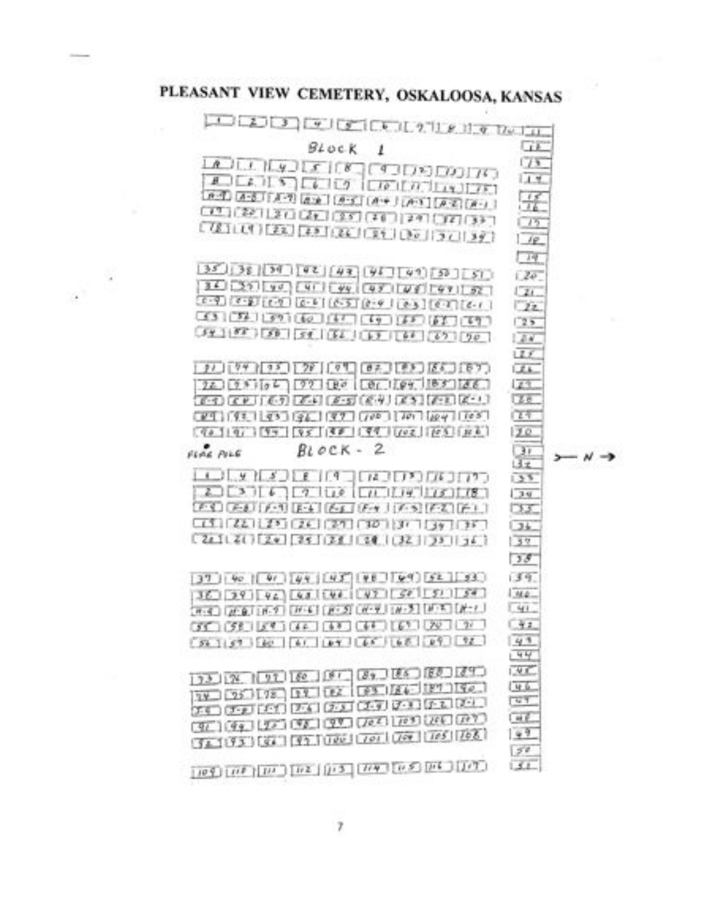# PLEASANT VIEW CEMETERY, OSKALOOSA, KANSAS

1 2 3 4 5 6 7 8 9 10 11

## BLOCK 1

A 1 4 5 8 9 12 13 16
B 2 3 6 7 10 11 14 15
A-9 A-8 A-7 A-6 A-5 A-4 A-3 A-2 A-1
17 20 21 24 25 28 29 32 33
18 19 22 23 26 27 30 31 34

35 38 39 42 43 46 47 50 51
36 37 40 41 44 45 48 49 52
C-9 C-8 C-7 C-6 C-5 C-4 C-3 C-2 C-1
53 56 57 60 61 64 65 68 69
54 55 58 59 62 63 66 67 70

71 74 75 78 79 82 83 86 87
72 73 76 77 80 81 84 85 88
E-9 E-8 E-7 E-6 E-5 E-4 E-3 E-2 E-1
89 92 93 96 97 100 101 104 105
90 91 94 95 98 99 102 103 106

FLAG POLE

## BLOCK - 2

1 4 5 8 9 12 13 16 17
2 3 6 7 10 11 14 15 18
F-9 F-8 F-7 F-6 F-5 F-4 F-3 F-2 F-1
19 22 23 26 27 30 31 34 35
20 21 24 25 28 29 32 33 36

37 40 41 44 45 48 49 52 53
38 39 42 43 46 47 50 51 54
H-9 H-8 H-7 H-6 H-5 H-4 H-3 H-2 H-1
55 58 59 62 63 66 67 70 71
56 57 60 61 64 65 68 69 72

73 76 77 80 81 84 85 88 89
74 75 78 79 82 83 86 87 90
J-9 J-8 J-7 J-6 J-5 J-4 J-3 J-2 J-1
91 94 95 98 99 102 103 106 107
92 93 96 97 100 101 104 105 108

109 110 111 112 113 114 115 116 117

East side column: 11 12 13 14 15 16 17 18 19 20 21 22 23 24 25 26 27 28 29 30 31 32 33 34 35 36 37 38 39 40 41 42 43 44 45 46 47 48 49 50 51

>— N →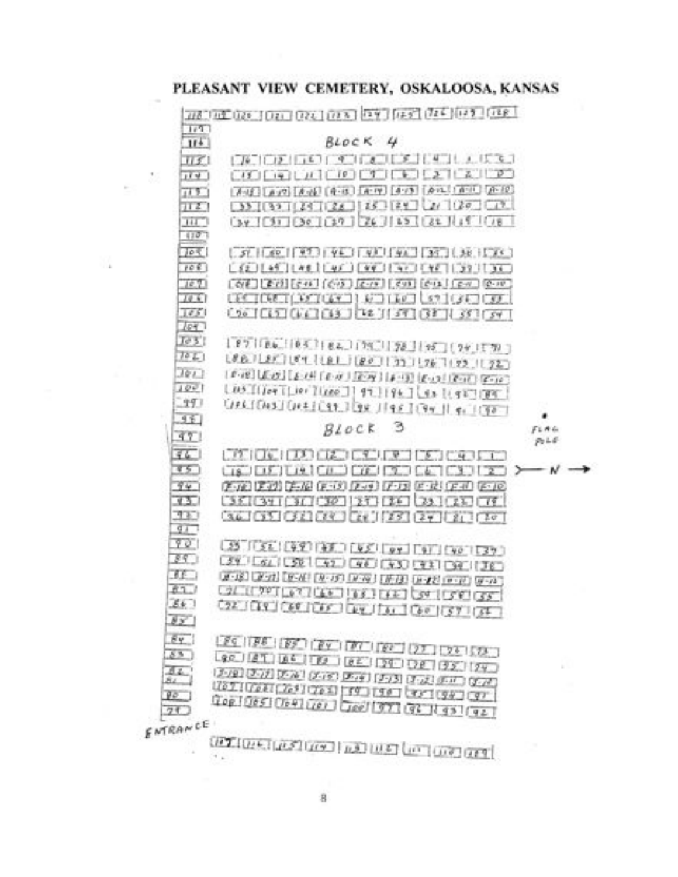# PLEASANT VIEW CEMETERY, OSKALOOSA, KANSAS

| 118 | 119 | 120 | 121 | 122 | 123 | 124 | 125 | 126 | 127 | 128 |
|---|---|---|---|---|---|---|---|---|---|---|

117
116

## BLOCK 4

115 | 16 | 13 | 12 | 9 | 8 | 5 | 4 | 1 | 6
114 | 15 | 14 | 11 | 10 | 7 | 6 | 3 | 2 | 3
113 | A-18 | A-17 | A-16 | A-15 | A-14 | A-13 | A-12 | A-11 | A-10
112 | 33 | 32 | 29 | 28 | 25 | 24 | 21 | 20 | 17
111 | 34 | 31 | 30 | 27 | 26 | 23 | 22 | 19 | 18
110

109 | 51 | 50 | 47 | 46 | 43 | 42 | 39 | 38 | 35
108 | 52 | 49 | 48 | 45 | 44 | 41 | 40 | 37 | 36
107 | C-18 | C-17 | C-16 | C-15 | C-14 | C-13 | C-12 | C-11 | C-10
106 | 55 | 68 | 65 | 64 | 61 | 60 | 57 | 56 | 53
105 | 70 | 67 | 66 | 63 | 62 | 59 | 58 | 55 | 54
104

103 | 87 | 86 | 85 | 82 | 79 | 78 | 75 | 74 | 71
102 | 88 | 85 | 84 | 81 | 80 | 77 | 76 | 73 | 72
101 | E-18 | E-17 | E-16 | E-15 | E-14 | E-13 | E-12 | E-11 | E-10
100 | 105 | 104 | 101 | 100 | 97 | 96 | 93 | 92 | 89
99 | 106 | 103 | 102 | 99 | 98 | 95 | 94 | 91 | 90
98

## BLOCK 3

FLAG POLE

>— N →

97
96 | 17 | 16 | 13 | 12 | 9 | 8 | 5 | 4 | 1
95 | 18 | 15 | 14 | 11 | 10 | 7 | 6 | 3 | 2
94 | F-18 | F-17 | F-16 | F-15 | F-14 | F-13 | F-12 | F-11 | F-10
93 | 35 | 34 | 31 | 30 | 27 | 26 | 23 | 22 | 19
92 | 36 | 33 | 32 | 29 | 28 | 25 | 24 | 21 | 20
91

90 | 53 | 52 | 49 | 48 | 45 | 44 | 41 | 40 | 37
89 | 54 | 51 | 50 | 47 | 46 | 43 | 42 | 39 | 38
88 | H-18 | H-17 | H-16 | H-15 | H-14 | H-13 | H-12 | H-11 | H-10
87 | 71 | 70 | 67 | 66 | 63 | 62 | 59 | 58 | 55
86 | 72 | 69 | 68 | 65 | 64 | 61 | 60 | 57 | 56
85

84 | 89 | 88 | 85 | 84 | 81 | 80 | 77 | 76 | 73
83 | 90 | 87 | 86 | 83 | 82 | 79 | 78 | 75 | 74
82 | J-18 | J-17 | J-16 | J-15 | J-14 | J-13 | J-12 | J-11 | J-10
81 | 107 | 106 | 103 | 102 | 99 | 98 | 95 | 94 | 91
80 | 108 | 105 | 104 | 101 | 100 | 97 | 96 | 93 | 92
79

ENTRANCE

| 117 | 116 | 115 | 114 | 113 | 112 | 111 | 110 | 109 |
|---|---|---|---|---|---|---|---|---|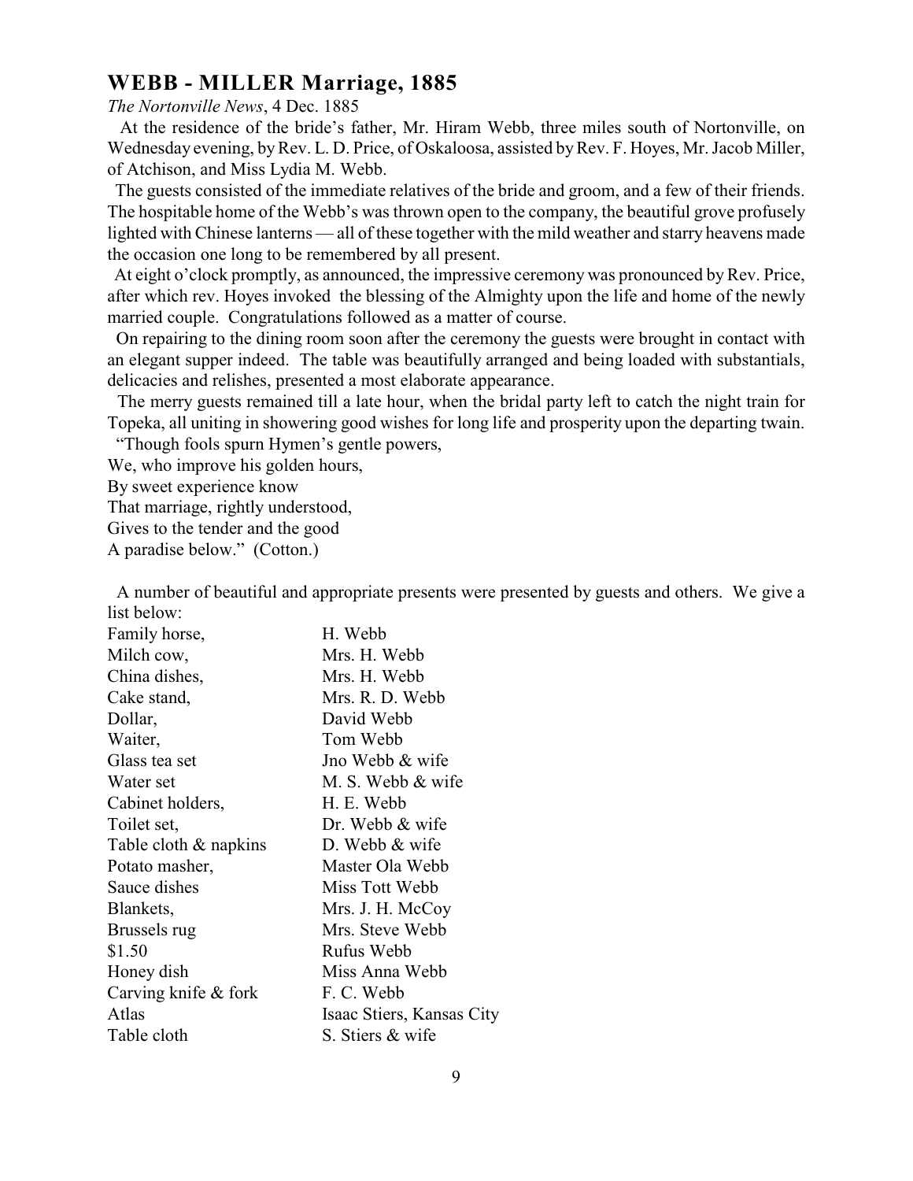## WEBB - MILLER Marriage, 1885

*The Nortonville News*, 4 Dec. 1885

At the residence of the bride's father, Mr. Hiram Webb, three miles south of Nortonville, on Wednesday evening, by Rev. L. D. Price, of Oskaloosa, assisted by Rev. F. Hoyes, Mr. Jacob Miller, of Atchison, and Miss Lydia M. Webb.

The guests consisted of the immediate relatives of the bride and groom, and a few of their friends. The hospitable home of the Webb's was thrown open to the company, the beautiful grove profusely lighted with Chinese lanterns — all of these together with the mild weather and starry heavens made the occasion one long to be remembered by all present.

At eight o'clock promptly, as announced, the impressive ceremony was pronounced by Rev. Price, after which rev. Hoyes invoked the blessing of the Almighty upon the life and home of the newly married couple. Congratulations followed as a matter of course.

On repairing to the dining room soon after the ceremony the guests were brought in contact with an elegant supper indeed. The table was beautifully arranged and being loaded with substantials, delicacies and relishes, presented a most elaborate appearance.

The merry guests remained till a late hour, when the bridal party left to catch the night train for Topeka, all uniting in showering good wishes for long life and prosperity upon the departing twain.

"Though fools spurn Hymen's gentle powers,
We, who improve his golden hours,
By sweet experience know
That marriage, rightly understood,
Gives to the tender and the good
A paradise below." (Cotton.)

A number of beautiful and appropriate presents were presented by guests and others. We give a list below:

| | |
|---|---|
| Family horse, | H. Webb |
| Milch cow, | Mrs. H. Webb |
| China dishes, | Mrs. H. Webb |
| Cake stand, | Mrs. R. D. Webb |
| Dollar, | David Webb |
| Waiter, | Tom Webb |
| Glass tea set | Jno Webb & wife |
| Water set | M. S. Webb & wife |
| Cabinet holders, | H. E. Webb |
| Toilet set, | Dr. Webb & wife |
| Table cloth & napkins | D. Webb & wife |
| Potato masher, | Master Ola Webb |
| Sauce dishes | Miss Tott Webb |
| Blankets, | Mrs. J. H. McCoy |
| Brussels rug | Mrs. Steve Webb |
| $1.50 | Rufus Webb |
| Honey dish | Miss Anna Webb |
| Carving knife & fork | F. C. Webb |
| Atlas | Isaac Stiers, Kansas City |
| Table cloth | S. Stiers & wife |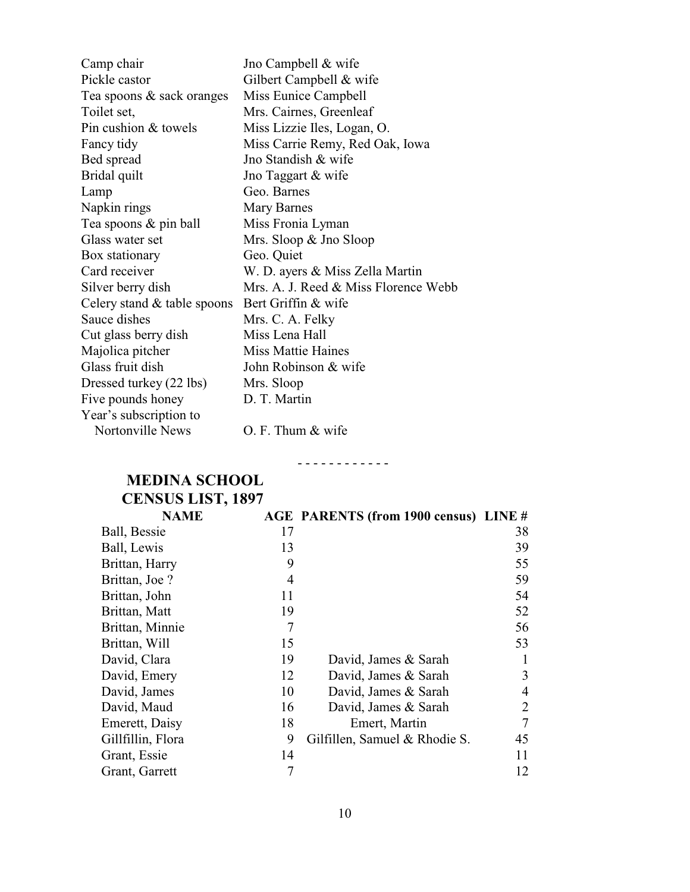| | |
|---|---|
| Camp chair | Jno Campbell & wife |
| Pickle castor | Gilbert Campbell & wife |
| Tea spoons & sack oranges | Miss Eunice Campbell |
| Toilet set, | Mrs. Cairnes, Greenleaf |
| Pin cushion & towels | Miss Lizzie Iles, Logan, O. |
| Fancy tidy | Miss Carrie Remy, Red Oak, Iowa |
| Bed spread | Jno Standish & wife |
| Bridal quilt | Jno Taggart & wife |
| Lamp | Geo. Barnes |
| Napkin rings | Mary Barnes |
| Tea spoons & pin ball | Miss Fronia Lyman |
| Glass water set | Mrs. Sloop & Jno Sloop |
| Box stationary | Geo. Quiet |
| Card receiver | W. D. ayers & Miss Zella Martin |
| Silver berry dish | Mrs. A. J. Reed & Miss Florence Webb |
| Celery stand & table spoons | Bert Griffin & wife |
| Sauce dishes | Mrs. C. A. Felky |
| Cut glass berry dish | Miss Lena Hall |
| Majolica pitcher | Miss Mattie Haines |
| Glass fruit dish | John Robinson & wife |
| Dressed turkey (22 lbs) | Mrs. Sloop |
| Five pounds honey | D. T. Martin |
| Year's subscription to Nortonville News | O. F. Thum & wife |

- - - - - - - - - - - -

## MEDINA SCHOOL CENSUS LIST, 1897

| NAME | AGE | PARENTS (from 1900 census) | LINE # |
|---|---|---|---|
| Ball, Bessie | 17 | | 38 |
| Ball, Lewis | 13 | | 39 |
| Brittan, Harry | 9 | | 55 |
| Brittan, Joe ? | 4 | | 59 |
| Brittan, John | 11 | | 54 |
| Brittan, Matt | 19 | | 52 |
| Brittan, Minnie | 7 | | 56 |
| Brittan, Will | 15 | | 53 |
| David, Clara | 19 | David, James & Sarah | 1 |
| David, Emery | 12 | David, James & Sarah | 3 |
| David, James | 10 | David, James & Sarah | 4 |
| David, Maud | 16 | David, James & Sarah | 2 |
| Emerett, Daisy | 18 | Emert, Martin | 7 |
| Gillfillin, Flora | 9 | Gilfillen, Samuel & Rhodie S. | 45 |
| Grant, Essie | 14 | | 11 |
| Grant, Garrett | 7 | | 12 |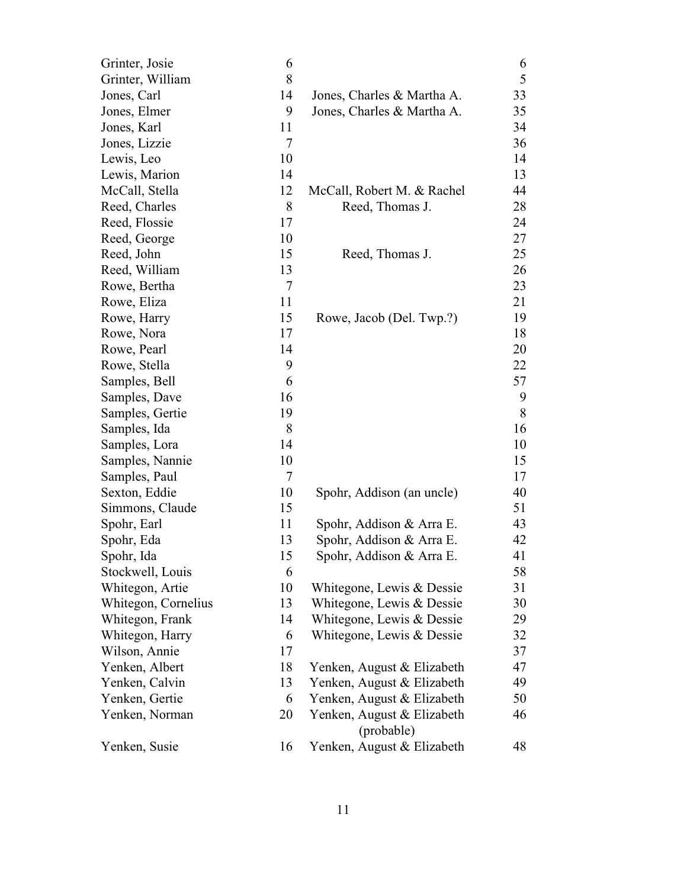| | | | |
|---|---|---|---|
| Grinter, Josie | 6 | | 6 |
| Grinter, William | 8 | | 5 |
| Jones, Carl | 14 | Jones, Charles & Martha A. | 33 |
| Jones, Elmer | 9 | Jones, Charles & Martha A. | 35 |
| Jones, Karl | 11 | | 34 |
| Jones, Lizzie | 7 | | 36 |
| Lewis, Leo | 10 | | 14 |
| Lewis, Marion | 14 | | 13 |
| McCall, Stella | 12 | McCall, Robert M. & Rachel | 44 |
| Reed, Charles | 8 | Reed, Thomas J. | 28 |
| Reed, Flossie | 17 | | 24 |
| Reed, George | 10 | | 27 |
| Reed, John | 15 | Reed, Thomas J. | 25 |
| Reed, William | 13 | | 26 |
| Rowe, Bertha | 7 | | 23 |
| Rowe, Eliza | 11 | | 21 |
| Rowe, Harry | 15 | Rowe, Jacob (Del. Twp.?) | 19 |
| Rowe, Nora | 17 | | 18 |
| Rowe, Pearl | 14 | | 20 |
| Rowe, Stella | 9 | | 22 |
| Samples, Bell | 6 | | 57 |
| Samples, Dave | 16 | | 9 |
| Samples, Gertie | 19 | | 8 |
| Samples, Ida | 8 | | 16 |
| Samples, Lora | 14 | | 10 |
| Samples, Nannie | 10 | | 15 |
| Samples, Paul | 7 | | 17 |
| Sexton, Eddie | 10 | Spohr, Addison (an uncle) | 40 |
| Simmons, Claude | 15 | | 51 |
| Spohr, Earl | 11 | Spohr, Addison & Arra E. | 43 |
| Spohr, Eda | 13 | Spohr, Addison & Arra E. | 42 |
| Spohr, Ida | 15 | Spohr, Addison & Arra E. | 41 |
| Stockwell, Louis | 6 | | 58 |
| Whitegon, Artie | 10 | Whitegone, Lewis & Dessie | 31 |
| Whitegon, Cornelius | 13 | Whitegone, Lewis & Dessie | 30 |
| Whitegon, Frank | 14 | Whitegone, Lewis & Dessie | 29 |
| Whitegon, Harry | 6 | Whitegone, Lewis & Dessie | 32 |
| Wilson, Annie | 17 | | 37 |
| Yenken, Albert | 18 | Yenken, August & Elizabeth | 47 |
| Yenken, Calvin | 13 | Yenken, August & Elizabeth | 49 |
| Yenken, Gertie | 6 | Yenken, August & Elizabeth | 50 |
| Yenken, Norman | 20 | Yenken, August & Elizabeth (probable) | 46 |
| Yenken, Susie | 16 | Yenken, August & Elizabeth | 48 |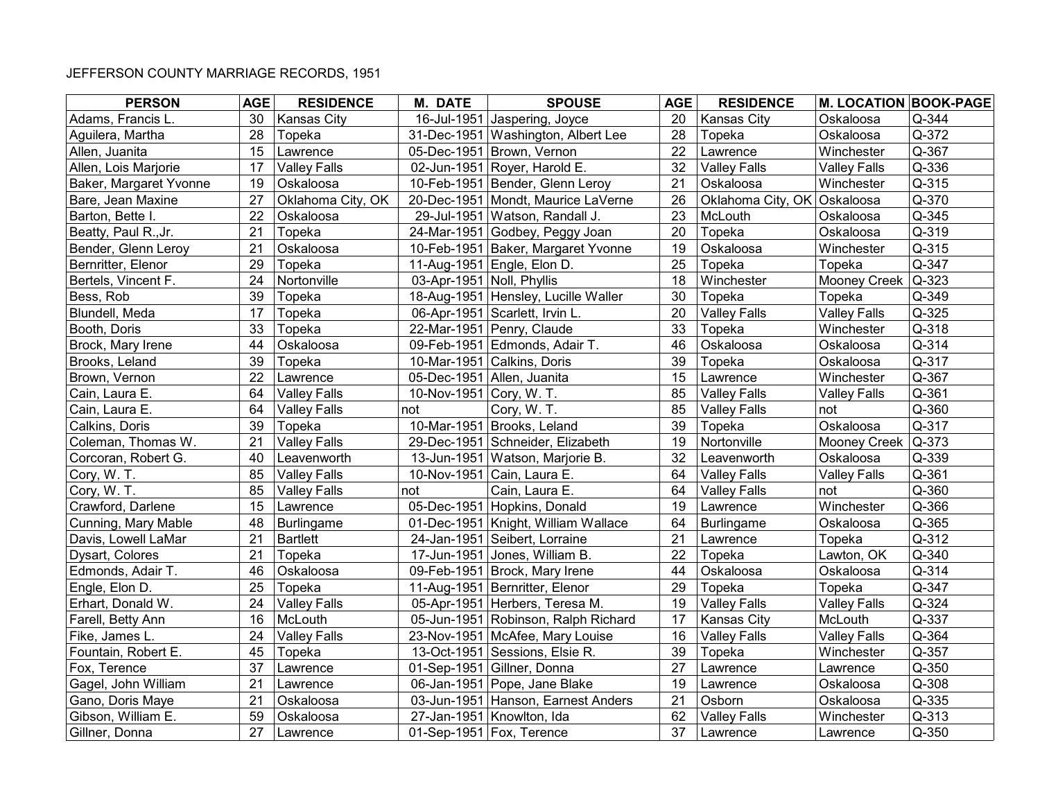JEFFERSON COUNTY MARRIAGE RECORDS, 1951

| PERSON | AGE | RESIDENCE | M. DATE | SPOUSE | AGE | RESIDENCE | M. LOCATION | BOOK-PAGE |
|---|---|---|---|---|---|---|---|---|
| Adams, Francis L. | 30 | Kansas City | 16-Jul-1951 | Jaspering, Joyce | 20 | Kansas City | Oskaloosa | Q-344 |
| Aguilera, Martha | 28 | Topeka | 31-Dec-1951 | Washington, Albert Lee | 28 | Topeka | Oskaloosa | Q-372 |
| Allen, Juanita | 15 | Lawrence | 05-Dec-1951 | Brown, Vernon | 22 | Lawrence | Winchester | Q-367 |
| Allen, Lois Marjorie | 17 | Valley Falls | 02-Jun-1951 | Royer, Harold E. | 32 | Valley Falls | Valley Falls | Q-336 |
| Baker, Margaret Yvonne | 19 | Oskaloosa | 10-Feb-1951 | Bender, Glenn Leroy | 21 | Oskaloosa | Winchester | Q-315 |
| Bare, Jean Maxine | 27 | Oklahoma City, OK | 20-Dec-1951 | Mondt, Maurice LaVerne | 26 | Oklahoma City, OK | Oskaloosa | Q-370 |
| Barton, Bette I. | 22 | Oskaloosa | 29-Jul-1951 | Watson, Randall J. | 23 | McLouth | Oskaloosa | Q-345 |
| Beatty, Paul R.,Jr. | 21 | Topeka | 24-Mar-1951 | Godbey, Peggy Joan | 20 | Topeka | Oskaloosa | Q-319 |
| Bender, Glenn Leroy | 21 | Oskaloosa | 10-Feb-1951 | Baker, Margaret Yvonne | 19 | Oskaloosa | Winchester | Q-315 |
| Bernritter, Elenor | 29 | Topeka | 11-Aug-1951 | Engle, Elon D. | 25 | Topeka | Topeka | Q-347 |
| Bertels, Vincent F. | 24 | Nortonville | 03-Apr-1951 | Noll, Phyllis | 18 | Winchester | Mooney Creek | Q-323 |
| Bess, Rob | 39 | Topeka | 18-Aug-1951 | Hensley, Lucille Waller | 30 | Topeka | Topeka | Q-349 |
| Blundell, Meda | 17 | Topeka | 06-Apr-1951 | Scarlett, Irvin L. | 20 | Valley Falls | Valley Falls | Q-325 |
| Booth, Doris | 33 | Topeka | 22-Mar-1951 | Penry, Claude | 33 | Topeka | Winchester | Q-318 |
| Brock, Mary Irene | 44 | Oskaloosa | 09-Feb-1951 | Edmonds, Adair T. | 46 | Oskaloosa | Oskaloosa | Q-314 |
| Brooks, Leland | 39 | Topeka | 10-Mar-1951 | Calkins, Doris | 39 | Topeka | Oskaloosa | Q-317 |
| Brown, Vernon | 22 | Lawrence | 05-Dec-1951 | Allen, Juanita | 15 | Lawrence | Winchester | Q-367 |
| Cain, Laura E. | 64 | Valley Falls | 10-Nov-1951 | Cory, W. T. | 85 | Valley Falls | Valley Falls | Q-361 |
| Cain, Laura E. | 64 | Valley Falls | not | Cory, W. T. | 85 | Valley Falls | not | Q-360 |
| Calkins, Doris | 39 | Topeka | 10-Mar-1951 | Brooks, Leland | 39 | Topeka | Oskaloosa | Q-317 |
| Coleman, Thomas W. | 21 | Valley Falls | 29-Dec-1951 | Schneider, Elizabeth | 19 | Nortonville | Mooney Creek | Q-373 |
| Corcoran, Robert G. | 40 | Leavenworth | 13-Jun-1951 | Watson, Marjorie B. | 32 | Leavenworth | Oskaloosa | Q-339 |
| Cory, W. T. | 85 | Valley Falls | 10-Nov-1951 | Cain, Laura E. | 64 | Valley Falls | Valley Falls | Q-361 |
| Cory, W. T. | 85 | Valley Falls | not | Cain, Laura E. | 64 | Valley Falls | not | Q-360 |
| Crawford, Darlene | 15 | Lawrence | 05-Dec-1951 | Hopkins, Donald | 19 | Lawrence | Winchester | Q-366 |
| Cunning, Mary Mable | 48 | Burlingame | 01-Dec-1951 | Knight, William Wallace | 64 | Burlingame | Oskaloosa | Q-365 |
| Davis, Lowell LaMar | 21 | Bartlett | 24-Jan-1951 | Seibert, Lorraine | 21 | Lawrence | Topeka | Q-312 |
| Dysart, Colores | 21 | Topeka | 17-Jun-1951 | Jones, William B. | 22 | Topeka | Lawton, OK | Q-340 |
| Edmonds, Adair T. | 46 | Oskaloosa | 09-Feb-1951 | Brock, Mary Irene | 44 | Oskaloosa | Oskaloosa | Q-314 |
| Engle, Elon D. | 25 | Topeka | 11-Aug-1951 | Bernritter, Elenor | 29 | Topeka | Topeka | Q-347 |
| Erhart, Donald W. | 24 | Valley Falls | 05-Apr-1951 | Herbers, Teresa M. | 19 | Valley Falls | Valley Falls | Q-324 |
| Farell, Betty Ann | 16 | McLouth | 05-Jun-1951 | Robinson, Ralph Richard | 17 | Kansas City | McLouth | Q-337 |
| Fike, James L. | 24 | Valley Falls | 23-Nov-1951 | McAfee, Mary Louise | 16 | Valley Falls | Valley Falls | Q-364 |
| Fountain, Robert E. | 45 | Topeka | 13-Oct-1951 | Sessions, Elsie R. | 39 | Topeka | Winchester | Q-357 |
| Fox, Terence | 37 | Lawrence | 01-Sep-1951 | Gillner, Donna | 27 | Lawrence | Lawrence | Q-350 |
| Gagel, John William | 21 | Lawrence | 06-Jan-1951 | Pope, Jane Blake | 19 | Lawrence | Oskaloosa | Q-308 |
| Gano, Doris Maye | 21 | Oskaloosa | 03-Jun-1951 | Hanson, Earnest Anders | 21 | Osborn | Oskaloosa | Q-335 |
| Gibson, William E. | 59 | Oskaloosa | 27-Jan-1951 | Knowlton, Ida | 62 | Valley Falls | Winchester | Q-313 |
| Gillner, Donna | 27 | Lawrence | 01-Sep-1951 | Fox, Terence | 37 | Lawrence | Lawrence | Q-350 |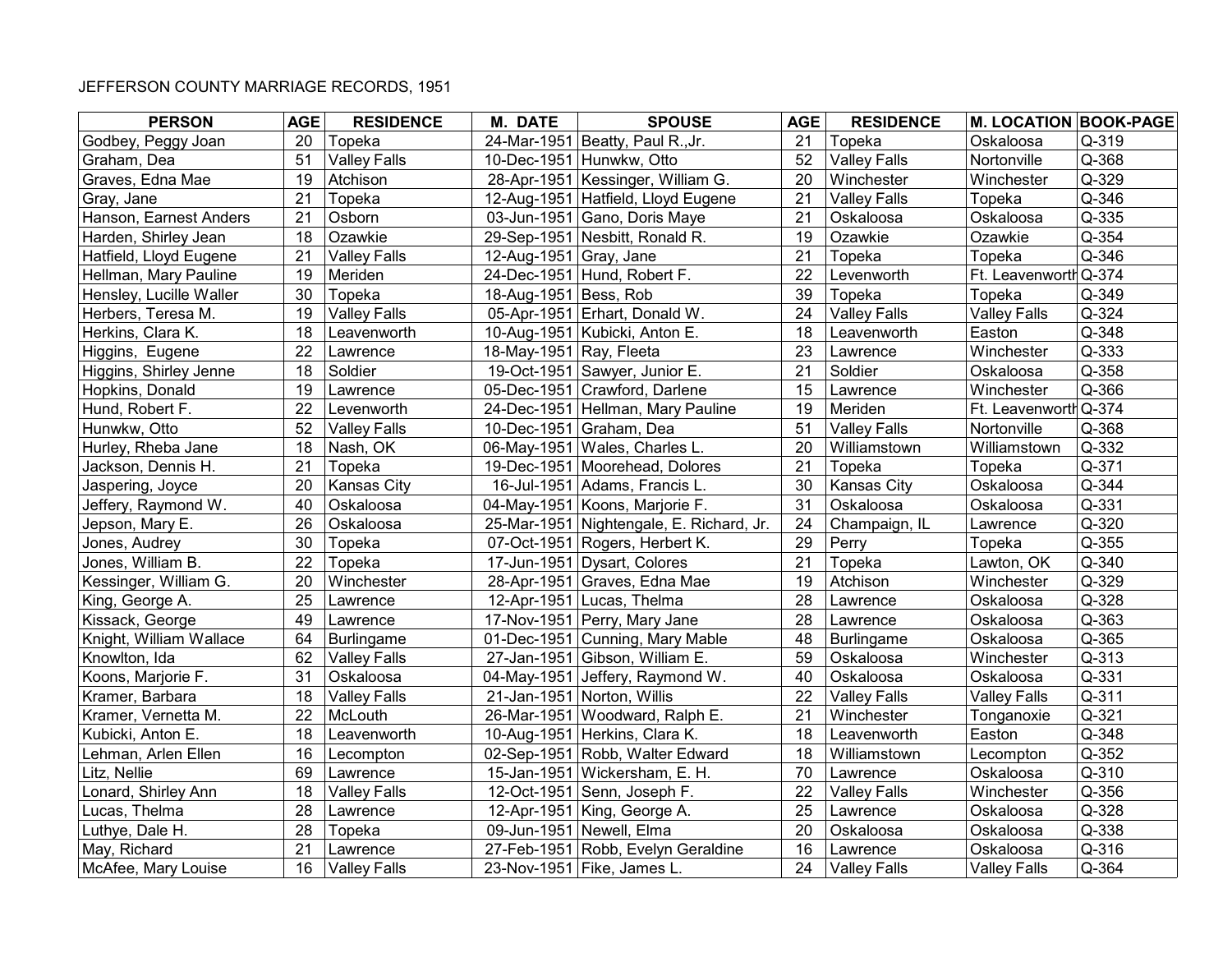JEFFERSON COUNTY MARRIAGE RECORDS, 1951

| PERSON | AGE | RESIDENCE | M. DATE | SPOUSE | AGE | RESIDENCE | M. LOCATION | BOOK-PAGE |
|---|---|---|---|---|---|---|---|---|
| Godbey, Peggy Joan | 20 | Topeka | 24-Mar-1951 | Beatty, Paul R.,Jr. | 21 | Topeka | Oskaloosa | Q-319 |
| Graham, Dea | 51 | Valley Falls | 10-Dec-1951 | Hunwkw, Otto | 52 | Valley Falls | Nortonville | Q-368 |
| Graves, Edna Mae | 19 | Atchison | 28-Apr-1951 | Kessinger, William G. | 20 | Winchester | Winchester | Q-329 |
| Gray, Jane | 21 | Topeka | 12-Aug-1951 | Hatfield, Lloyd Eugene | 21 | Valley Falls | Topeka | Q-346 |
| Hanson, Earnest Anders | 21 | Osborn | 03-Jun-1951 | Gano, Doris Maye | 21 | Oskaloosa | Oskaloosa | Q-335 |
| Harden, Shirley Jean | 18 | Ozawkie | 29-Sep-1951 | Nesbitt, Ronald R. | 19 | Ozawkie | Ozawkie | Q-354 |
| Hatfield, Lloyd Eugene | 21 | Valley Falls | 12-Aug-1951 | Gray, Jane | 21 | Topeka | Topeka | Q-346 |
| Hellman, Mary Pauline | 19 | Meriden | 24-Dec-1951 | Hund, Robert F. | 22 | Levenworth | Ft. Leavenworth | Q-374 |
| Hensley, Lucille Waller | 30 | Topeka | 18-Aug-1951 | Bess, Rob | 39 | Topeka | Topeka | Q-349 |
| Herbers, Teresa M. | 19 | Valley Falls | 05-Apr-1951 | Erhart, Donald W. | 24 | Valley Falls | Valley Falls | Q-324 |
| Herkins, Clara K. | 18 | Leavenworth | 10-Aug-1951 | Kubicki, Anton E. | 18 | Leavenworth | Easton | Q-348 |
| Higgins, Eugene | 22 | Lawrence | 18-May-1951 | Ray, Fleeta | 23 | Lawrence | Winchester | Q-333 |
| Higgins, Shirley Jenne | 18 | Soldier | 19-Oct-1951 | Sawyer, Junior E. | 21 | Soldier | Oskaloosa | Q-358 |
| Hopkins, Donald | 19 | Lawrence | 05-Dec-1951 | Crawford, Darlene | 15 | Lawrence | Winchester | Q-366 |
| Hund, Robert F. | 22 | Levenworth | 24-Dec-1951 | Hellman, Mary Pauline | 19 | Meriden | Ft. Leavenworth | Q-374 |
| Hunwkw, Otto | 52 | Valley Falls | 10-Dec-1951 | Graham, Dea | 51 | Valley Falls | Nortonville | Q-368 |
| Hurley, Rheba Jane | 18 | Nash, OK | 06-May-1951 | Wales, Charles L. | 20 | Williamstown | Williamstown | Q-332 |
| Jackson, Dennis H. | 21 | Topeka | 19-Dec-1951 | Moorehead, Dolores | 21 | Topeka | Topeka | Q-371 |
| Jaspering, Joyce | 20 | Kansas City | 16-Jul-1951 | Adams, Francis L. | 30 | Kansas City | Oskaloosa | Q-344 |
| Jeffery, Raymond W. | 40 | Oskaloosa | 04-May-1951 | Koons, Marjorie F. | 31 | Oskaloosa | Oskaloosa | Q-331 |
| Jepson, Mary E. | 26 | Oskaloosa | 25-Mar-1951 | Nightengale, E. Richard, Jr. | 24 | Champaign, IL | Lawrence | Q-320 |
| Jones, Audrey | 30 | Topeka | 07-Oct-1951 | Rogers, Herbert K. | 29 | Perry | Topeka | Q-355 |
| Jones, William B. | 22 | Topeka | 17-Jun-1951 | Dysart, Colores | 21 | Topeka | Lawton, OK | Q-340 |
| Kessinger, William G. | 20 | Winchester | 28-Apr-1951 | Graves, Edna Mae | 19 | Atchison | Winchester | Q-329 |
| King, George A. | 25 | Lawrence | 12-Apr-1951 | Lucas, Thelma | 28 | Lawrence | Oskaloosa | Q-328 |
| Kissack, George | 49 | Lawrence | 17-Nov-1951 | Perry, Mary Jane | 28 | Lawrence | Oskaloosa | Q-363 |
| Knight, William Wallace | 64 | Burlingame | 01-Dec-1951 | Cunning, Mary Mable | 48 | Burlingame | Oskaloosa | Q-365 |
| Knowlton, Ida | 62 | Valley Falls | 27-Jan-1951 | Gibson, William E. | 59 | Oskaloosa | Winchester | Q-313 |
| Koons, Marjorie F. | 31 | Oskaloosa | 04-May-1951 | Jeffery, Raymond W. | 40 | Oskaloosa | Oskaloosa | Q-331 |
| Kramer, Barbara | 18 | Valley Falls | 21-Jan-1951 | Norton, Willis | 22 | Valley Falls | Valley Falls | Q-311 |
| Kramer, Vernetta M. | 22 | McLouth | 26-Mar-1951 | Woodward, Ralph E. | 21 | Winchester | Tonganoxie | Q-321 |
| Kubicki, Anton E. | 18 | Leavenworth | 10-Aug-1951 | Herkins, Clara K. | 18 | Leavenworth | Easton | Q-348 |
| Lehman, Arlen Ellen | 16 | Lecompton | 02-Sep-1951 | Robb, Walter Edward | 18 | Williamstown | Lecompton | Q-352 |
| Litz, Nellie | 69 | Lawrence | 15-Jan-1951 | Wickersham, E. H. | 70 | Lawrence | Oskaloosa | Q-310 |
| Lonard, Shirley Ann | 18 | Valley Falls | 12-Oct-1951 | Senn, Joseph F. | 22 | Valley Falls | Winchester | Q-356 |
| Lucas, Thelma | 28 | Lawrence | 12-Apr-1951 | King, George A. | 25 | Lawrence | Oskaloosa | Q-328 |
| Luthye, Dale H. | 28 | Topeka | 09-Jun-1951 | Newell, Elma | 20 | Oskaloosa | Oskaloosa | Q-338 |
| May, Richard | 21 | Lawrence | 27-Feb-1951 | Robb, Evelyn Geraldine | 16 | Lawrence | Oskaloosa | Q-316 |
| McAfee, Mary Louise | 16 | Valley Falls | 23-Nov-1951 | Fike, James L. | 24 | Valley Falls | Valley Falls | Q-364 |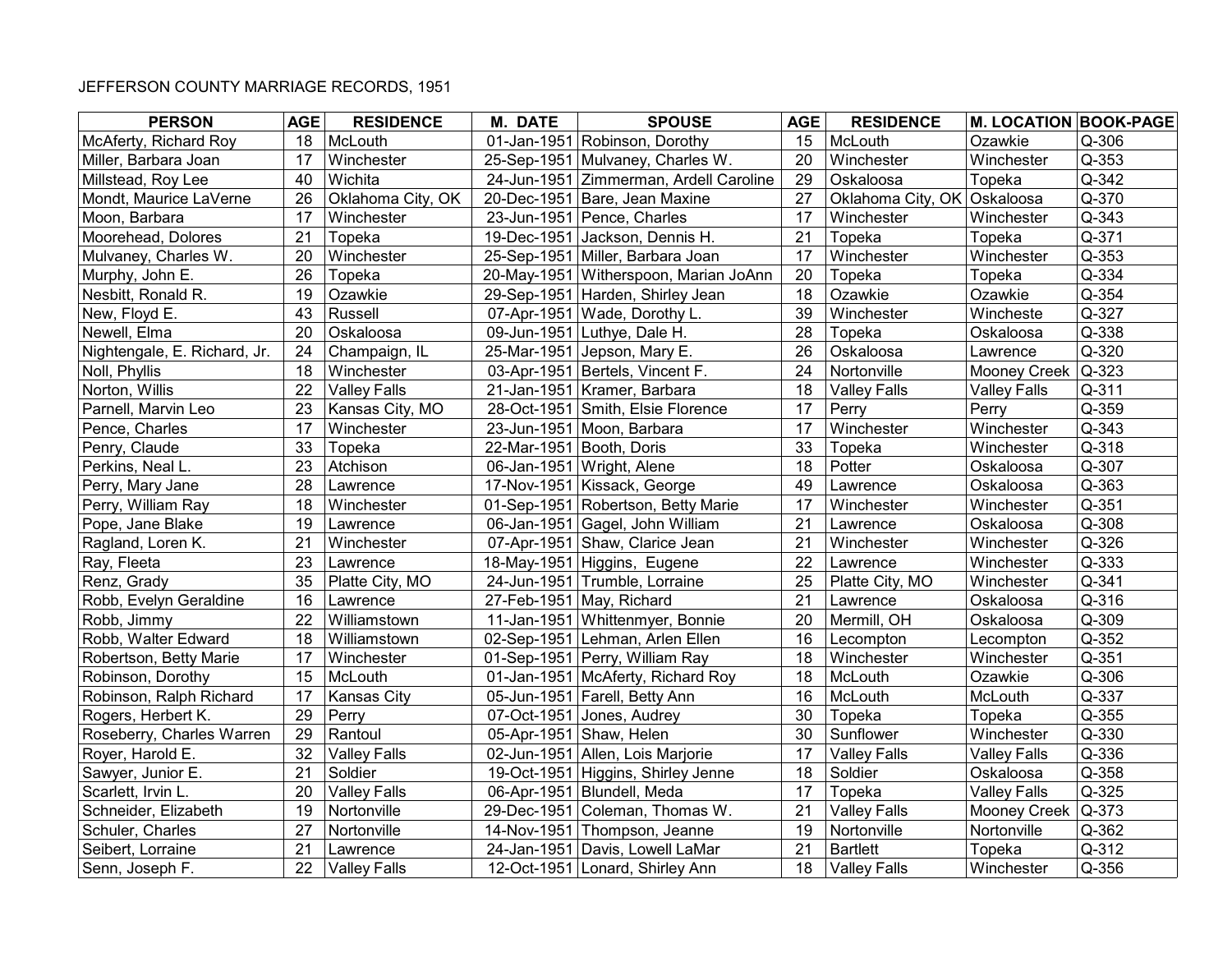JEFFERSON COUNTY MARRIAGE RECORDS, 1951

| PERSON | AGE | RESIDENCE | M. DATE | SPOUSE | AGE | RESIDENCE | M. LOCATION | BOOK-PAGE |
|---|---|---|---|---|---|---|---|---|
| McAferty, Richard Roy | 18 | McLouth | 01-Jan-1951 | Robinson, Dorothy | 15 | McLouth | Ozawkie | Q-306 |
| Miller, Barbara Joan | 17 | Winchester | 25-Sep-1951 | Mulvaney, Charles W. | 20 | Winchester | Winchester | Q-353 |
| Millstead, Roy Lee | 40 | Wichita | 24-Jun-1951 | Zimmerman, Ardell Caroline | 29 | Oskaloosa | Topeka | Q-342 |
| Mondt, Maurice LaVerne | 26 | Oklahoma City, OK | 20-Dec-1951 | Bare, Jean Maxine | 27 | Oklahoma City, OK | Oskaloosa | Q-370 |
| Moon, Barbara | 17 | Winchester | 23-Jun-1951 | Pence, Charles | 17 | Winchester | Winchester | Q-343 |
| Moorehead, Dolores | 21 | Topeka | 19-Dec-1951 | Jackson, Dennis H. | 21 | Topeka | Topeka | Q-371 |
| Mulvaney, Charles W. | 20 | Winchester | 25-Sep-1951 | Miller, Barbara Joan | 17 | Winchester | Winchester | Q-353 |
| Murphy, John E. | 26 | Topeka | 20-May-1951 | Witherspoon, Marian JoAnn | 20 | Topeka | Topeka | Q-334 |
| Nesbitt, Ronald R. | 19 | Ozawkie | 29-Sep-1951 | Harden, Shirley Jean | 18 | Ozawkie | Ozawkie | Q-354 |
| New, Floyd E. | 43 | Russell | 07-Apr-1951 | Wade, Dorothy L. | 39 | Winchester | Wincheste | Q-327 |
| Newell, Elma | 20 | Oskaloosa | 09-Jun-1951 | Luthye, Dale H. | 28 | Topeka | Oskaloosa | Q-338 |
| Nightengale, E. Richard, Jr. | 24 | Champaign, IL | 25-Mar-1951 | Jepson, Mary E. | 26 | Oskaloosa | Lawrence | Q-320 |
| Noll, Phyllis | 18 | Winchester | 03-Apr-1951 | Bertels, Vincent F. | 24 | Nortonville | Mooney Creek | Q-323 |
| Norton, Willis | 22 | Valley Falls | 21-Jan-1951 | Kramer, Barbara | 18 | Valley Falls | Valley Falls | Q-311 |
| Parnell, Marvin Leo | 23 | Kansas City, MO | 28-Oct-1951 | Smith, Elsie Florence | 17 | Perry | Perry | Q-359 |
| Pence, Charles | 17 | Winchester | 23-Jun-1951 | Moon, Barbara | 17 | Winchester | Winchester | Q-343 |
| Penry, Claude | 33 | Topeka | 22-Mar-1951 | Booth, Doris | 33 | Topeka | Winchester | Q-318 |
| Perkins, Neal L. | 23 | Atchison | 06-Jan-1951 | Wright, Alene | 18 | Potter | Oskaloosa | Q-307 |
| Perry, Mary Jane | 28 | Lawrence | 17-Nov-1951 | Kissack, George | 49 | Lawrence | Oskaloosa | Q-363 |
| Perry, William Ray | 18 | Winchester | 01-Sep-1951 | Robertson, Betty Marie | 17 | Winchester | Winchester | Q-351 |
| Pope, Jane Blake | 19 | Lawrence | 06-Jan-1951 | Gagel, John William | 21 | Lawrence | Oskaloosa | Q-308 |
| Ragland, Loren K. | 21 | Winchester | 07-Apr-1951 | Shaw, Clarice Jean | 21 | Winchester | Winchester | Q-326 |
| Ray, Fleeta | 23 | Lawrence | 18-May-1951 | Higgins, Eugene | 22 | Lawrence | Winchester | Q-333 |
| Renz, Grady | 35 | Platte City, MO | 24-Jun-1951 | Trumble, Lorraine | 25 | Platte City, MO | Winchester | Q-341 |
| Robb, Evelyn Geraldine | 16 | Lawrence | 27-Feb-1951 | May, Richard | 21 | Lawrence | Oskaloosa | Q-316 |
| Robb, Jimmy | 22 | Williamstown | 11-Jan-1951 | Whittenmyer, Bonnie | 20 | Mermill, OH | Oskaloosa | Q-309 |
| Robb, Walter Edward | 18 | Williamstown | 02-Sep-1951 | Lehman, Arlen Ellen | 16 | Lecompton | Lecompton | Q-352 |
| Robertson, Betty Marie | 17 | Winchester | 01-Sep-1951 | Perry, William Ray | 18 | Winchester | Winchester | Q-351 |
| Robinson, Dorothy | 15 | McLouth | 01-Jan-1951 | McAferty, Richard Roy | 18 | McLouth | Ozawkie | Q-306 |
| Robinson, Ralph Richard | 17 | Kansas City | 05-Jun-1951 | Farell, Betty Ann | 16 | McLouth | McLouth | Q-337 |
| Rogers, Herbert K. | 29 | Perry | 07-Oct-1951 | Jones, Audrey | 30 | Topeka | Topeka | Q-355 |
| Roseberry, Charles Warren | 29 | Rantoul | 05-Apr-1951 | Shaw, Helen | 30 | Sunflower | Winchester | Q-330 |
| Royer, Harold E. | 32 | Valley Falls | 02-Jun-1951 | Allen, Lois Marjorie | 17 | Valley Falls | Valley Falls | Q-336 |
| Sawyer, Junior E. | 21 | Soldier | 19-Oct-1951 | Higgins, Shirley Jenne | 18 | Soldier | Oskaloosa | Q-358 |
| Scarlett, Irvin L. | 20 | Valley Falls | 06-Apr-1951 | Blundell, Meda | 17 | Topeka | Valley Falls | Q-325 |
| Schneider, Elizabeth | 19 | Nortonville | 29-Dec-1951 | Coleman, Thomas W. | 21 | Valley Falls | Mooney Creek | Q-373 |
| Schuler, Charles | 27 | Nortonville | 14-Nov-1951 | Thompson, Jeanne | 19 | Nortonville | Nortonville | Q-362 |
| Seibert, Lorraine | 21 | Lawrence | 24-Jan-1951 | Davis, Lowell LaMar | 21 | Bartlett | Topeka | Q-312 |
| Senn, Joseph F. | 22 | Valley Falls | 12-Oct-1951 | Lonard, Shirley Ann | 18 | Valley Falls | Winchester | Q-356 |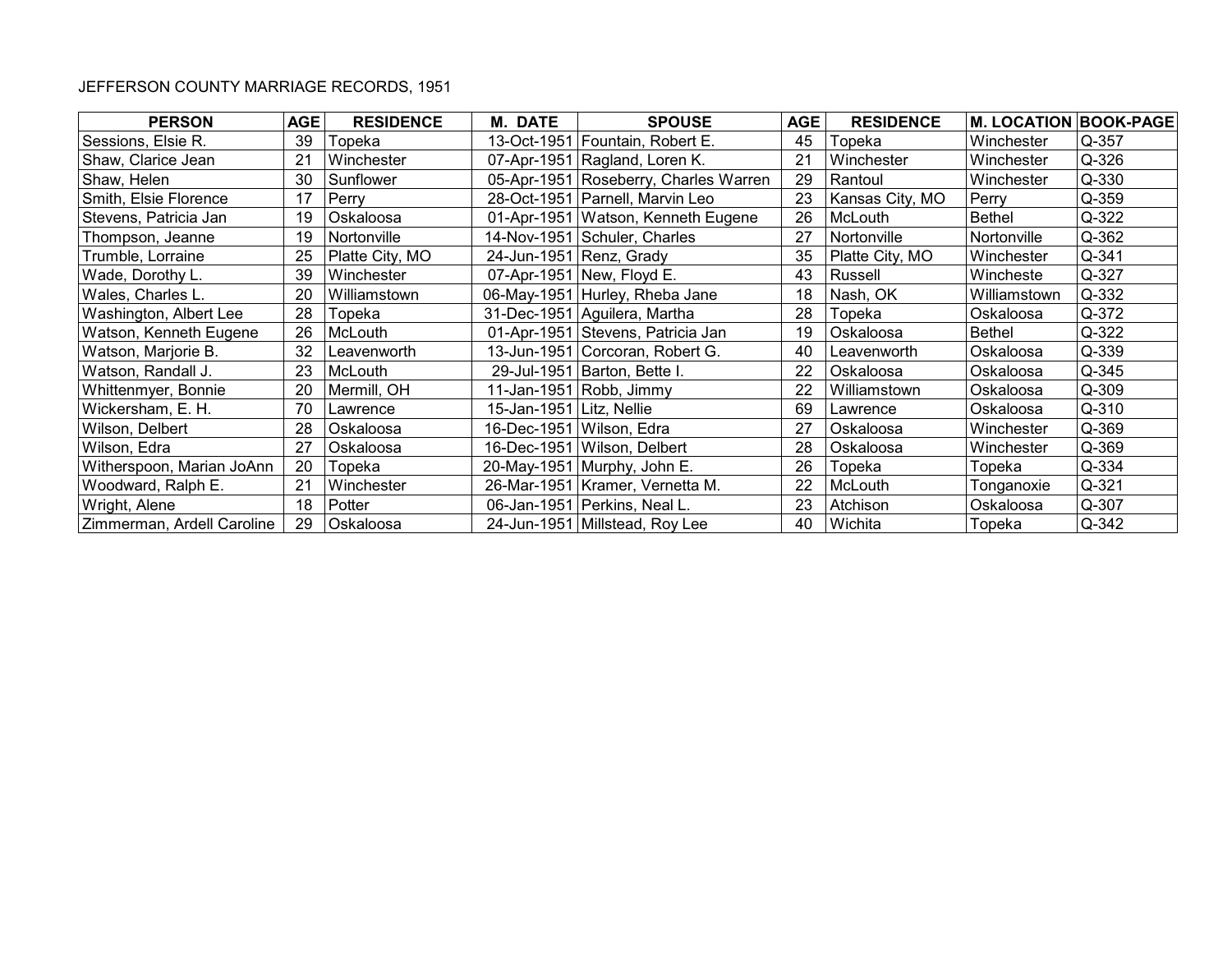JEFFERSON COUNTY MARRIAGE RECORDS, 1951

| PERSON | AGE | RESIDENCE | M. DATE | SPOUSE | AGE | RESIDENCE | M. LOCATION | BOOK-PAGE |
|---|---|---|---|---|---|---|---|---|
| Sessions, Elsie R. | 39 | Topeka | 13-Oct-1951 | Fountain, Robert E. | 45 | Topeka | Winchester | Q-357 |
| Shaw, Clarice Jean | 21 | Winchester | 07-Apr-1951 | Ragland, Loren K. | 21 | Winchester | Winchester | Q-326 |
| Shaw, Helen | 30 | Sunflower | 05-Apr-1951 | Roseberry, Charles Warren | 29 | Rantoul | Winchester | Q-330 |
| Smith, Elsie Florence | 17 | Perry | 28-Oct-1951 | Parnell, Marvin Leo | 23 | Kansas City, MO | Perry | Q-359 |
| Stevens, Patricia Jan | 19 | Oskaloosa | 01-Apr-1951 | Watson, Kenneth Eugene | 26 | McLouth | Bethel | Q-322 |
| Thompson, Jeanne | 19 | Nortonville | 14-Nov-1951 | Schuler, Charles | 27 | Nortonville | Nortonville | Q-362 |
| Trumble, Lorraine | 25 | Platte City, MO | 24-Jun-1951 | Renz, Grady | 35 | Platte City, MO | Winchester | Q-341 |
| Wade, Dorothy L. | 39 | Winchester | 07-Apr-1951 | New, Floyd E. | 43 | Russell | Wincheste | Q-327 |
| Wales, Charles L. | 20 | Williamstown | 06-May-1951 | Hurley, Rheba Jane | 18 | Nash, OK | Williamstown | Q-332 |
| Washington, Albert Lee | 28 | Topeka | 31-Dec-1951 | Aguilera, Martha | 28 | Topeka | Oskaloosa | Q-372 |
| Watson, Kenneth Eugene | 26 | McLouth | 01-Apr-1951 | Stevens, Patricia Jan | 19 | Oskaloosa | Bethel | Q-322 |
| Watson, Marjorie B. | 32 | Leavenworth | 13-Jun-1951 | Corcoran, Robert G. | 40 | Leavenworth | Oskaloosa | Q-339 |
| Watson, Randall J. | 23 | McLouth | 29-Jul-1951 | Barton, Bette I. | 22 | Oskaloosa | Oskaloosa | Q-345 |
| Whittenmyer, Bonnie | 20 | Mermill, OH | 11-Jan-1951 | Robb, Jimmy | 22 | Williamstown | Oskaloosa | Q-309 |
| Wickersham, E. H. | 70 | Lawrence | 15-Jan-1951 | Litz, Nellie | 69 | Lawrence | Oskaloosa | Q-310 |
| Wilson, Delbert | 28 | Oskaloosa | 16-Dec-1951 | Wilson, Edra | 27 | Oskaloosa | Winchester | Q-369 |
| Wilson, Edra | 27 | Oskaloosa | 16-Dec-1951 | Wilson, Delbert | 28 | Oskaloosa | Winchester | Q-369 |
| Witherspoon, Marian JoAnn | 20 | Topeka | 20-May-1951 | Murphy, John E. | 26 | Topeka | Topeka | Q-334 |
| Woodward, Ralph E. | 21 | Winchester | 26-Mar-1951 | Kramer, Vernetta M. | 22 | McLouth | Tonganoxie | Q-321 |
| Wright, Alene | 18 | Potter | 06-Jan-1951 | Perkins, Neal L. | 23 | Atchison | Oskaloosa | Q-307 |
| Zimmerman, Ardell Caroline | 29 | Oskaloosa | 24-Jun-1951 | Millstead, Roy Lee | 40 | Wichita | Topeka | Q-342 |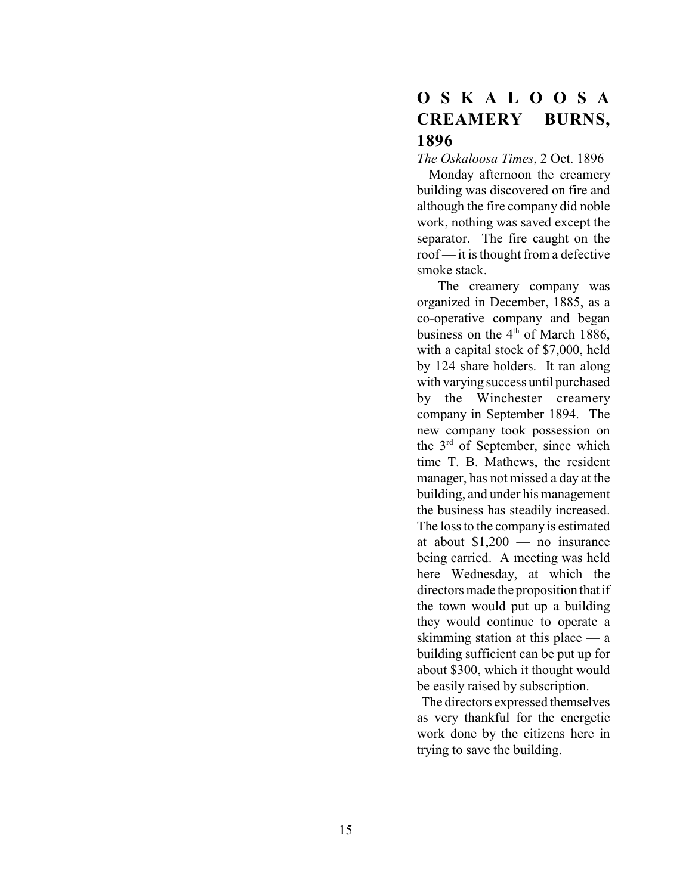# OSKALOOSA CREAMERY BURNS, 1896

*The Oskaloosa Times*, 2 Oct. 1896

Monday afternoon the creamery building was discovered on fire and although the fire company did noble work, nothing was saved except the separator. The fire caught on the roof — it is thought from a defective smoke stack.

The creamery company was organized in December, 1885, as a co-operative company and began business on the 4th of March 1886, with a capital stock of $7,000, held by 124 share holders. It ran along with varying success until purchased by the Winchester creamery company in September 1894. The new company took possession on the 3rd of September, since which time T. B. Mathews, the resident manager, has not missed a day at the building, and under his management the business has steadily increased. The loss to the company is estimated at about $1,200 — no insurance being carried. A meeting was held here Wednesday, at which the directors made the proposition that if the town would put up a building they would continue to operate a skimming station at this place — a building sufficient can be put up for about $300, which it thought would be easily raised by subscription.

The directors expressed themselves as very thankful for the energetic work done by the citizens here in trying to save the building.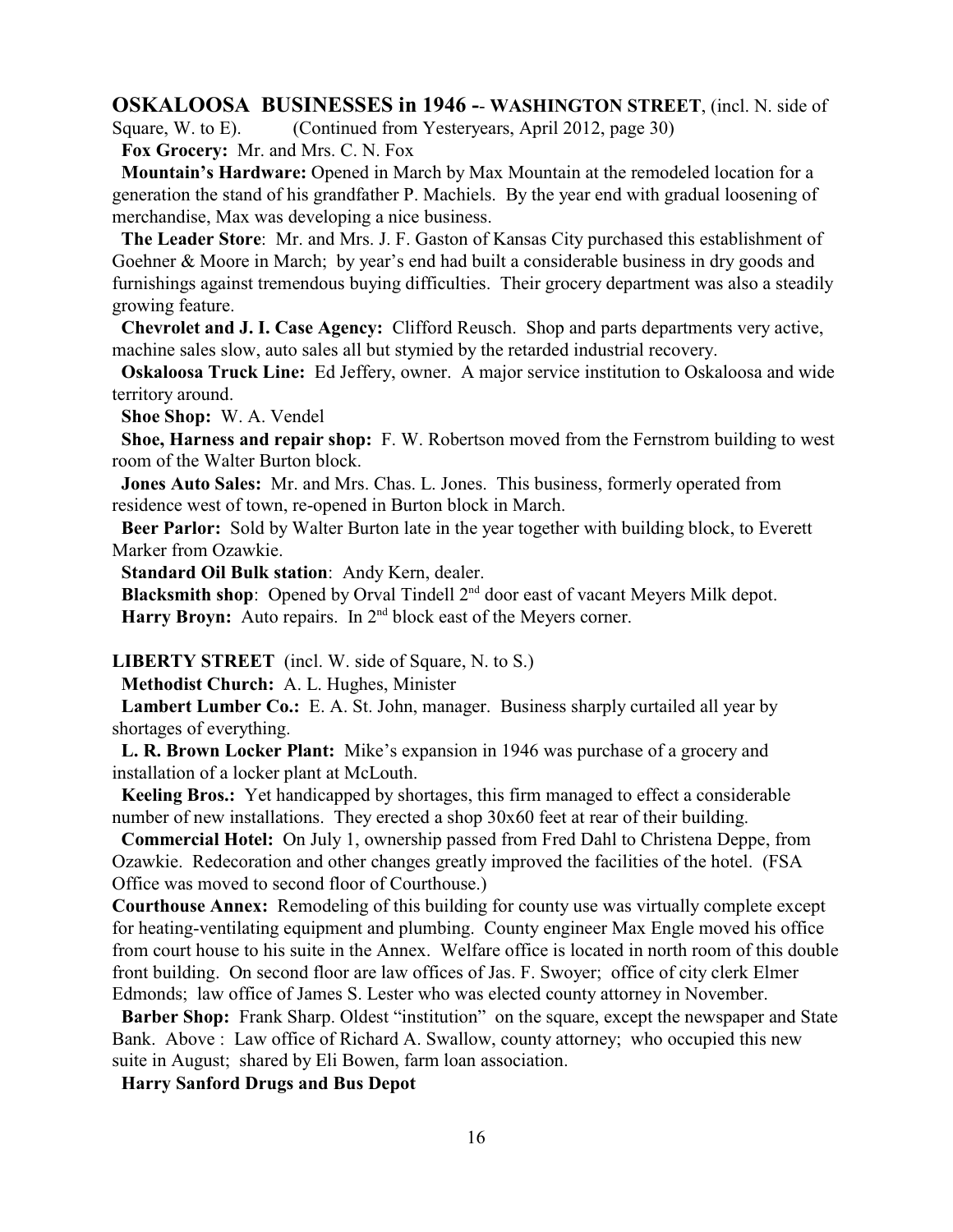**OSKALOOSA BUSINESSES in 1946 -- WASHINGTON STREET**, (incl. N. side of Square, W. to E). (Continued from Yesteryears, April 2012, page 30)

**Fox Grocery:** Mr. and Mrs. C. N. Fox

**Mountain's Hardware:** Opened in March by Max Mountain at the remodeled location for a generation the stand of his grandfather P. Machiels. By the year end with gradual loosening of merchandise, Max was developing a nice business.

**The Leader Store**: Mr. and Mrs. J. F. Gaston of Kansas City purchased this establishment of Goehner & Moore in March; by year's end had built a considerable business in dry goods and furnishings against tremendous buying difficulties. Their grocery department was also a steadily growing feature.

**Chevrolet and J. I. Case Agency:** Clifford Reusch. Shop and parts departments very active, machine sales slow, auto sales all but stymied by the retarded industrial recovery.

**Oskaloosa Truck Line:** Ed Jeffery, owner. A major service institution to Oskaloosa and wide territory around.

**Shoe Shop:** W. A. Vendel

**Shoe, Harness and repair shop:** F. W. Robertson moved from the Fernstrom building to west room of the Walter Burton block.

**Jones Auto Sales:** Mr. and Mrs. Chas. L. Jones. This business, formerly operated from residence west of town, re-opened in Burton block in March.

**Beer Parlor:** Sold by Walter Burton late in the year together with building block, to Everett Marker from Ozawkie.

**Standard Oil Bulk station**: Andy Kern, dealer.

**Blacksmith shop**: Opened by Orval Tindell 2nd door east of vacant Meyers Milk depot.

**Harry Broyn:** Auto repairs. In 2nd block east of the Meyers corner.

**LIBERTY STREET** (incl. W. side of Square, N. to S.)

**Methodist Church:** A. L. Hughes, Minister

**Lambert Lumber Co.:** E. A. St. John, manager. Business sharply curtailed all year by shortages of everything.

**L. R. Brown Locker Plant:** Mike's expansion in 1946 was purchase of a grocery and installation of a locker plant at McLouth.

**Keeling Bros.:** Yet handicapped by shortages, this firm managed to effect a considerable number of new installations. They erected a shop 30x60 feet at rear of their building.

**Commercial Hotel:** On July 1, ownership passed from Fred Dahl to Christena Deppe, from Ozawkie. Redecoration and other changes greatly improved the facilities of the hotel. (FSA Office was moved to second floor of Courthouse.)

**Courthouse Annex:** Remodeling of this building for county use was virtually complete except for heating-ventilating equipment and plumbing. County engineer Max Engle moved his office from court house to his suite in the Annex. Welfare office is located in north room of this double front building. On second floor are law offices of Jas. F. Swoyer; office of city clerk Elmer Edmonds; law office of James S. Lester who was elected county attorney in November.

**Barber Shop:** Frank Sharp. Oldest "institution" on the square, except the newspaper and State Bank. Above : Law office of Richard A. Swallow, county attorney; who occupied this new suite in August; shared by Eli Bowen, farm loan association.

**Harry Sanford Drugs and Bus Depot**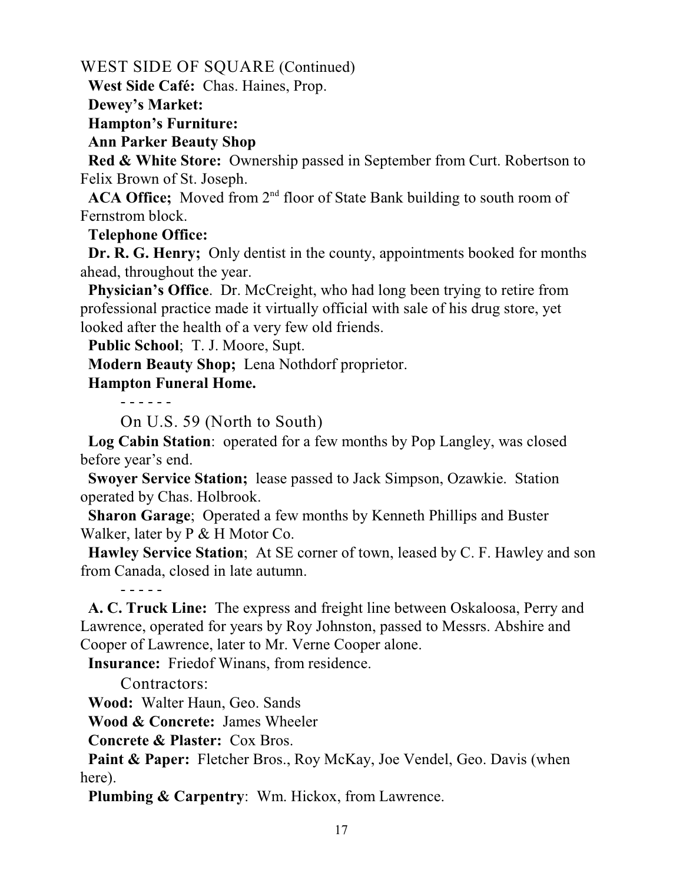WEST SIDE OF SQUARE (Continued)

**West Side Café:** Chas. Haines, Prop.

**Dewey's Market:**

**Hampton's Furniture:**

**Ann Parker Beauty Shop**

**Red & White Store:** Ownership passed in September from Curt. Robertson to Felix Brown of St. Joseph.

**ACA Office;** Moved from 2nd floor of State Bank building to south room of Fernstrom block.

**Telephone Office:**

**Dr. R. G. Henry;** Only dentist in the county, appointments booked for months ahead, throughout the year.

**Physician's Office**. Dr. McCreight, who had long been trying to retire from professional practice made it virtually official with sale of his drug store, yet looked after the health of a very few old friends.

**Public School**; T. J. Moore, Supt.

**Modern Beauty Shop;** Lena Nothdorf proprietor.

**Hampton Funeral Home.**

\- - - - - -

On U.S. 59 (North to South)

**Log Cabin Station**: operated for a few months by Pop Langley, was closed before year's end.

**Swoyer Service Station;** lease passed to Jack Simpson, Ozawkie. Station operated by Chas. Holbrook.

**Sharon Garage**; Operated a few months by Kenneth Phillips and Buster Walker, later by P & H Motor Co.

**Hawley Service Station**; At SE corner of town, leased by C. F. Hawley and son from Canada, closed in late autumn.

\- - - - -

**A. C. Truck Line:** The express and freight line between Oskaloosa, Perry and Lawrence, operated for years by Roy Johnston, passed to Messrs. Abshire and Cooper of Lawrence, later to Mr. Verne Cooper alone.

**Insurance:** Friedof Winans, from residence.

Contractors:

**Wood:** Walter Haun, Geo. Sands

**Wood & Concrete:** James Wheeler

**Concrete & Plaster:** Cox Bros.

**Paint & Paper:** Fletcher Bros., Roy McKay, Joe Vendel, Geo. Davis (when here).

**Plumbing & Carpentry**: Wm. Hickox, from Lawrence.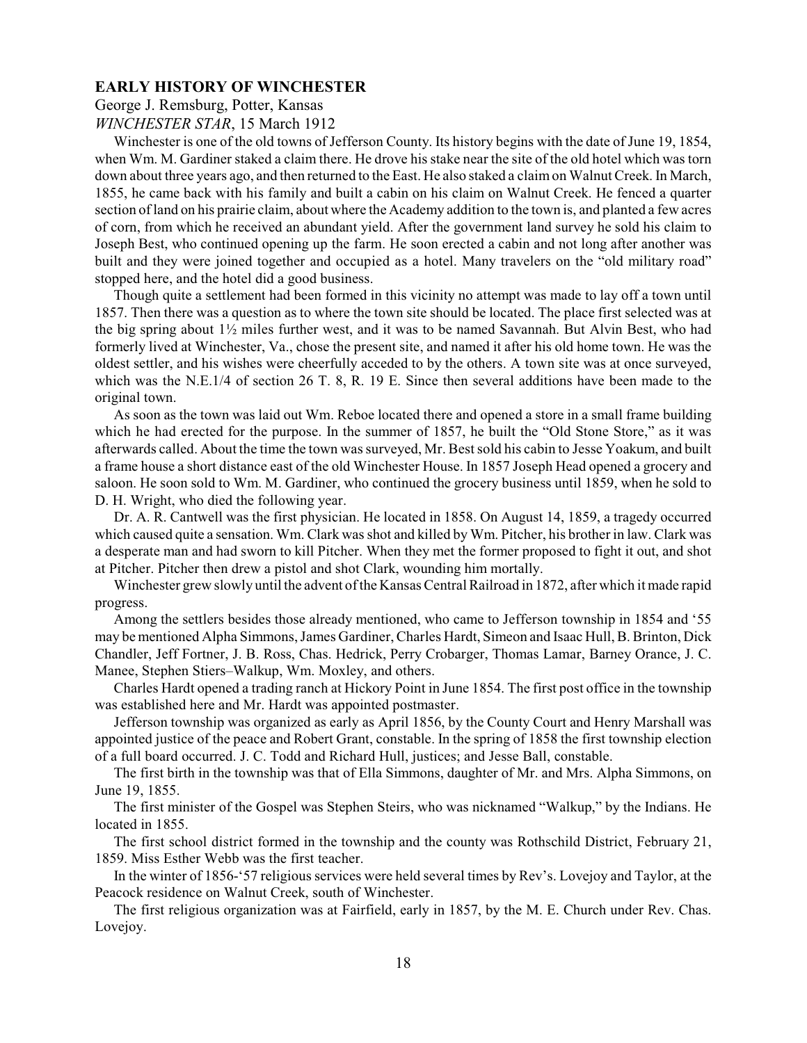## EARLY HISTORY OF WINCHESTER

George J. Remsburg, Potter, Kansas
*WINCHESTER STAR*, 15 March 1912

Winchester is one of the old towns of Jefferson County. Its history begins with the date of June 19, 1854, when Wm. M. Gardiner staked a claim there. He drove his stake near the site of the old hotel which was torn down about three years ago, and then returned to the East. He also staked a claim on Walnut Creek. In March, 1855, he came back with his family and built a cabin on his claim on Walnut Creek. He fenced a quarter section of land on his prairie claim, about where the Academy addition to the town is, and planted a few acres of corn, from which he received an abundant yield. After the government land survey he sold his claim to Joseph Best, who continued opening up the farm. He soon erected a cabin and not long after another was built and they were joined together and occupied as a hotel. Many travelers on the "old military road" stopped here, and the hotel did a good business.

Though quite a settlement had been formed in this vicinity no attempt was made to lay off a town until 1857. Then there was a question as to where the town site should be located. The place first selected was at the big spring about 1½ miles further west, and it was to be named Savannah. But Alvin Best, who had formerly lived at Winchester, Va., chose the present site, and named it after his old home town. He was the oldest settler, and his wishes were cheerfully acceded to by the others. A town site was at once surveyed, which was the N.E.1/4 of section 26 T. 8, R. 19 E. Since then several additions have been made to the original town.

As soon as the town was laid out Wm. Reboe located there and opened a store in a small frame building which he had erected for the purpose. In the summer of 1857, he built the "Old Stone Store," as it was afterwards called. About the time the town was surveyed, Mr. Best sold his cabin to Jesse Yoakum, and built a frame house a short distance east of the old Winchester House. In 1857 Joseph Head opened a grocery and saloon. He soon sold to Wm. M. Gardiner, who continued the grocery business until 1859, when he sold to D. H. Wright, who died the following year.

Dr. A. R. Cantwell was the first physician. He located in 1858. On August 14, 1859, a tragedy occurred which caused quite a sensation. Wm. Clark was shot and killed by Wm. Pitcher, his brother in law. Clark was a desperate man and had sworn to kill Pitcher. When they met the former proposed to fight it out, and shot at Pitcher. Pitcher then drew a pistol and shot Clark, wounding him mortally.

Winchester grew slowly until the advent of the Kansas Central Railroad in 1872, after which it made rapid progress.

Among the settlers besides those already mentioned, who came to Jefferson township in 1854 and '55 may be mentioned Alpha Simmons, James Gardiner, Charles Hardt, Simeon and Isaac Hull, B. Brinton, Dick Chandler, Jeff Fortner, J. B. Ross, Chas. Hedrick, Perry Crobarger, Thomas Lamar, Barney Orance, J. C. Manee, Stephen Stiers–Walkup, Wm. Moxley, and others.

Charles Hardt opened a trading ranch at Hickory Point in June 1854. The first post office in the township was established here and Mr. Hardt was appointed postmaster.

Jefferson township was organized as early as April 1856, by the County Court and Henry Marshall was appointed justice of the peace and Robert Grant, constable. In the spring of 1858 the first township election of a full board occurred. J. C. Todd and Richard Hull, justices; and Jesse Ball, constable.

The first birth in the township was that of Ella Simmons, daughter of Mr. and Mrs. Alpha Simmons, on June 19, 1855.

The first minister of the Gospel was Stephen Steirs, who was nicknamed "Walkup," by the Indians. He located in 1855.

The first school district formed in the township and the county was Rothschild District, February 21, 1859. Miss Esther Webb was the first teacher.

In the winter of 1856-'57 religious services were held several times by Rev's. Lovejoy and Taylor, at the Peacock residence on Walnut Creek, south of Winchester.

The first religious organization was at Fairfield, early in 1857, by the M. E. Church under Rev. Chas. Lovejoy.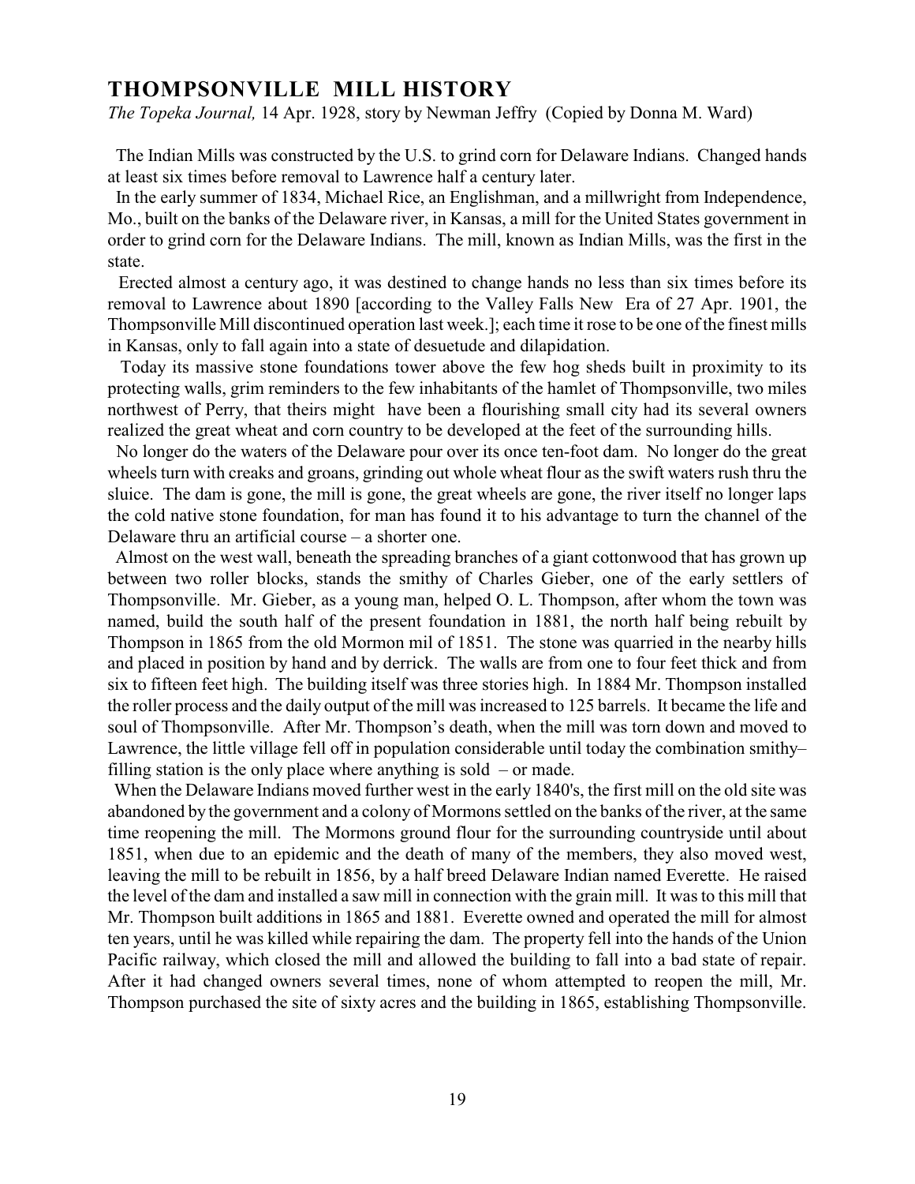## THOMPSONVILLE MILL HISTORY

*The Topeka Journal,* 14 Apr. 1928, story by Newman Jeffry (Copied by Donna M. Ward)

The Indian Mills was constructed by the U.S. to grind corn for Delaware Indians. Changed hands at least six times before removal to Lawrence half a century later.

In the early summer of 1834, Michael Rice, an Englishman, and a millwright from Independence, Mo., built on the banks of the Delaware river, in Kansas, a mill for the United States government in order to grind corn for the Delaware Indians. The mill, known as Indian Mills, was the first in the state.

Erected almost a century ago, it was destined to change hands no less than six times before its removal to Lawrence about 1890 [according to the Valley Falls New Era of 27 Apr. 1901, the Thompsonville Mill discontinued operation last week.]; each time it rose to be one of the finest mills in Kansas, only to fall again into a state of desuetude and dilapidation.

Today its massive stone foundations tower above the few hog sheds built in proximity to its protecting walls, grim reminders to the few inhabitants of the hamlet of Thompsonville, two miles northwest of Perry, that theirs might have been a flourishing small city had its several owners realized the great wheat and corn country to be developed at the feet of the surrounding hills.

No longer do the waters of the Delaware pour over its once ten-foot dam. No longer do the great wheels turn with creaks and groans, grinding out whole wheat flour as the swift waters rush thru the sluice. The dam is gone, the mill is gone, the great wheels are gone, the river itself no longer laps the cold native stone foundation, for man has found it to his advantage to turn the channel of the Delaware thru an artificial course – a shorter one.

Almost on the west wall, beneath the spreading branches of a giant cottonwood that has grown up between two roller blocks, stands the smithy of Charles Gieber, one of the early settlers of Thompsonville. Mr. Gieber, as a young man, helped O. L. Thompson, after whom the town was named, build the south half of the present foundation in 1881, the north half being rebuilt by Thompson in 1865 from the old Mormon mil of 1851. The stone was quarried in the nearby hills and placed in position by hand and by derrick. The walls are from one to four feet thick and from six to fifteen feet high. The building itself was three stories high. In 1884 Mr. Thompson installed the roller process and the daily output of the mill was increased to 125 barrels. It became the life and soul of Thompsonville. After Mr. Thompson's death, when the mill was torn down and moved to Lawrence, the little village fell off in population considerable until today the combination smithy–filling station is the only place where anything is sold – or made.

When the Delaware Indians moved further west in the early 1840's, the first mill on the old site was abandoned by the government and a colony of Mormons settled on the banks of the river, at the same time reopening the mill. The Mormons ground flour for the surrounding countryside until about 1851, when due to an epidemic and the death of many of the members, they also moved west, leaving the mill to be rebuilt in 1856, by a half breed Delaware Indian named Everette. He raised the level of the dam and installed a saw mill in connection with the grain mill. It was to this mill that Mr. Thompson built additions in 1865 and 1881. Everette owned and operated the mill for almost ten years, until he was killed while repairing the dam. The property fell into the hands of the Union Pacific railway, which closed the mill and allowed the building to fall into a bad state of repair. After it had changed owners several times, none of whom attempted to reopen the mill, Mr. Thompson purchased the site of sixty acres and the building in 1865, establishing Thompsonville.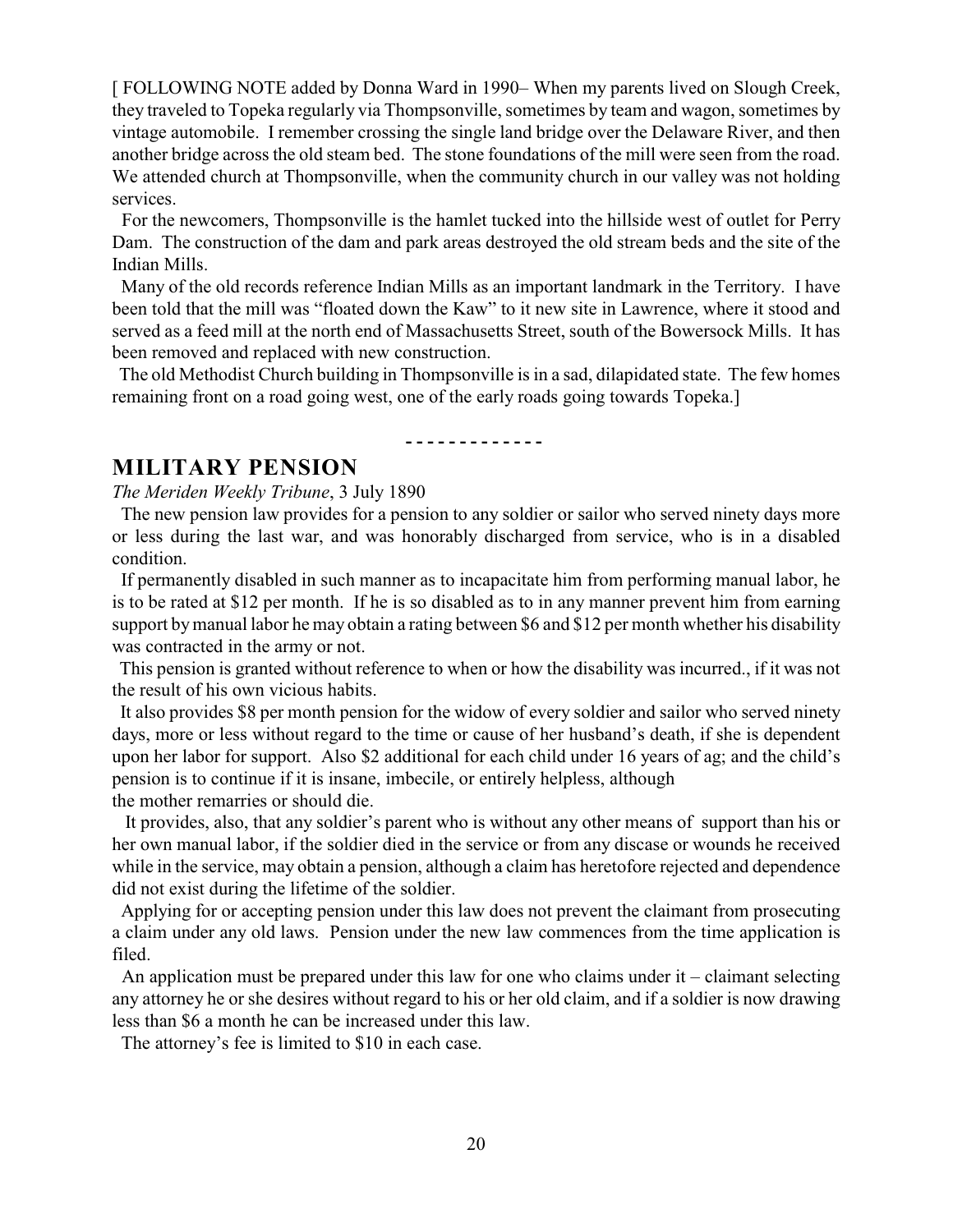[ FOLLOWING NOTE added by Donna Ward in 1990– When my parents lived on Slough Creek, they traveled to Topeka regularly via Thompsonville, sometimes by team and wagon, sometimes by vintage automobile. I remember crossing the single land bridge over the Delaware River, and then another bridge across the old steam bed. The stone foundations of the mill were seen from the road. We attended church at Thompsonville, when the community church in our valley was not holding services.

For the newcomers, Thompsonville is the hamlet tucked into the hillside west of outlet for Perry Dam. The construction of the dam and park areas destroyed the old stream beds and the site of the Indian Mills.

Many of the old records reference Indian Mills as an important landmark in the Territory. I have been told that the mill was "floated down the Kaw" to it new site in Lawrence, where it stood and served as a feed mill at the north end of Massachusetts Street, south of the Bowersock Mills. It has been removed and replaced with new construction.

The old Methodist Church building in Thompsonville is in a sad, dilapidated state. The few homes remaining front on a road going west, one of the early roads going towards Topeka.]

- - - - - - - - - - - - -

## MILITARY PENSION

*The Meriden Weekly Tribune*, 3 July 1890

The new pension law provides for a pension to any soldier or sailor who served ninety days more or less during the last war, and was honorably discharged from service, who is in a disabled condition.

If permanently disabled in such manner as to incapacitate him from performing manual labor, he is to be rated at $12 per month. If he is so disabled as to in any manner prevent him from earning support by manual labor he may obtain a rating between $6 and $12 per month whether his disability was contracted in the army or not.

This pension is granted without reference to when or how the disability was incurred., if it was not the result of his own vicious habits.

It also provides $8 per month pension for the widow of every soldier and sailor who served ninety days, more or less without regard to the time or cause of her husband's death, if she is dependent upon her labor for support. Also $2 additional for each child under 16 years of ag; and the child's pension is to continue if it is insane, imbecile, or entirely helpless, although the mother remarries or should die.

It provides, also, that any soldier's parent who is without any other means of support than his or her own manual labor, if the soldier died in the service or from any discase or wounds he received while in the service, may obtain a pension, although a claim has heretofore rejected and dependence did not exist during the lifetime of the soldier.

Applying for or accepting pension under this law does not prevent the claimant from prosecuting a claim under any old laws. Pension under the new law commences from the time application is filed.

An application must be prepared under this law for one who claims under it – claimant selecting any attorney he or she desires without regard to his or her old claim, and if a soldier is now drawing less than $6 a month he can be increased under this law.

The attorney's fee is limited to $10 in each case.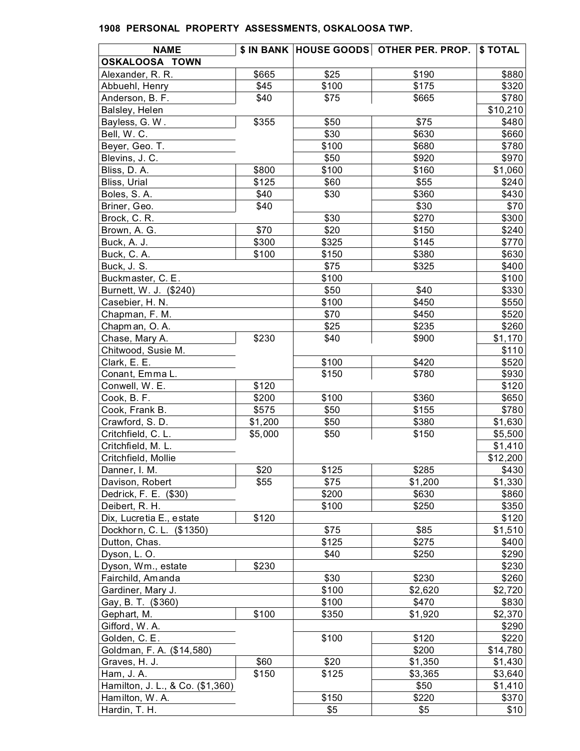## 1908 PERSONAL PROPERTY ASSESSMENTS, OSKALOOSA TWP.

| NAME | $ IN BANK | HOUSE GOODS | OTHER PER. PROP. | $ TOTAL |
|---|---|---|---|---|
| **OSKALOOSA TOWN** | | | | |
| Alexander, R. R. | $665 | $25 | $190 | $880 |
| Abbuehl, Henry | $45 | $100 | $175 | $320 |
| Anderson, B. F. | $40 | $75 | $665 | $780 |
| Balsley, Helen | | | | $10,210 |
| Bayless, G. W. | $355 | $50 | $75 | $480 |
| Bell, W. C. | | $30 | $630 | $660 |
| Beyer, Geo. T. | | $100 | $680 | $780 |
| Blevins, J. C. | | $50 | $920 | $970 |
| Bliss, D. A. | $800 | $100 | $160 | $1,060 |
| Bliss, Urial | $125 | $60 | $55 | $240 |
| Boles, S. A. | $40 | $30 | $360 | $430 |
| Briner, Geo. | $40 | | $30 | $70 |
| Brock, C. R. | | $30 | $270 | $300 |
| Brown, A. G. | $70 | $20 | $150 | $240 |
| Buck, A. J. | $300 | $325 | $145 | $770 |
| Buck, C. A. | $100 | $150 | $380 | $630 |
| Buck, J. S. | | $75 | $325 | $400 |
| Buckmaster, C. E. | | $100 | | $100 |
| Burnett, W. J. ($240) | | $50 | $40 | $330 |
| Casebier, H. N. | | $100 | $450 | $550 |
| Chapman, F. M. | | $70 | $450 | $520 |
| Chapman, O. A. | | $25 | $235 | $260 |
| Chase, Mary A. | $230 | $40 | $900 | $1,170 |
| Chitwood, Susie M. | | | | $110 |
| Clark, E. E. | | $100 | $420 | $520 |
| Conant, Emma L. | | $150 | $780 | $930 |
| Conwell, W. E. | $120 | | | $120 |
| Cook, B. F. | $200 | $100 | $360 | $650 |
| Cook, Frank B. | $575 | $50 | $155 | $780 |
| Crawford, S. D. | $1,200 | $50 | $380 | $1,630 |
| Critchfield, C. L. | $5,000 | $50 | $150 | $5,500 |
| Critchfield, M. L. | | | | $1,410 |
| Critchfield, Mollie | | | | $12,200 |
| Danner, I. M. | $20 | $125 | $285 | $430 |
| Davison, Robert | $55 | $75 | $1,200 | $1,330 |
| Dedrick, F. E. ($30) | | $200 | $630 | $860 |
| Deibert, R. H. | | $100 | $250 | $350 |
| Dix, Lucretia E., estate | $120 | | | $120 |
| Dockhorn, C. L. ($1350) | | $75 | $85 | $1,510 |
| Dutton, Chas. | | $125 | $275 | $400 |
| Dyson, L. O. | | $40 | $250 | $290 |
| Dyson, Wm., estate | $230 | | | $230 |
| Fairchild, Amanda | | $30 | $230 | $260 |
| Gardiner, Mary J. | | $100 | $2,620 | $2,720 |
| Gay, B. T. ($360) | | $100 | $470 | $830 |
| Gephart, M. | $100 | $350 | $1,920 | $2,370 |
| Gifford, W. A. | | | | $290 |
| Golden, C. E. | | $100 | $120 | $220 |
| Goldman, F. A. ($14,580) | | | $200 | $14,780 |
| Graves, H. J. | $60 | $20 | $1,350 | $1,430 |
| Ham, J. A. | $150 | $125 | $3,365 | $3,640 |
| Hamilton, J. L., & Co. ($1,360) | | | $50 | $1,410 |
| Hamilton, W. A. | | $150 | $220 | $370 |
| Hardin, T. H. | | $5 | $5 | $10 |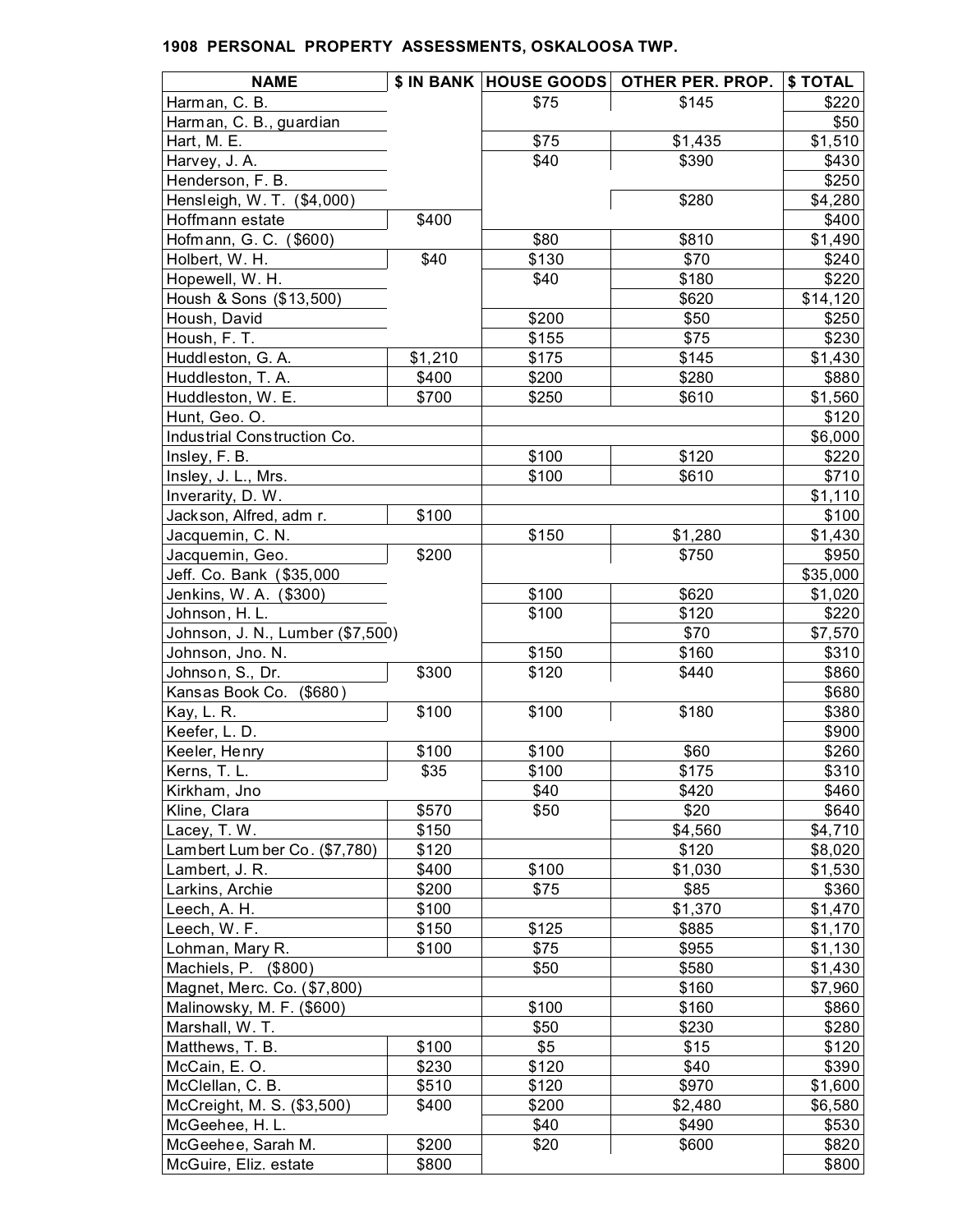**1908 PERSONAL PROPERTY ASSESSMENTS, OSKALOOSA TWP.**

| NAME | $ IN BANK | HOUSE GOODS | OTHER PER. PROP. | $ TOTAL |
|---|---|---|---|---|
| Harman, C. B. | | $75 | $145 | $220 |
| Harman, C. B., guardian | | | | $50 |
| Hart, M. E. | | $75 | $1,435 | $1,510 |
| Harvey, J. A. | | $40 | $390 | $430 |
| Henderson, F. B. | | | | $250 |
| Hensleigh, W. T. ($4,000) | | | $280 | $4,280 |
| Hoffmann estate | $400 | | | $400 |
| Hofmann, G. C. ($600) | | $80 | $810 | $1,490 |
| Holbert, W. H. | $40 | $130 | $70 | $240 |
| Hopewell, W. H. | | $40 | $180 | $220 |
| Housh & Sons ($13,500) | | | $620 | $14,120 |
| Housh, David | | $200 | $50 | $250 |
| Housh, F. T. | | $155 | $75 | $230 |
| Huddleston, G. A. | $1,210 | $175 | $145 | $1,430 |
| Huddleston, T. A. | $400 | $200 | $280 | $880 |
| Huddleston, W. E. | $700 | $250 | $610 | $1,560 |
| Hunt, Geo. O. | | | | $120 |
| Industrial Construction Co. | | | | $6,000 |
| Insley, F. B. | | $100 | $120 | $220 |
| Insley, J. L., Mrs. | | $100 | $610 | $710 |
| Inverarity, D. W. | | | | $1,110 |
| Jackson, Alfred, admr. | $100 | | | $100 |
| Jacquemin, C. N. | | $150 | $1,280 | $1,430 |
| Jacquemin, Geo. | $200 | | $750 | $950 |
| Jeff. Co. Bank ($35,000 | | | | $35,000 |
| Jenkins, W. A. ($300) | | $100 | $620 | $1,020 |
| Johnson, H. L. | | $100 | $120 | $220 |
| Johnson, J. N., Lumber ($7,500) | | | $70 | $7,570 |
| Johnson, Jno. N. | | $150 | $160 | $310 |
| Johnson, S., Dr. | $300 | $120 | $440 | $860 |
| Kansas Book Co. ($680) | | | | $680 |
| Kay, L. R. | $100 | $100 | $180 | $380 |
| Keefer, L. D. | | | | $900 |
| Keeler, Henry | $100 | $100 | $60 | $260 |
| Kerns, T. L. | $35 | $100 | $175 | $310 |
| Kirkham, Jno | | $40 | $420 | $460 |
| Kline, Clara | $570 | $50 | $20 | $640 |
| Lacey, T. W. | $150 | | $4,560 | $4,710 |
| Lambert Lumber Co. ($7,780) | $120 | | $120 | $8,020 |
| Lambert, J. R. | $400 | $100 | $1,030 | $1,530 |
| Larkins, Archie | $200 | $75 | $85 | $360 |
| Leech, A. H. | $100 | | $1,370 | $1,470 |
| Leech, W. F. | $150 | $125 | $885 | $1,170 |
| Lohman, Mary R. | $100 | $75 | $955 | $1,130 |
| Machiels, P. ($800) | | $50 | $580 | $1,430 |
| Magnet, Merc. Co. ($7,800) | | | $160 | $7,960 |
| Malinowsky, M. F. ($600) | | $100 | $160 | $860 |
| Marshall, W. T. | | $50 | $230 | $280 |
| Matthews, T. B. | $100 | $5 | $15 | $120 |
| McCain, E. O. | $230 | $120 | $40 | $390 |
| McClellan, C. B. | $510 | $120 | $970 | $1,600 |
| McCreight, M. S. ($3,500) | $400 | $200 | $2,480 | $6,580 |
| McGeehee, H. L. | | $40 | $490 | $530 |
| McGeehee, Sarah M. | $200 | $20 | $600 | $820 |
| McGuire, Eliz. estate | $800 | | | $800 |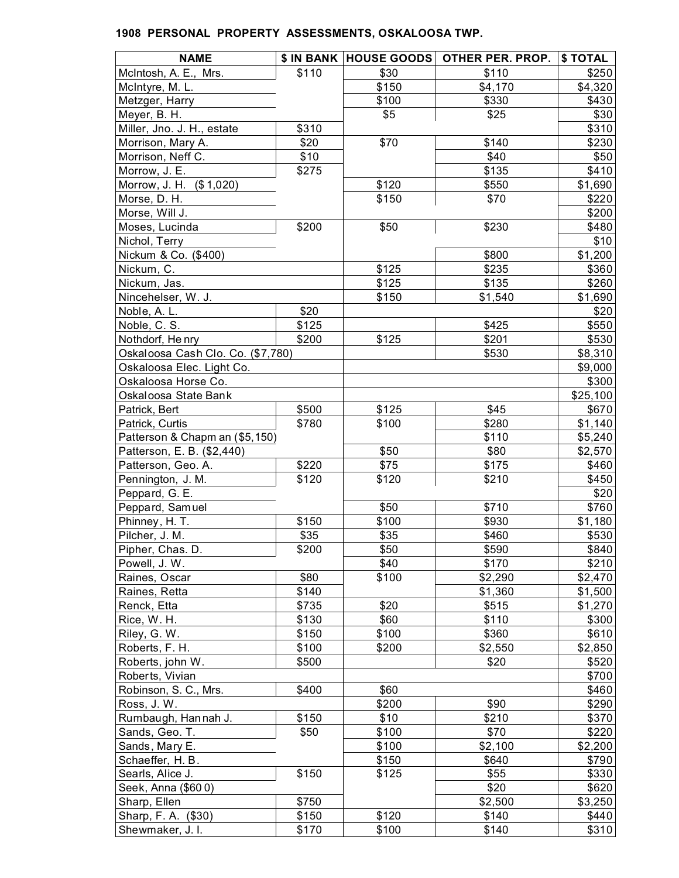**1908 PERSONAL PROPERTY ASSESSMENTS, OSKALOOSA TWP.**

| NAME | $ IN BANK | HOUSE GOODS | OTHER PER. PROP. | $ TOTAL |
|---|---|---|---|---|
| McIntosh, A. E., Mrs. | $110 | $30 | $110 | $250 |
| McIntyre, M. L. | | $150 | $4,170 | $4,320 |
| Metzger, Harry | | $100 | $330 | $430 |
| Meyer, B. H. | | $5 | $25 | $30 |
| Miller, Jno. J. H., estate | $310 | | | $310 |
| Morrison, Mary A. | $20 | $70 | $140 | $230 |
| Morrison, Neff C. | $10 | | $40 | $50 |
| Morrow, J. E. | $275 | | $135 | $410 |
| Morrow, J. H. ($1,020) | | $120 | $550 | $1,690 |
| Morse, D. H. | | $150 | $70 | $220 |
| Morse, Will J. | | | | $200 |
| Moses, Lucinda | $200 | $50 | $230 | $480 |
| Nichol, Terry | | | | $10 |
| Nickum & Co. ($400) | | | $800 | $1,200 |
| Nickum, C. | | $125 | $235 | $360 |
| Nickum, Jas. | | $125 | $135 | $260 |
| Nincehelser, W. J. | | $150 | $1,540 | $1,690 |
| Noble, A. L. | $20 | | | $20 |
| Noble, C. S. | $125 | | $425 | $550 |
| Nothdorf, Henry | $200 | $125 | $201 | $530 |
| Oskaloosa Cash Clo. Co. ($7,780) | | | $530 | $8,310 |
| Oskaloosa Elec. Light Co. | | | | $9,000 |
| Oskaloosa Horse Co. | | | | $300 |
| Oskaloosa State Bank | | | | $25,100 |
| Patrick, Bert | $500 | $125 | $45 | $670 |
| Patrick, Curtis | $780 | $100 | $280 | $1,140 |
| Patterson & Chapman ($5,150) | | | $110 | $5,240 |
| Patterson, E. B. ($2,440) | | $50 | $80 | $2,570 |
| Patterson, Geo. A. | $220 | $75 | $175 | $460 |
| Pennington, J. M. | $120 | $120 | $210 | $450 |
| Peppard, G. E. | | | | $20 |
| Peppard, Samuel | | $50 | $710 | $760 |
| Phinney, H. T. | $150 | $100 | $930 | $1,180 |
| Pilcher, J. M. | $35 | $35 | $460 | $530 |
| Pipher, Chas. D. | $200 | $50 | $590 | $840 |
| Powell, J. W. | | $40 | $170 | $210 |
| Raines, Oscar | $80 | $100 | $2,290 | $2,470 |
| Raines, Retta | $140 | | $1,360 | $1,500 |
| Renck, Etta | $735 | $20 | $515 | $1,270 |
| Rice, W. H. | $130 | $60 | $110 | $300 |
| Riley, G. W. | $150 | $100 | $360 | $610 |
| Roberts, F. H. | $100 | $200 | $2,550 | $2,850 |
| Roberts, john W. | $500 | | $20 | $520 |
| Roberts, Vivian | | | | $700 |
| Robinson, S. C., Mrs. | $400 | $60 | | $460 |
| Ross, J. W. | | $200 | $90 | $290 |
| Rumbaugh, Hannah J. | $150 | $10 | $210 | $370 |
| Sands, Geo. T. | $50 | $100 | $70 | $220 |
| Sands, Mary E. | | $100 | $2,100 | $2,200 |
| Schaeffer, H. B. | | $150 | $640 | $790 |
| Searls, Alice J. | $150 | $125 | $55 | $330 |
| Seek, Anna ($600) | | | $20 | $620 |
| Sharp, Ellen | $750 | | $2,500 | $3,250 |
| Sharp, F. A. ($30) | $150 | $120 | $140 | $440 |
| Shewmaker, J. I. | $170 | $100 | $140 | $310 |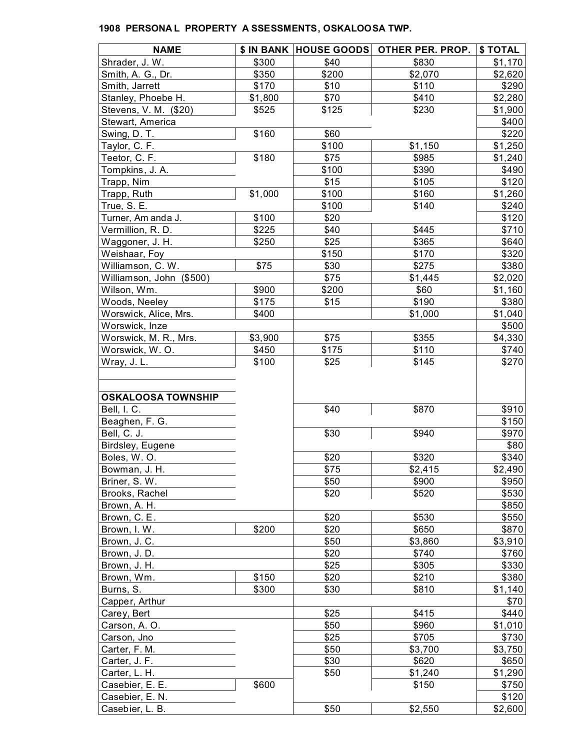# 1908 PERSONAL PROPERTY ASSESSMENTS, OSKALOOSA TWP.

| NAME | $ IN BANK | HOUSE GOODS | OTHER PER. PROP. | $ TOTAL |
|---|---|---|---|---|
| Shrader, J. W. | $300 | $40 | $830 | $1,170 |
| Smith, A. G., Dr. | $350 | $200 | $2,070 | $2,620 |
| Smith, Jarrett | $170 | $10 | $110 | $290 |
| Stanley, Phoebe H. | $1,800 | $70 | $410 | $2,280 |
| Stevens, V. M. ($20) | $525 | $125 | $230 | $1,900 |
| Stewart, America | | | | $400 |
| Swing, D. T. | $160 | $60 | | $220 |
| Taylor, C. F. | | $100 | $1,150 | $1,250 |
| Teetor, C. F. | $180 | $75 | $985 | $1,240 |
| Tompkins, J. A. | | $100 | $390 | $490 |
| Trapp, Nim | | $15 | $105 | $120 |
| Trapp, Ruth | $1,000 | $100 | $160 | $1,260 |
| True, S. E. | | $100 | $140 | $240 |
| Turner, Amanda J. | $100 | $20 | | $120 |
| Vermillion, R. D. | $225 | $40 | $445 | $710 |
| Waggoner, J. H. | $250 | $25 | $365 | $640 |
| Weishaar, Foy | | $150 | $170 | $320 |
| Williamson, C. W. | $75 | $30 | $275 | $380 |
| Williamson, John ($500) | | $75 | $1,445 | $2,020 |
| Wilson, Wm. | $900 | $200 | $60 | $1,160 |
| Woods, Neeley | $175 | $15 | $190 | $380 |
| Worswick, Alice, Mrs. | $400 | | $1,000 | $1,040 |
| Worswick, Inze | | | | $500 |
| Worswick, M. R., Mrs. | $3,900 | $75 | $355 | $4,330 |
| Worswick, W. O. | $450 | $175 | $110 | $740 |
| Wray, J. L. | $100 | $25 | $145 | $270 |
| | | | | |
| **OSKALOOSA TOWNSHIP** | | | | |
| Bell, I. C. | | $40 | $870 | $910 |
| Beaghen, F. G. | | | | $150 |
| Bell, C. J. | | $30 | $940 | $970 |
| Birdsley, Eugene | | | | $80 |
| Boles, W. O. | | $20 | $320 | $340 |
| Bowman, J. H. | | $75 | $2,415 | $2,490 |
| Briner, S. W. | | $50 | $900 | $950 |
| Brooks, Rachel | | $20 | $520 | $530 |
| Brown, A. H. | | | | $850 |
| Brown, C. E. | | $20 | $530 | $550 |
| Brown, I. W. | $200 | $20 | $650 | $870 |
| Brown, J. C. | | $50 | $3,860 | $3,910 |
| Brown, J. D. | | $20 | $740 | $760 |
| Brown, J. H. | | $25 | $305 | $330 |
| Brown, Wm. | $150 | $20 | $210 | $380 |
| Burns, S. | $300 | $30 | $810 | $1,140 |
| Capper, Arthur | | | | $70 |
| Carey, Bert | | $25 | $415 | $440 |
| Carson, A. O. | | $50 | $960 | $1,010 |
| Carson, Jno | | $25 | $705 | $730 |
| Carter, F. M. | | $50 | $3,700 | $3,750 |
| Carter, J. F. | | $30 | $620 | $650 |
| Carter, L. H. | | $50 | $1,240 | $1,290 |
| Casebier, E. E. | $600 | | $150 | $750 |
| Casebier, E. N. | | | | $120 |
| Casebier, L. B. | | $50 | $2,550 | $2,600 |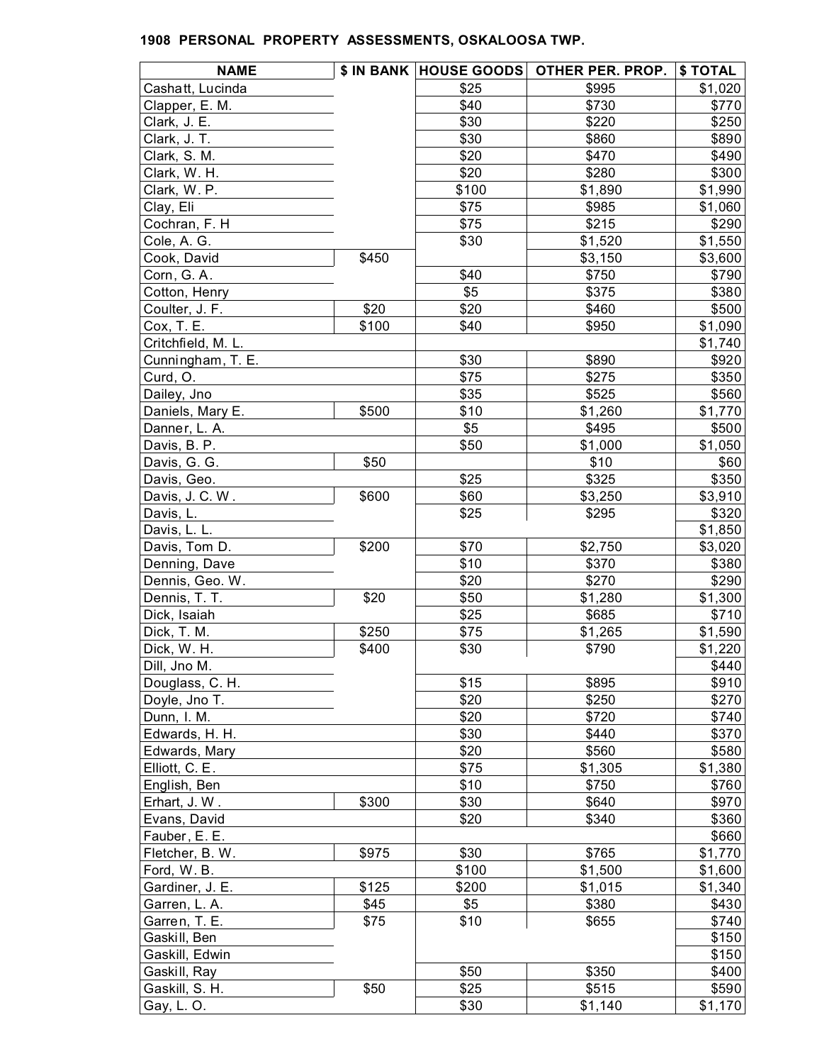**1908 PERSONAL PROPERTY ASSESSMENTS, OSKALOOSA TWP.**

| NAME | $ IN BANK | HOUSE GOODS | OTHER PER. PROP. | $ TOTAL |
|---|---|---|---|---|
| Cashatt, Lucinda | | $25 | $995 | $1,020 |
| Clapper, E. M. | | $40 | $730 | $770 |
| Clark, J. E. | | $30 | $220 | $250 |
| Clark, J. T. | | $30 | $860 | $890 |
| Clark, S. M. | | $20 | $470 | $490 |
| Clark, W. H. | | $20 | $280 | $300 |
| Clark, W. P. | | $100 | $1,890 | $1,990 |
| Clay, Eli | | $75 | $985 | $1,060 |
| Cochran, F. H | | $75 | $215 | $290 |
| Cole, A. G. | | $30 | $1,520 | $1,550 |
| Cook, David | $450 | | $3,150 | $3,600 |
| Corn, G. A. | | $40 | $750 | $790 |
| Cotton, Henry | | $5 | $375 | $380 |
| Coulter, J. F. | $20 | $20 | $460 | $500 |
| Cox, T. E. | $100 | $40 | $950 | $1,090 |
| Critchfield, M. L. | | | | $1,740 |
| Cunningham, T. E. | | $30 | $890 | $920 |
| Curd, O. | | $75 | $275 | $350 |
| Dailey, Jno | | $35 | $525 | $560 |
| Daniels, Mary E. | $500 | $10 | $1,260 | $1,770 |
| Danner, L. A. | | $5 | $495 | $500 |
| Davis, B. P. | | $50 | $1,000 | $1,050 |
| Davis, G. G. | $50 | | $10 | $60 |
| Davis, Geo. | | $25 | $325 | $350 |
| Davis, J. C. W. | $600 | $60 | $3,250 | $3,910 |
| Davis, L. | | $25 | $295 | $320 |
| Davis, L. L. | | | | $1,850 |
| Davis, Tom D. | $200 | $70 | $2,750 | $3,020 |
| Denning, Dave | | $10 | $370 | $380 |
| Dennis, Geo. W. | | $20 | $270 | $290 |
| Dennis, T. T. | $20 | $50 | $1,280 | $1,300 |
| Dick, Isaiah | | $25 | $685 | $710 |
| Dick, T. M. | $250 | $75 | $1,265 | $1,590 |
| Dick, W. H. | $400 | $30 | $790 | $1,220 |
| Dill, Jno M. | | | | $440 |
| Douglass, C. H. | | $15 | $895 | $910 |
| Doyle, Jno T. | | $20 | $250 | $270 |
| Dunn, I. M. | | $20 | $720 | $740 |
| Edwards, H. H. | | $30 | $440 | $370 |
| Edwards, Mary | | $20 | $560 | $580 |
| Elliott, C. E. | | $75 | $1,305 | $1,380 |
| English, Ben | | $10 | $750 | $760 |
| Erhart, J. W. | $300 | $30 | $640 | $970 |
| Evans, David | | $20 | $340 | $360 |
| Fauber, E. E. | | | | $660 |
| Fletcher, B. W. | $975 | $30 | $765 | $1,770 |
| Ford, W. B. | | $100 | $1,500 | $1,600 |
| Gardiner, J. E. | $125 | $200 | $1,015 | $1,340 |
| Garren, L. A. | $45 | $5 | $380 | $430 |
| Garren, T. E. | $75 | $10 | $655 | $740 |
| Gaskill, Ben | | | | $150 |
| Gaskill, Edwin | | | | $150 |
| Gaskill, Ray | | $50 | $350 | $400 |
| Gaskill, S. H. | $50 | $25 | $515 | $590 |
| Gay, L. O. | | $30 | $1,140 | $1,170 |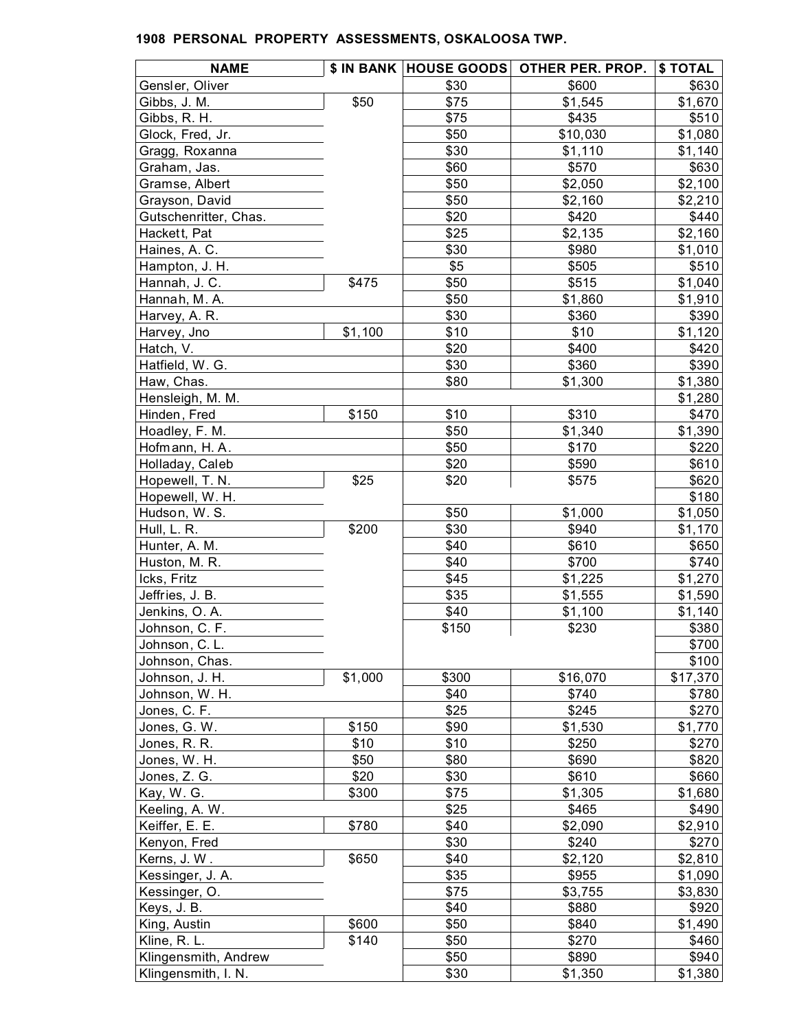**1908 PERSONAL PROPERTY ASSESSMENTS, OSKALOOSA TWP.**

| NAME | $ IN BANK | HOUSE GOODS | OTHER PER. PROP. | $ TOTAL |
|---|---|---|---|---|
| Gensler, Oliver | | $30 | $600 | $630 |
| Gibbs, J. M. | $50 | $75 | $1,545 | $1,670 |
| Gibbs, R. H. | | $75 | $435 | $510 |
| Glock, Fred, Jr. | | $50 | $10,030 | $1,080 |
| Gragg, Roxanna | | $30 | $1,110 | $1,140 |
| Graham, Jas. | | $60 | $570 | $630 |
| Gramse, Albert | | $50 | $2,050 | $2,100 |
| Grayson, David | | $50 | $2,160 | $2,210 |
| Gutschenritter, Chas. | | $20 | $420 | $440 |
| Hackett, Pat | | $25 | $2,135 | $2,160 |
| Haines, A. C. | | $30 | $980 | $1,010 |
| Hampton, J. H. | | $5 | $505 | $510 |
| Hannah, J. C. | $475 | $50 | $515 | $1,040 |
| Hannah, M. A. | | $50 | $1,860 | $1,910 |
| Harvey, A. R. | | $30 | $360 | $390 |
| Harvey, Jno | $1,100 | $10 | $10 | $1,120 |
| Hatch, V. | | $20 | $400 | $420 |
| Hatfield, W. G. | | $30 | $360 | $390 |
| Haw, Chas. | | $80 | $1,300 | $1,380 |
| Hensleigh, M. M. | | | | $1,280 |
| Hinden, Fred | $150 | $10 | $310 | $470 |
| Hoadley, F. M. | | $50 | $1,340 | $1,390 |
| Hofmann, H. A. | | $50 | $170 | $220 |
| Holladay, Caleb | | $20 | $590 | $610 |
| Hopewell, T. N. | $25 | $20 | $575 | $620 |
| Hopewell, W. H. | | | | $180 |
| Hudson, W. S. | | $50 | $1,000 | $1,050 |
| Hull, L. R. | $200 | $30 | $940 | $1,170 |
| Hunter, A. M. | | $40 | $610 | $650 |
| Huston, M. R. | | $40 | $700 | $740 |
| Icks, Fritz | | $45 | $1,225 | $1,270 |
| Jeffries, J. B. | | $35 | $1,555 | $1,590 |
| Jenkins, O. A. | | $40 | $1,100 | $1,140 |
| Johnson, C. F. | | $150 | $230 | $380 |
| Johnson, C. L. | | | | $700 |
| Johnson, Chas. | | | | $100 |
| Johnson, J. H. | $1,000 | $300 | $16,070 | $17,370 |
| Johnson, W. H. | | $40 | $740 | $780 |
| Jones, C. F. | | $25 | $245 | $270 |
| Jones, G. W. | $150 | $90 | $1,530 | $1,770 |
| Jones, R. R. | $10 | $10 | $250 | $270 |
| Jones, W. H. | $50 | $80 | $690 | $820 |
| Jones, Z. G. | $20 | $30 | $610 | $660 |
| Kay, W. G. | $300 | $75 | $1,305 | $1,680 |
| Keeling, A. W. | | $25 | $465 | $490 |
| Keiffer, E. E. | $780 | $40 | $2,090 | $2,910 |
| Kenyon, Fred | | $30 | $240 | $270 |
| Kerns, J. W . | $650 | $40 | $2,120 | $2,810 |
| Kessinger, J. A. | | $35 | $955 | $1,090 |
| Kessinger, O. | | $75 | $3,755 | $3,830 |
| Keys, J. B. | | $40 | $880 | $920 |
| King, Austin | $600 | $50 | $840 | $1,490 |
| Kline, R. L. | $140 | $50 | $270 | $460 |
| Klingensmith, Andrew | | $50 | $890 | $940 |
| Klingensmith, I. N. | | $30 | $1,350 | $1,380 |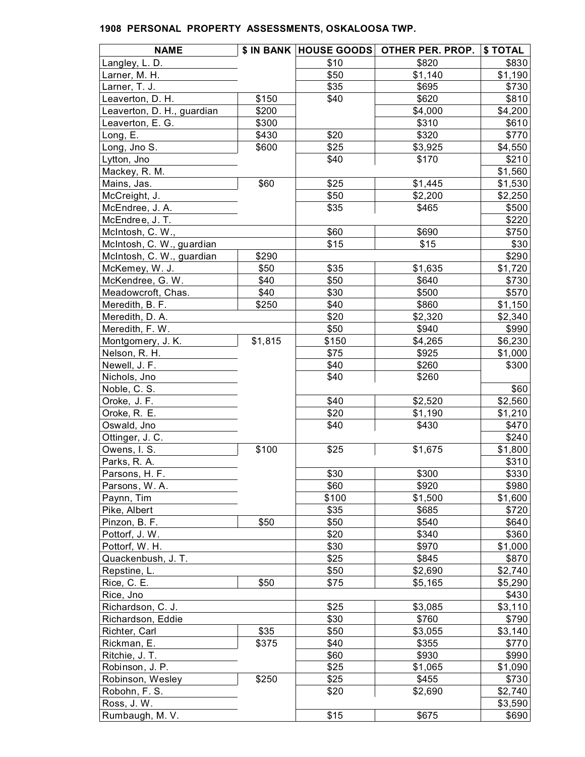## 1908 PERSONAL PROPERTY ASSESSMENTS, OSKALOOSA TWP.

| NAME | $ IN BANK | HOUSE GOODS | OTHER PER. PROP. | $ TOTAL |
|---|---|---|---|---|
| Langley, L. D. | | $10 | $820 | $830 |
| Larner, M. H. | | $50 | $1,140 | $1,190 |
| Larner, T. J. | | $35 | $695 | $730 |
| Leaverton, D. H. | $150 | $40 | $620 | $810 |
| Leaverton, D. H., guardian | $200 | | $4,000 | $4,200 |
| Leaverton, E. G. | $300 | | $310 | $610 |
| Long, E. | $430 | $20 | $320 | $770 |
| Long, Jno S. | $600 | $25 | $3,925 | $4,550 |
| Lytton, Jno | | $40 | $170 | $210 |
| Mackey, R. M. | | | | $1,560 |
| Mains, Jas. | $60 | $25 | $1,445 | $1,530 |
| McCreight, J. | | $50 | $2,200 | $2,250 |
| McEndree, J. A. | | $35 | $465 | $500 |
| McEndree, J. T. | | | | $220 |
| McIntosh, C. W., | | $60 | $690 | $750 |
| McIntosh, C. W., guardian | | $15 | $15 | $30 |
| McIntosh, C. W., guardian | $290 | | | $290 |
| McKemey, W. J. | $50 | $35 | $1,635 | $1,720 |
| McKendree, G. W. | $40 | $50 | $640 | $730 |
| Meadowcroft, Chas. | $40 | $30 | $500 | $570 |
| Meredith, B. F. | $250 | $40 | $860 | $1,150 |
| Meredith, D. A. | | $20 | $2,320 | $2,340 |
| Meredith, F. W. | | $50 | $940 | $990 |
| Montgomery, J. K. | $1,815 | $150 | $4,265 | $6,230 |
| Nelson, R. H. | | $75 | $925 | $1,000 |
| Newell, J. F. | | $40 | $260 | $300 |
| Nichols, Jno | | $40 | $260 | |
| Noble, C. S. | | | | $60 |
| Oroke, J. F. | | $40 | $2,520 | $2,560 |
| Oroke, R. E. | | $20 | $1,190 | $1,210 |
| Oswald, Jno | | $40 | $430 | $470 |
| Ottinger, J. C. | | | | $240 |
| Owens, I. S. | $100 | $25 | $1,675 | $1,800 |
| Parks, R. A. | | | | $310 |
| Parsons, H. F. | | $30 | $300 | $330 |
| Parsons, W. A. | | $60 | $920 | $980 |
| Paynn, Tim | | $100 | $1,500 | $1,600 |
| Pike, Albert | | $35 | $685 | $720 |
| Pinzon, B. F. | $50 | $50 | $540 | $640 |
| Pottorf, J. W. | | $20 | $340 | $360 |
| Pottorf, W. H. | | $30 | $970 | $1,000 |
| Quackenbush, J. T. | | $25 | $845 | $870 |
| Repstine, L. | | $50 | $2,690 | $2,740 |
| Rice, C. E. | $50 | $75 | $5,165 | $5,290 |
| Rice, Jno | | | | $430 |
| Richardson, C. J. | | $25 | $3,085 | $3,110 |
| Richardson, Eddie | | $30 | $760 | $790 |
| Richter, Carl | $35 | $50 | $3,055 | $3,140 |
| Rickman, E. | $375 | $40 | $355 | $770 |
| Ritchie, J. T. | | $60 | $930 | $990 |
| Robinson, J. P. | | $25 | $1,065 | $1,090 |
| Robinson, Wesley | $250 | $25 | $455 | $730 |
| Robohn, F. S. | | $20 | $2,690 | $2,740 |
| Ross, J. W. | | | | $3,590 |
| Rumbaugh, M. V. | | $15 | $675 | $690 |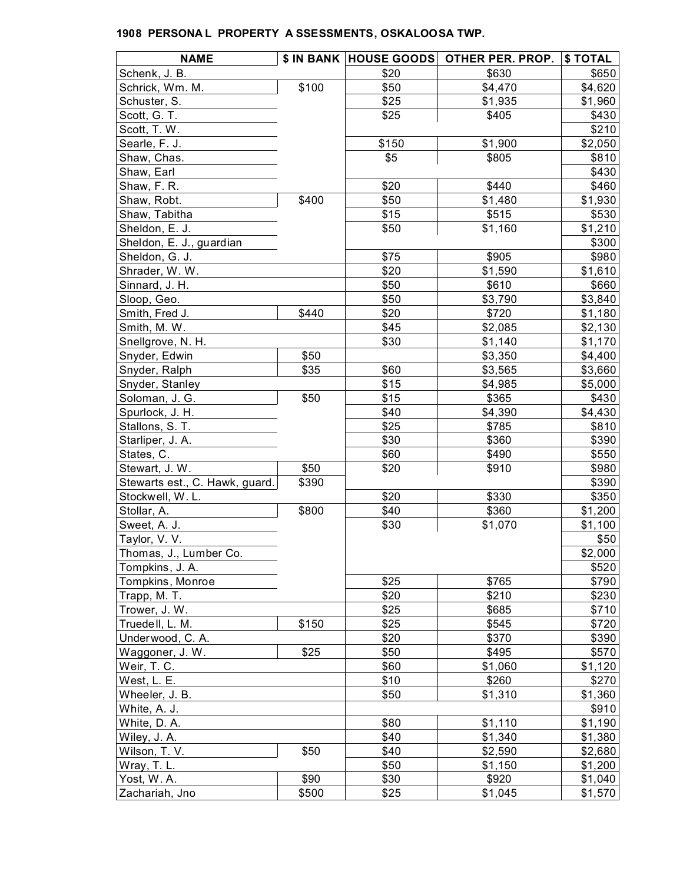## 1908 PERSONA L PROPERTY A SSESSMENTS, OSKALOOSA TWP.

| NAME | $ IN BANK | HOUSE GOODS | OTHER PER. PROP. | $ TOTAL |
|---|---|---|---|---|
| Schenk, J. B. | | $20 | $630 | $650 |
| Schrick, Wm. M. | $100 | $50 | $4,470 | $4,620 |
| Schuster, S. | | $25 | $1,935 | $1,960 |
| Scott, G. T. | | $25 | $405 | $430 |
| Scott, T. W. | | | | $210 |
| Searle, F. J. | | $150 | $1,900 | $2,050 |
| Shaw, Chas. | | $5 | $805 | $810 |
| Shaw, Earl | | | | $430 |
| Shaw, F. R. | | $20 | $440 | $460 |
| Shaw, Robt. | $400 | $50 | $1,480 | $1,930 |
| Shaw, Tabitha | | $15 | $515 | $530 |
| Sheldon, E. J. | | $50 | $1,160 | $1,210 |
| Sheldon, E. J., guardian | | | | $300 |
| Sheldon, G. J. | | $75 | $905 | $980 |
| Shrader, W. W. | | $20 | $1,590 | $1,610 |
| Sinnard, J. H. | | $50 | $610 | $660 |
| Sloop, Geo. | | $50 | $3,790 | $3,840 |
| Smith, Fred J. | $440 | $20 | $720 | $1,180 |
| Smith, M. W. | | $45 | $2,085 | $2,130 |
| Snellgrove, N. H. | | $30 | $1,140 | $1,170 |
| Snyder, Edwin | $50 | | $3,350 | $4,400 |
| Snyder, Ralph | $35 | $60 | $3,565 | $3,660 |
| Snyder, Stanley | | $15 | $4,985 | $5,000 |
| Soloman, J. G. | $50 | $15 | $365 | $430 |
| Spurlock, J. H. | | $40 | $4,390 | $4,430 |
| Stallons, S. T. | | $25 | $785 | $810 |
| Starliper, J. A. | | $30 | $360 | $390 |
| States, C. | | $60 | $490 | $550 |
| Stewart, J. W. | $50 | $20 | $910 | $980 |
| Stewarts est., C. Hawk, guard. | $390 | | | $390 |
| Stockwell, W. L. | | $20 | $330 | $350 |
| Stollar, A. | $800 | $40 | $360 | $1,200 |
| Sweet, A. J. | | $30 | $1,070 | $1,100 |
| Taylor, V. V. | | | | $50 |
| Thomas, J., Lumber Co. | | | | $2,000 |
| Tompkins, J. A. | | | | $520 |
| Tompkins, Monroe | | $25 | $765 | $790 |
| Trapp, M. T. | | $20 | $210 | $230 |
| Trower, J. W. | | $25 | $685 | $710 |
| Truedell, L. M. | $150 | $25 | $545 | $720 |
| Underwood, C. A. | | $20 | $370 | $390 |
| Waggoner, J. W. | $25 | $50 | $495 | $570 |
| Weir, T. C. | | $60 | $1,060 | $1,120 |
| West, L. E. | | $10 | $260 | $270 |
| Wheeler, J. B. | | $50 | $1,310 | $1,360 |
| White, A. J. | | | | $910 |
| White, D. A. | | $80 | $1,110 | $1,190 |
| Wiley, J. A. | | $40 | $1,340 | $1,380 |
| Wilson, T. V. | $50 | $40 | $2,590 | $2,680 |
| Wray, T. L. | | $50 | $1,150 | $1,200 |
| Yost, W. A. | $90 | $30 | $920 | $1,040 |
| Zachariah, Jno | $500 | $25 | $1,045 | $1,570 |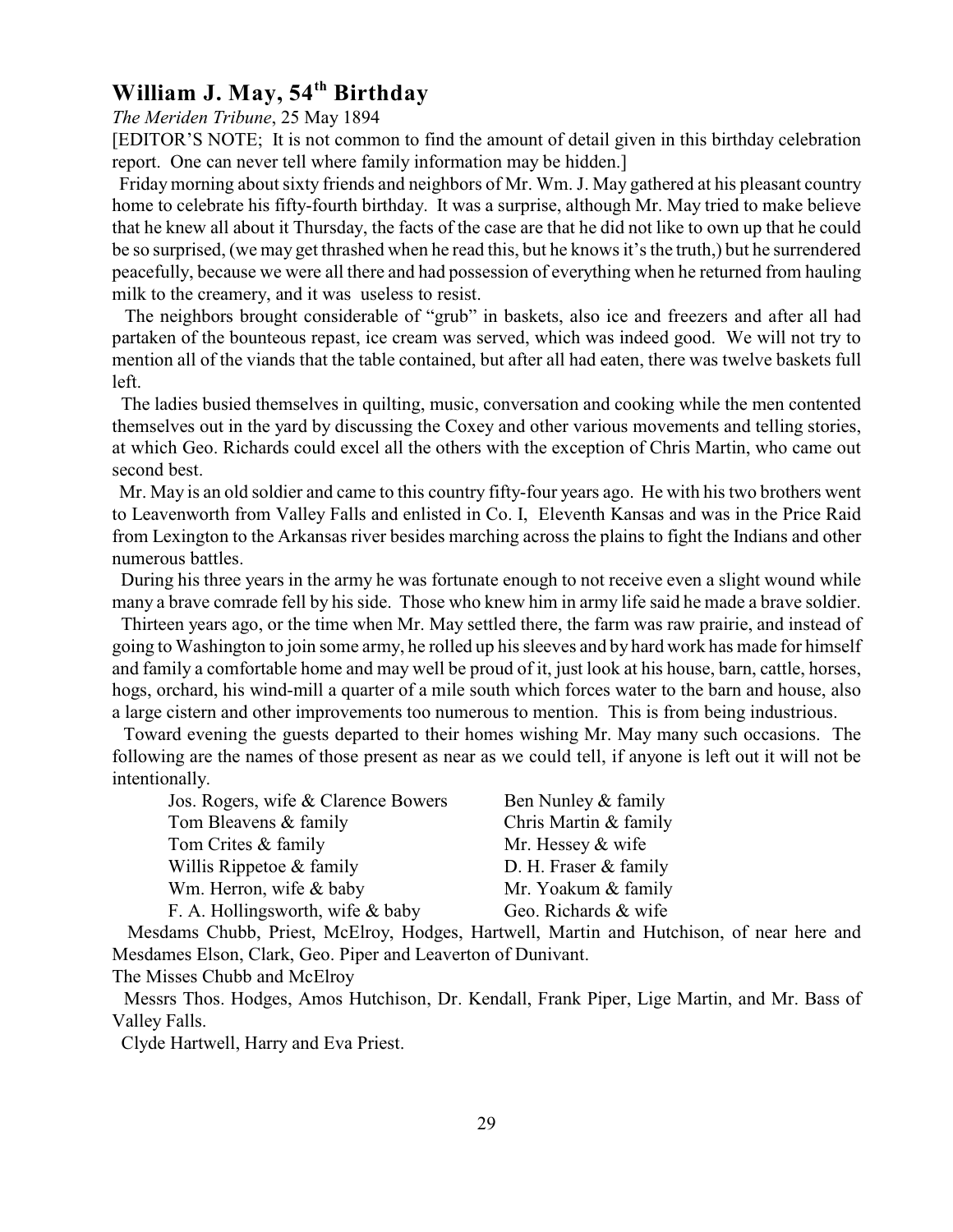## William J. May, 54th Birthday

*The Meriden Tribune*, 25 May 1894

[EDITOR'S NOTE; It is not common to find the amount of detail given in this birthday celebration report. One can never tell where family information may be hidden.]

Friday morning about sixty friends and neighbors of Mr. Wm. J. May gathered at his pleasant country home to celebrate his fifty-fourth birthday. It was a surprise, although Mr. May tried to make believe that he knew all about it Thursday, the facts of the case are that he did not like to own up that he could be so surprised, (we may get thrashed when he read this, but he knows it's the truth,) but he surrendered peacefully, because we were all there and had possession of everything when he returned from hauling milk to the creamery, and it was useless to resist.

The neighbors brought considerable of "grub" in baskets, also ice and freezers and after all had partaken of the bounteous repast, ice cream was served, which was indeed good. We will not try to mention all of the viands that the table contained, but after all had eaten, there was twelve baskets full left.

The ladies busied themselves in quilting, music, conversation and cooking while the men contented themselves out in the yard by discussing the Coxey and other various movements and telling stories, at which Geo. Richards could excel all the others with the exception of Chris Martin, who came out second best.

Mr. May is an old soldier and came to this country fifty-four years ago. He with his two brothers went to Leavenworth from Valley Falls and enlisted in Co. I, Eleventh Kansas and was in the Price Raid from Lexington to the Arkansas river besides marching across the plains to fight the Indians and other numerous battles.

During his three years in the army he was fortunate enough to not receive even a slight wound while many a brave comrade fell by his side. Those who knew him in army life said he made a brave soldier.

Thirteen years ago, or the time when Mr. May settled there, the farm was raw prairie, and instead of going to Washington to join some army, he rolled up his sleeves and by hard work has made for himself and family a comfortable home and may well be proud of it, just look at his house, barn, cattle, horses, hogs, orchard, his wind-mill a quarter of a mile south which forces water to the barn and house, also a large cistern and other improvements too numerous to mention. This is from being industrious.

Toward evening the guests departed to their homes wishing Mr. May many such occasions. The following are the names of those present as near as we could tell, if anyone is left out it will not be intentionally.

| | |
|---|---|
| Jos. Rogers, wife & Clarence Bowers | Ben Nunley & family |
| Tom Bleavens & family | Chris Martin & family |
| Tom Crites & family | Mr. Hessey & wife |
| Willis Rippetoe & family | D. H. Fraser & family |
| Wm. Herron, wife & baby | Mr. Yoakum & family |
| F. A. Hollingsworth, wife & baby | Geo. Richards & wife |

Mesdams Chubb, Priest, McElroy, Hodges, Hartwell, Martin and Hutchison, of near here and Mesdames Elson, Clark, Geo. Piper and Leaverton of Dunivant.

The Misses Chubb and McElroy

Messrs Thos. Hodges, Amos Hutchison, Dr. Kendall, Frank Piper, Lige Martin, and Mr. Bass of Valley Falls.

Clyde Hartwell, Harry and Eva Priest.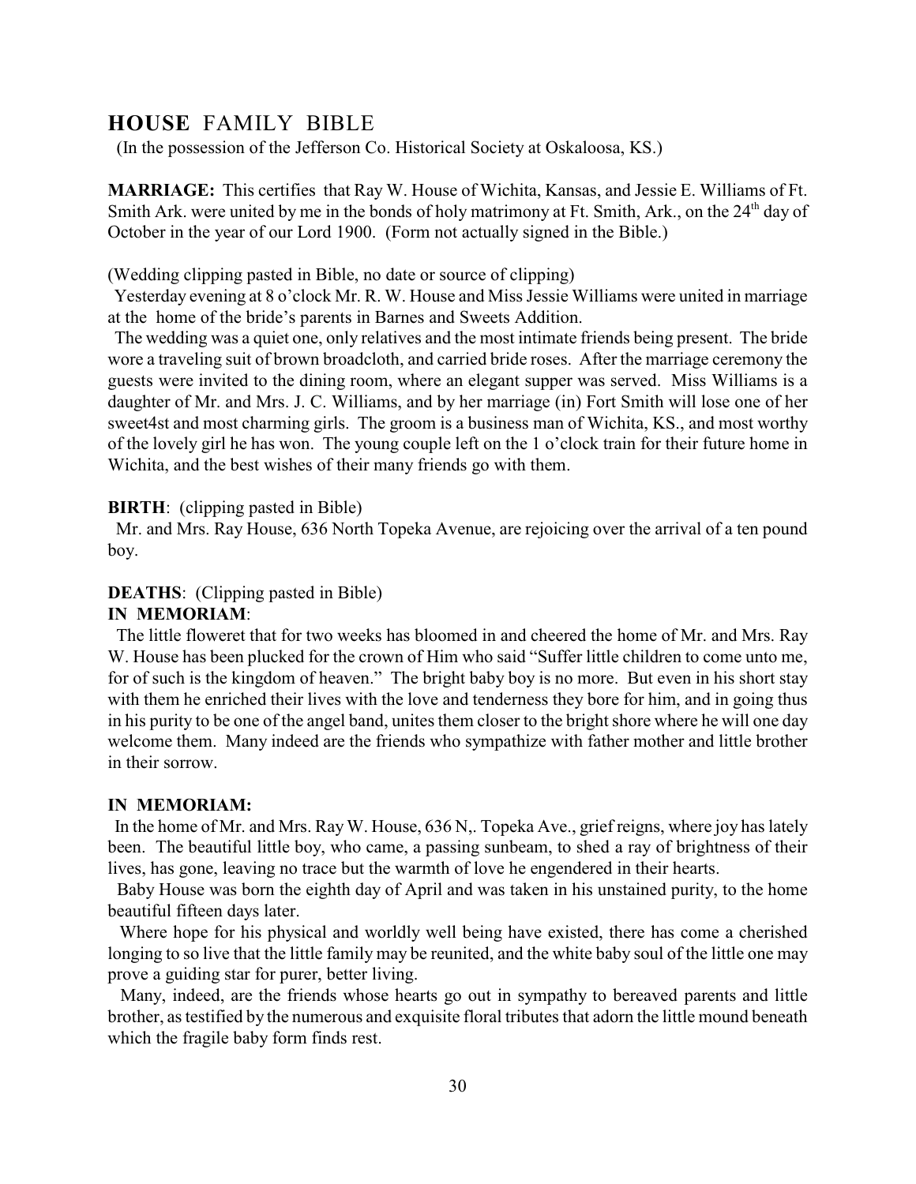## **HOUSE** FAMILY BIBLE

(In the possession of the Jefferson Co. Historical Society at Oskaloosa, KS.)

**MARRIAGE:** This certifies that Ray W. House of Wichita, Kansas, and Jessie E. Williams of Ft. Smith Ark. were united by me in the bonds of holy matrimony at Ft. Smith, Ark., on the 24th day of October in the year of our Lord 1900. (Form not actually signed in the Bible.)

(Wedding clipping pasted in Bible, no date or source of clipping)

Yesterday evening at 8 o'clock Mr. R. W. House and Miss Jessie Williams were united in marriage at the home of the bride's parents in Barnes and Sweets Addition.

The wedding was a quiet one, only relatives and the most intimate friends being present. The bride wore a traveling suit of brown broadcloth, and carried bride roses. After the marriage ceremony the guests were invited to the dining room, where an elegant supper was served. Miss Williams is a daughter of Mr. and Mrs. J. C. Williams, and by her marriage (in) Fort Smith will lose one of her sweet4st and most charming girls. The groom is a business man of Wichita, KS., and most worthy of the lovely girl he has won. The young couple left on the 1 o'clock train for their future home in Wichita, and the best wishes of their many friends go with them.

**BIRTH**: (clipping pasted in Bible)

Mr. and Mrs. Ray House, 636 North Topeka Avenue, are rejoicing over the arrival of a ten pound boy.

**DEATHS**: (Clipping pasted in Bible)

**IN MEMORIAM**:

The little floweret that for two weeks has bloomed in and cheered the home of Mr. and Mrs. Ray W. House has been plucked for the crown of Him who said "Suffer little children to come unto me, for of such is the kingdom of heaven." The bright baby boy is no more. But even in his short stay with them he enriched their lives with the love and tenderness they bore for him, and in going thus in his purity to be one of the angel band, unites them closer to the bright shore where he will one day welcome them. Many indeed are the friends who sympathize with father mother and little brother in their sorrow.

**IN MEMORIAM:**

In the home of Mr. and Mrs. Ray W. House, 636 N,. Topeka Ave., grief reigns, where joy has lately been. The beautiful little boy, who came, a passing sunbeam, to shed a ray of brightness of their lives, has gone, leaving no trace but the warmth of love he engendered in their hearts.

Baby House was born the eighth day of April and was taken in his unstained purity, to the home beautiful fifteen days later.

Where hope for his physical and worldly well being have existed, there has come a cherished longing to so live that the little family may be reunited, and the white baby soul of the little one may prove a guiding star for purer, better living.

Many, indeed, are the friends whose hearts go out in sympathy to bereaved parents and little brother, as testified by the numerous and exquisite floral tributes that adorn the little mound beneath which the fragile baby form finds rest.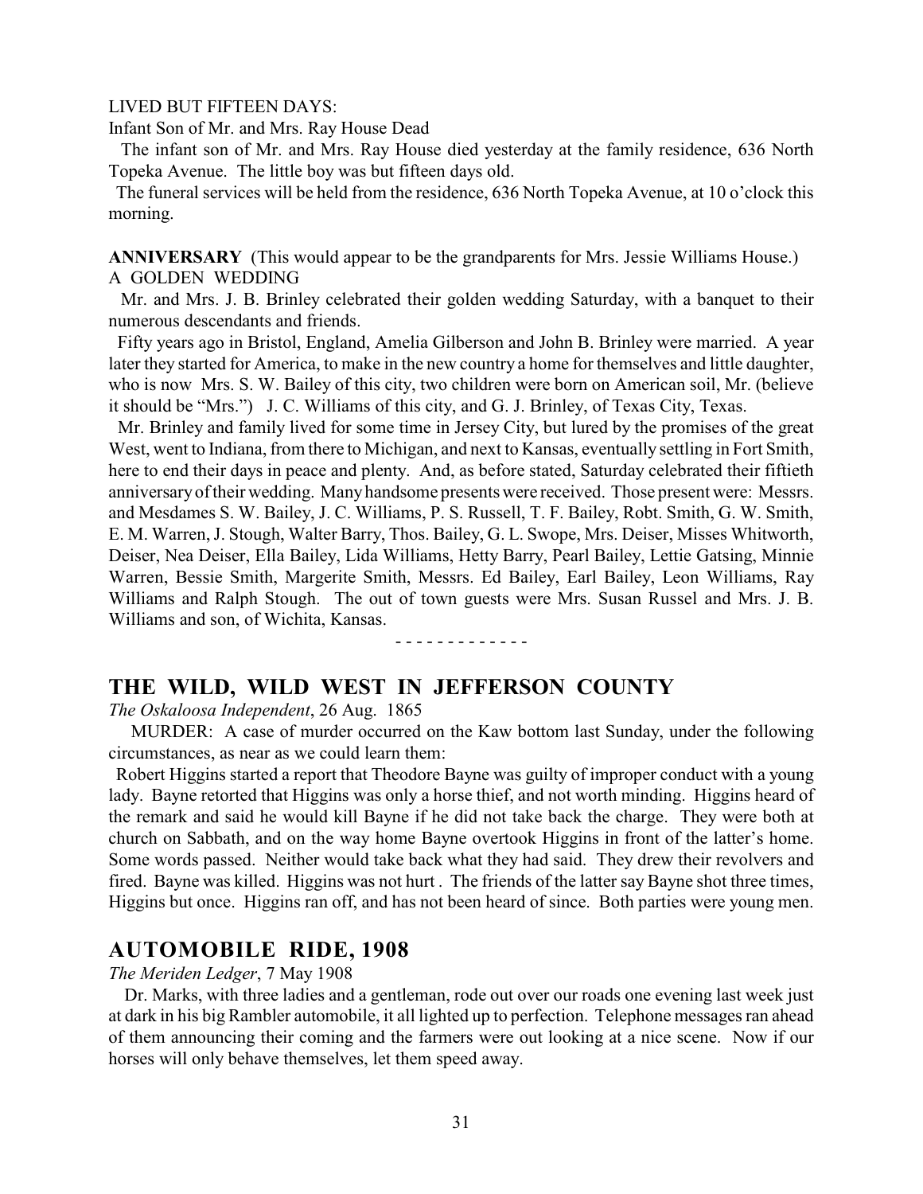LIVED BUT FIFTEEN DAYS:

Infant Son of Mr. and Mrs. Ray House Dead

The infant son of Mr. and Mrs. Ray House died yesterday at the family residence, 636 North Topeka Avenue. The little boy was but fifteen days old.

The funeral services will be held from the residence, 636 North Topeka Avenue, at 10 o'clock this morning.

**ANNIVERSARY** (This would appear to be the grandparents for Mrs. Jessie Williams House.)

A GOLDEN WEDDING

Mr. and Mrs. J. B. Brinley celebrated their golden wedding Saturday, with a banquet to their numerous descendants and friends.

Fifty years ago in Bristol, England, Amelia Gilberson and John B. Brinley were married. A year later they started for America, to make in the new country a home for themselves and little daughter, who is now Mrs. S. W. Bailey of this city, two children were born on American soil, Mr. (believe it should be "Mrs.") J. C. Williams of this city, and G. J. Brinley, of Texas City, Texas.

Mr. Brinley and family lived for some time in Jersey City, but lured by the promises of the great West, went to Indiana, from there to Michigan, and next to Kansas, eventually settling in Fort Smith, here to end their days in peace and plenty. And, as before stated, Saturday celebrated their fiftieth anniversary of their wedding. Many handsome presents were received. Those present were: Messrs. and Mesdames S. W. Bailey, J. C. Williams, P. S. Russell, T. F. Bailey, Robt. Smith, G. W. Smith, E. M. Warren, J. Stough, Walter Barry, Thos. Bailey, G. L. Swope, Mrs. Deiser, Misses Whitworth, Deiser, Nea Deiser, Ella Bailey, Lida Williams, Hetty Barry, Pearl Bailey, Lettie Gatsing, Minnie Warren, Bessie Smith, Margerite Smith, Messrs. Ed Bailey, Earl Bailey, Leon Williams, Ray Williams and Ralph Stough. The out of town guests were Mrs. Susan Russel and Mrs. J. B. Williams and son, of Wichita, Kansas.

- - - - - - - - - - - - -

## THE WILD, WILD WEST IN JEFFERSON COUNTY

*The Oskaloosa Independent*, 26 Aug. 1865

MURDER: A case of murder occurred on the Kaw bottom last Sunday, under the following circumstances, as near as we could learn them:

Robert Higgins started a report that Theodore Bayne was guilty of improper conduct with a young lady. Bayne retorted that Higgins was only a horse thief, and not worth minding. Higgins heard of the remark and said he would kill Bayne if he did not take back the charge. They were both at church on Sabbath, and on the way home Bayne overtook Higgins in front of the latter's home. Some words passed. Neither would take back what they had said. They drew their revolvers and fired. Bayne was killed. Higgins was not hurt . The friends of the latter say Bayne shot three times, Higgins but once. Higgins ran off, and has not been heard of since. Both parties were young men.

## AUTOMOBILE RIDE, 1908

*The Meriden Ledger*, 7 May 1908

Dr. Marks, with three ladies and a gentleman, rode out over our roads one evening last week just at dark in his big Rambler automobile, it all lighted up to perfection. Telephone messages ran ahead of them announcing their coming and the farmers were out looking at a nice scene. Now if our horses will only behave themselves, let them speed away.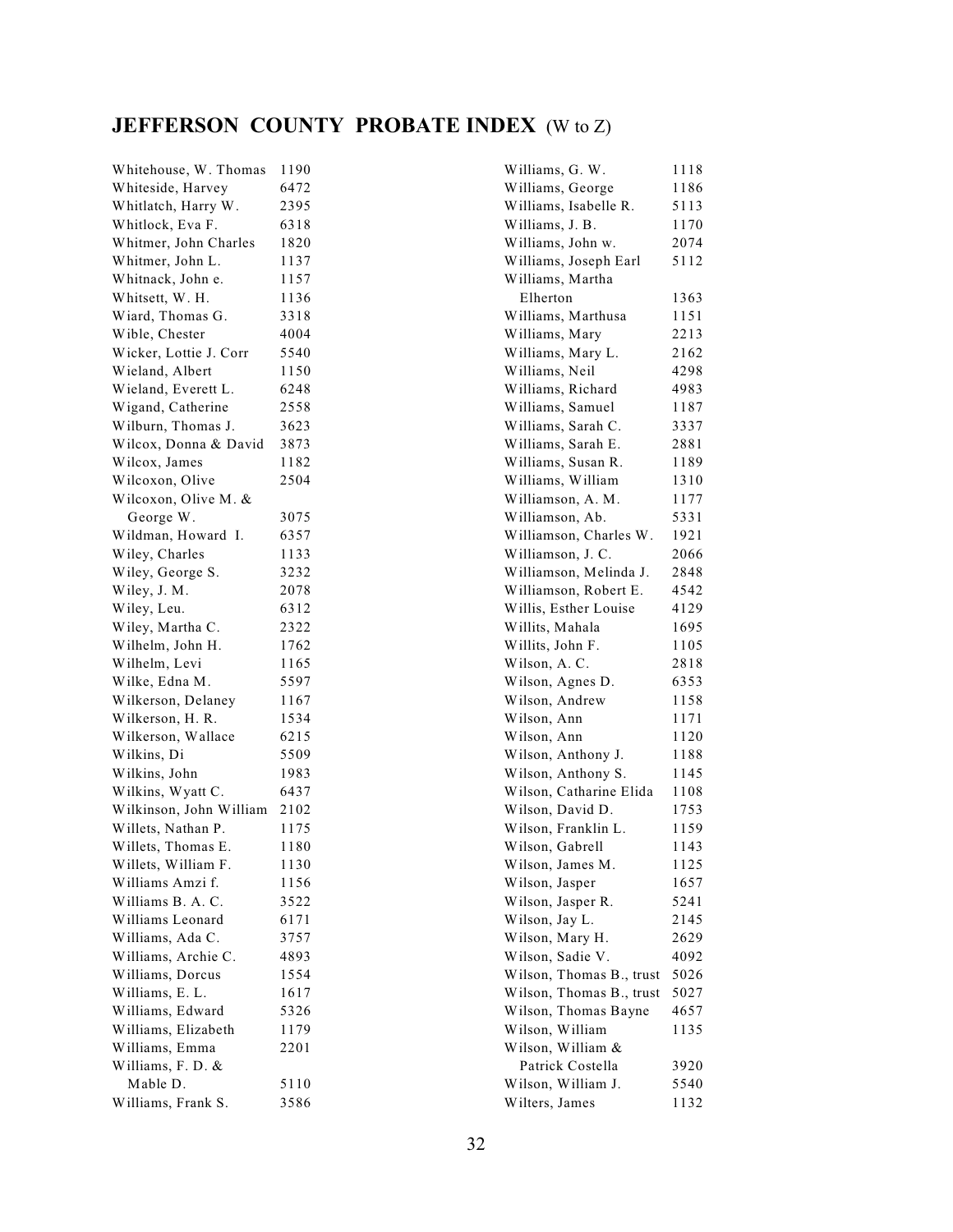## **JEFFERSON COUNTY PROBATE INDEX** (W to Z)

| Name | Number |
|---|---|
| Whitehouse, W. Thomas | 1190 |
| Whiteside, Harvey | 6472 |
| Whitlatch, Harry W. | 2395 |
| Whitlock, Eva F. | 6318 |
| Whitmer, John Charles | 1820 |
| Whitmer, John L. | 1137 |
| Whitnack, John e. | 1157 |
| Whitsett, W. H. | 1136 |
| Wiard, Thomas G. | 3318 |
| Wible, Chester | 4004 |
| Wicker, Lottie J. Corr | 5540 |
| Wieland, Albert | 1150 |
| Wieland, Everett L. | 6248 |
| Wigand, Catherine | 2558 |
| Wilburn, Thomas J. | 3623 |
| Wilcox, Donna & David | 3873 |
| Wilcox, James | 1182 |
| Wilcoxon, Olive | 2504 |
| Wilcoxon, Olive M. & George W. | 3075 |
| Wildman, Howard I. | 6357 |
| Wiley, Charles | 1133 |
| Wiley, George S. | 3232 |
| Wiley, J. M. | 2078 |
| Wiley, Leu. | 6312 |
| Wiley, Martha C. | 2322 |
| Wilhelm, John H. | 1762 |
| Wilhelm, Levi | 1165 |
| Wilke, Edna M. | 5597 |
| Wilkerson, Delaney | 1167 |
| Wilkerson, H. R. | 1534 |
| Wilkerson, Wallace | 6215 |
| Wilkins, Di | 5509 |
| Wilkins, John | 1983 |
| Wilkins, Wyatt C. | 6437 |
| Wilkinson, John William | 2102 |
| Willets, Nathan P. | 1175 |
| Willets, Thomas E. | 1180 |
| Willets, William F. | 1130 |
| Williams Amzi f. | 1156 |
| Williams B. A. C. | 3522 |
| Williams Leonard | 6171 |
| Williams, Ada C. | 3757 |
| Williams, Archie C. | 4893 |
| Williams, Dorcus | 1554 |
| Williams, E. L. | 1617 |
| Williams, Edward | 5326 |
| Williams, Elizabeth | 1179 |
| Williams, Emma | 2201 |
| Williams, F. D. & Mable D. | 5110 |
| Williams, Frank S. | 3586 |
| Williams, G. W. | 1118 |
| Williams, George | 1186 |
| Williams, Isabelle R. | 5113 |
| Williams, J. B. | 1170 |
| Williams, John w. | 2074 |
| Williams, Joseph Earl | 5112 |
| Williams, Martha Elherton | 1363 |
| Williams, Marthusa | 1151 |
| Williams, Mary | 2213 |
| Williams, Mary L. | 2162 |
| Williams, Neil | 4298 |
| Williams, Richard | 4983 |
| Williams, Samuel | 1187 |
| Williams, Sarah C. | 3337 |
| Williams, Sarah E. | 2881 |
| Williams, Susan R. | 1189 |
| Williams, William | 1310 |
| Williamson, A. M. | 1177 |
| Williamson, Ab. | 5331 |
| Williamson, Charles W. | 1921 |
| Williamson, J. C. | 2066 |
| Williamson, Melinda J. | 2848 |
| Williamson, Robert E. | 4542 |
| Willis, Esther Louise | 4129 |
| Willits, Mahala | 1695 |
| Willits, John F. | 1105 |
| Wilson, A. C. | 2818 |
| Wilson, Agnes D. | 6353 |
| Wilson, Andrew | 1158 |
| Wilson, Ann | 1171 |
| Wilson, Ann | 1120 |
| Wilson, Anthony J. | 1188 |
| Wilson, Anthony S. | 1145 |
| Wilson, Catharine Elida | 1108 |
| Wilson, David D. | 1753 |
| Wilson, Franklin L. | 1159 |
| Wilson, Gabrell | 1143 |
| Wilson, James M. | 1125 |
| Wilson, Jasper | 1657 |
| Wilson, Jasper R. | 5241 |
| Wilson, Jay L. | 2145 |
| Wilson, Mary H. | 2629 |
| Wilson, Sadie V. | 4092 |
| Wilson, Thomas B., trust | 5026 |
| Wilson, Thomas B., trust | 5027 |
| Wilson, Thomas Bayne | 4657 |
| Wilson, William | 1135 |
| Wilson, William & Patrick Costella | 3920 |
| Wilson, William J. | 5540 |
| Wilters, James | 1132 |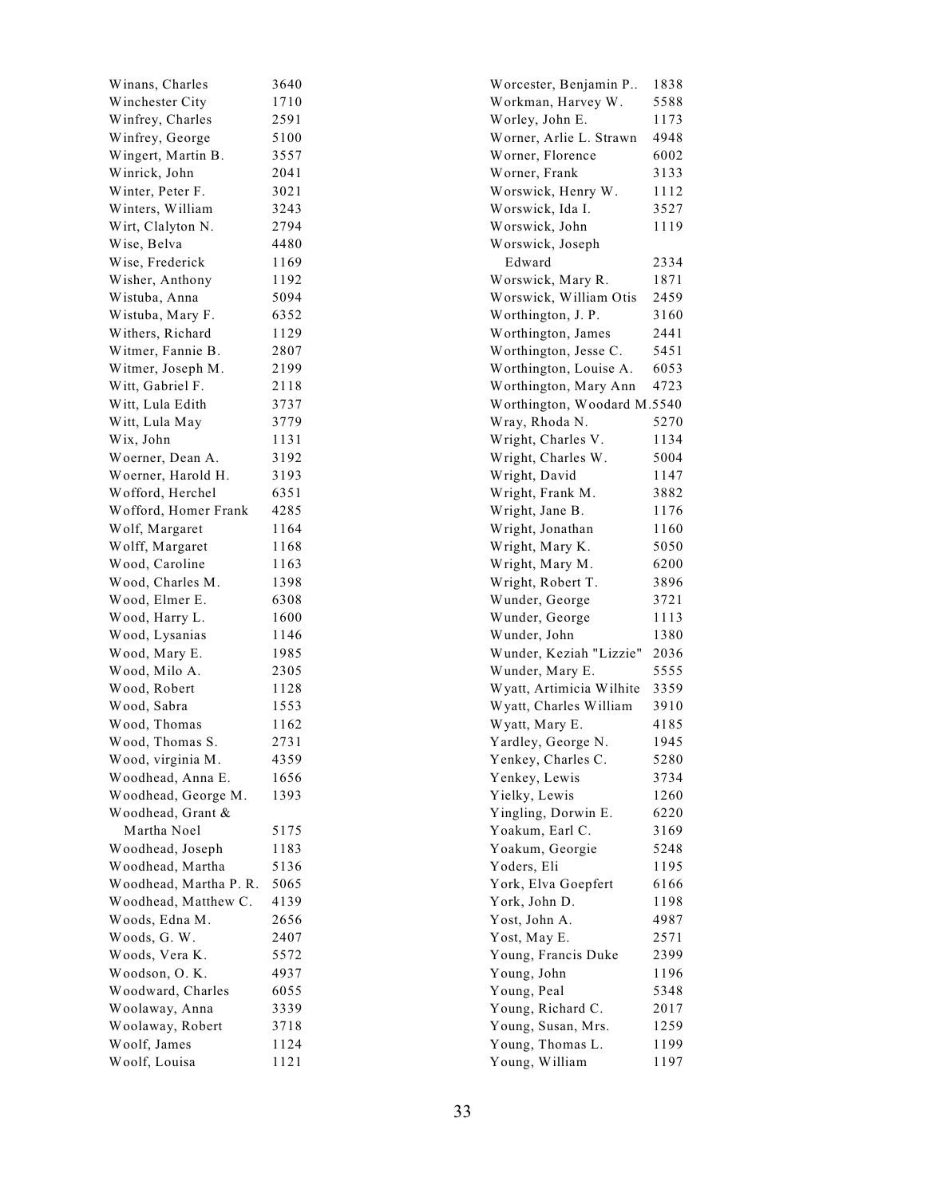| Name | Number |
|---|---|
| Winans, Charles | 3640 |
| Winchester City | 1710 |
| Winfrey, Charles | 2591 |
| Winfrey, George | 5100 |
| Wingert, Martin B. | 3557 |
| Winrick, John | 2041 |
| Winter, Peter F. | 3021 |
| Winters, William | 3243 |
| Wirt, Clalyton N. | 2794 |
| Wise, Belva | 4480 |
| Wise, Frederick | 1169 |
| Wisher, Anthony | 1192 |
| Wistuba, Anna | 5094 |
| Wistuba, Mary F. | 6352 |
| Withers, Richard | 1129 |
| Witmer, Fannie B. | 2807 |
| Witmer, Joseph M. | 2199 |
| Witt, Gabriel F. | 2118 |
| Witt, Lula Edith | 3737 |
| Witt, Lula May | 3779 |
| Wix, John | 1131 |
| Woerner, Dean A. | 3192 |
| Woerner, Harold H. | 3193 |
| Wofford, Herchel | 6351 |
| Wofford, Homer Frank | 4285 |
| Wolf, Margaret | 1164 |
| Wolff, Margaret | 1168 |
| Wood, Caroline | 1163 |
| Wood, Charles M. | 1398 |
| Wood, Elmer E. | 6308 |
| Wood, Harry L. | 1600 |
| Wood, Lysanias | 1146 |
| Wood, Mary E. | 1985 |
| Wood, Milo A. | 2305 |
| Wood, Robert | 1128 |
| Wood, Sabra | 1553 |
| Wood, Thomas | 1162 |
| Wood, Thomas S. | 2731 |
| Wood, virginia M. | 4359 |
| Woodhead, Anna E. | 1656 |
| Woodhead, George M. | 1393 |
| Woodhead, Grant & Martha Noel | 5175 |
| Woodhead, Joseph | 1183 |
| Woodhead, Martha | 5136 |
| Woodhead, Martha P. R. | 5065 |
| Woodhead, Matthew C. | 4139 |
| Woods, Edna M. | 2656 |
| Woods, G. W. | 2407 |
| Woods, Vera K. | 5572 |
| Woodson, O. K. | 4937 |
| Woodward, Charles | 6055 |
| Woolaway, Anna | 3339 |
| Woolaway, Robert | 3718 |
| Woolf, James | 1124 |
| Woolf, Louisa | 1121 |
| Worcester, Benjamin P.. | 1838 |
| Workman, Harvey W. | 5588 |
| Worley, John E. | 1173 |
| Worner, Arlie L. Strawn | 4948 |
| Worner, Florence | 6002 |
| Worner, Frank | 3133 |
| Worswick, Henry W. | 1112 |
| Worswick, Ida I. | 3527 |
| Worswick, John | 1119 |
| Worswick, Joseph Edward | 2334 |
| Worswick, Mary R. | 1871 |
| Worswick, William Otis | 2459 |
| Worthington, J. P. | 3160 |
| Worthington, James | 2441 |
| Worthington, Jesse C. | 5451 |
| Worthington, Louise A. | 6053 |
| Worthington, Mary Ann | 4723 |
| Worthington, Woodard M. | 5540 |
| Wray, Rhoda N. | 5270 |
| Wright, Charles V. | 1134 |
| Wright, Charles W. | 5004 |
| Wright, David | 1147 |
| Wright, Frank M. | 3882 |
| Wright, Jane B. | 1176 |
| Wright, Jonathan | 1160 |
| Wright, Mary K. | 5050 |
| Wright, Mary M. | 6200 |
| Wright, Robert T. | 3896 |
| Wunder, George | 3721 |
| Wunder, George | 1113 |
| Wunder, John | 1380 |
| Wunder, Keziah "Lizzie" | 2036 |
| Wunder, Mary E. | 5555 |
| Wyatt, Artimicia Wilhite | 3359 |
| Wyatt, Charles William | 3910 |
| Wyatt, Mary E. | 4185 |
| Yardley, George N. | 1945 |
| Yenkey, Charles C. | 5280 |
| Yenkey, Lewis | 3734 |
| Yielky, Lewis | 1260 |
| Yingling, Dorwin E. | 6220 |
| Yoakum, Earl C. | 3169 |
| Yoakum, Georgie | 5248 |
| Yoders, Eli | 1195 |
| York, Elva Goepfert | 6166 |
| York, John D. | 1198 |
| Yost, John A. | 4987 |
| Yost, May E. | 2571 |
| Young, Francis Duke | 2399 |
| Young, John | 1196 |
| Young, Peal | 5348 |
| Young, Richard C. | 2017 |
| Young, Susan, Mrs. | 1259 |
| Young, Thomas L. | 1199 |
| Young, William | 1197 |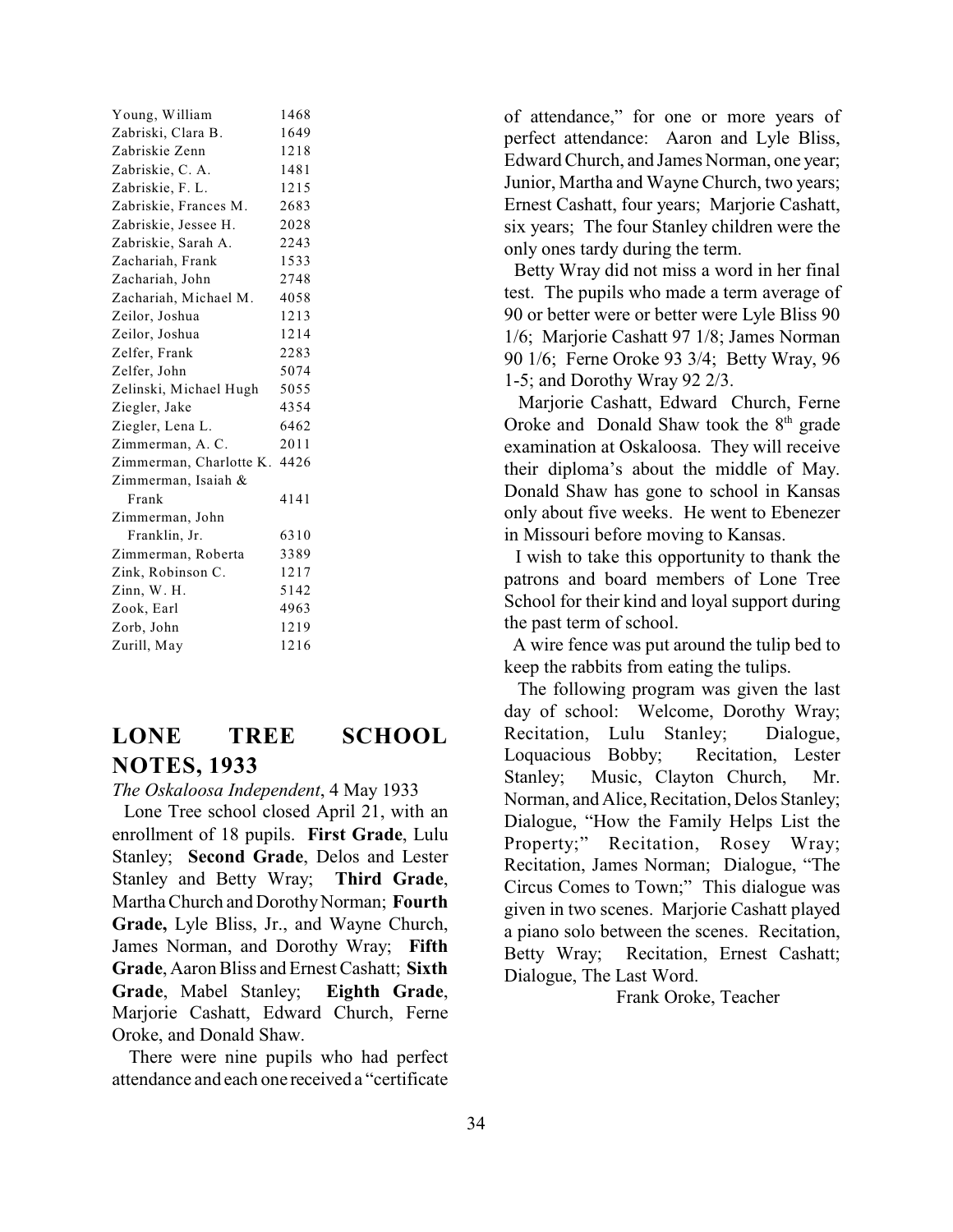| | |
|---|---|
| Young, William | 1468 |
| Zabriski, Clara B. | 1649 |
| Zabriskie Zenn | 1218 |
| Zabriskie, C. A. | 1481 |
| Zabriskie, F. L. | 1215 |
| Zabriskie, Frances M. | 2683 |
| Zabriskie, Jessee H. | 2028 |
| Zabriskie, Sarah A. | 2243 |
| Zachariah, Frank | 1533 |
| Zachariah, John | 2748 |
| Zachariah, Michael M. | 4058 |
| Zeilor, Joshua | 1213 |
| Zeilor, Joshua | 1214 |
| Zelfer, Frank | 2283 |
| Zelfer, John | 5074 |
| Zelinski, Michael Hugh | 5055 |
| Ziegler, Jake | 4354 |
| Ziegler, Lena L. | 6462 |
| Zimmerman, A. C. | 2011 |
| Zimmerman, Charlotte K. | 4426 |
| Zimmerman, Isaiah & Frank | 4141 |
| Zimmerman, John Franklin, Jr. | 6310 |
| Zimmerman, Roberta | 3389 |
| Zink, Robinson C. | 1217 |
| Zinn, W. H. | 5142 |
| Zook, Earl | 4963 |
| Zorb, John | 1219 |
| Zurill, May | 1216 |

## LONE TREE SCHOOL NOTES, 1933

*The Oskaloosa Independent*, 4 May 1933

Lone Tree school closed April 21, with an enrollment of 18 pupils. **First Grade**, Lulu Stanley; **Second Grade**, Delos and Lester Stanley and Betty Wray; **Third Grade**, Martha Church and Dorothy Norman; **Fourth Grade,** Lyle Bliss, Jr., and Wayne Church, James Norman, and Dorothy Wray; **Fifth Grade**, Aaron Bliss and Ernest Cashatt; **Sixth Grade**, Mabel Stanley; **Eighth Grade**, Marjorie Cashatt, Edward Church, Ferne Oroke, and Donald Shaw.

There were nine pupils who had perfect attendance and each one received a "certificate of attendance," for one or more years of perfect attendance: Aaron and Lyle Bliss, Edward Church, and James Norman, one year; Junior, Martha and Wayne Church, two years; Ernest Cashatt, four years; Marjorie Cashatt, six years; The four Stanley children were the only ones tardy during the term.

Betty Wray did not miss a word in her final test. The pupils who made a term average of 90 or better were or better were Lyle Bliss 90 1/6; Marjorie Cashatt 97 1/8; James Norman 90 1/6; Ferne Oroke 93 3/4; Betty Wray, 96 1-5; and Dorothy Wray 92 2/3.

Marjorie Cashatt, Edward Church, Ferne Oroke and Donald Shaw took the 8th grade examination at Oskaloosa. They will receive their diploma's about the middle of May. Donald Shaw has gone to school in Kansas only about five weeks. He went to Ebenezer in Missouri before moving to Kansas.

I wish to take this opportunity to thank the patrons and board members of Lone Tree School for their kind and loyal support during the past term of school.

A wire fence was put around the tulip bed to keep the rabbits from eating the tulips.

The following program was given the last day of school: Welcome, Dorothy Wray; Recitation, Lulu Stanley; Dialogue, Loquacious Bobby; Recitation, Lester Stanley; Music, Clayton Church, Mr. Norman, and Alice, Recitation, Delos Stanley; Dialogue, "How the Family Helps List the Property;" Recitation, Rosey Wray; Recitation, James Norman; Dialogue, "The Circus Comes to Town;" This dialogue was given in two scenes. Marjorie Cashatt played a piano solo between the scenes. Recitation, Betty Wray; Recitation, Ernest Cashatt; Dialogue, The Last Word.

Frank Oroke, Teacher